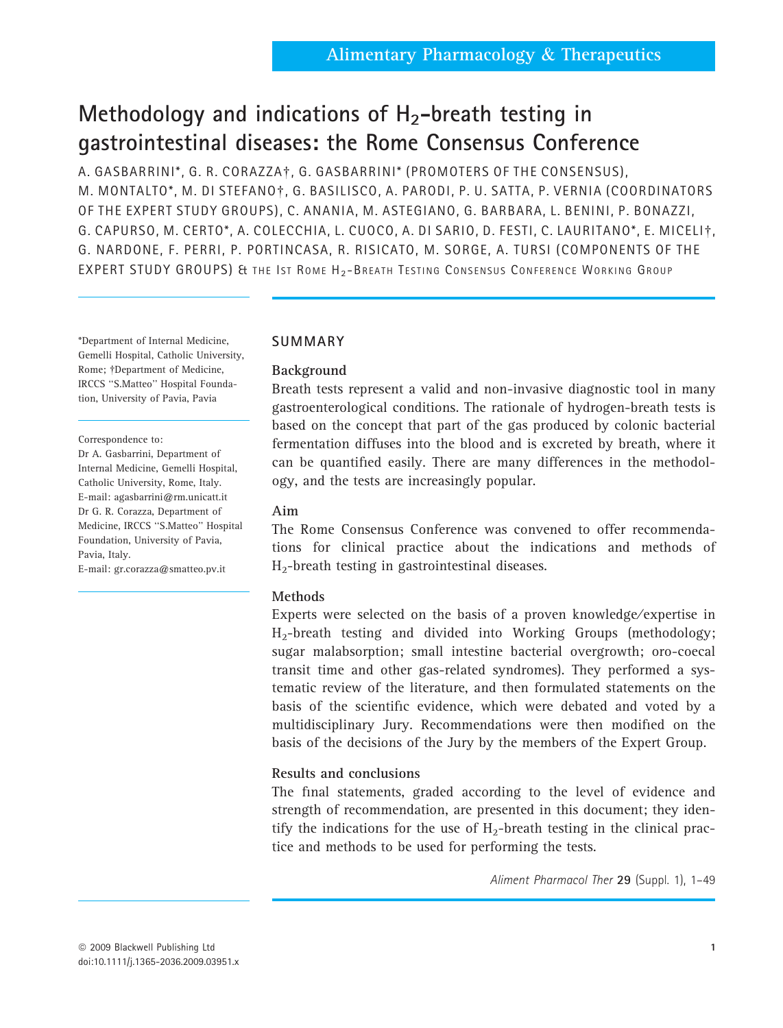# Methodology and indications of $H_2$-breath testing in gastrointestinal diseases: the Rome Consensus Conference

A. GASBARRINI*, G. R. CORAZZA†, G. GASBARRINI* (PROMOTERS OF THE CONSENSUS), M. MONTALTO*, M. DI STEFANO†, G. BASILISCO, A. PARODI, P. U. SATTA, P. VERNIA (COORDINATORS OF THE EXPERT STUDY GROUPS), C. ANANIA, M. ASTEGIANO, G. BARBARA, L. BENINI, P. BONAZZI, G. CAPURSO, M. CERTO*, A. COLECCHIA, L. CUOCO, A. DI SARIO, D. FESTI, C. LAURITANO*, E. MICELI†, G. NARDONE, F. PERRI, P. PORTINCASA, R. RISICATO, M. SORGE, A. TURSI (COMPONENTS OF THE EXPERT STUDY GROUPS) & THE IST ROME $H_2$-BREATH TESTING CONSENSUS CONFERENCE WORKING GROUP

*Department of Internal Medicine, Gemelli Hospital, Catholic University, Rome; †Department of Medicine, IRCCS "S.Matteo" Hospital Foundation, University of Pavia, Pavia

Correspondence to:
Dr A. Gasbarrini, Department of Internal Medicine, Gemelli Hospital, Catholic University, Rome, Italy.
E-mail: agasbarrini@rm.unicatt.it
Dr G. R. Corazza, Department of Medicine, IRCCS "S.Matteo" Hospital Foundation, University of Pavia, Pavia, Italy.
E-mail: gr.corazza@smatteo.pv.it

## SUMMARY

### Background

Breath tests represent a valid and non-invasive diagnostic tool in many gastroenterological conditions. The rationale of hydrogen-breath tests is based on the concept that part of the gas produced by colonic bacterial fermentation diffuses into the blood and is excreted by breath, where it can be quantified easily. There are many differences in the methodology, and the tests are increasingly popular.

### Aim

The Rome Consensus Conference was convened to offer recommendations for clinical practice about the indications and methods of $H_2$-breath testing in gastrointestinal diseases.

### Methods

Experts were selected on the basis of a proven knowledge/expertise in $H_2$-breath testing and divided into Working Groups (methodology; sugar malabsorption; small intestine bacterial overgrowth; oro-coecal transit time and other gas-related syndromes). They performed a systematic review of the literature, and then formulated statements on the basis of the scientific evidence, which were debated and voted by a multidisciplinary Jury. Recommendations were then modified on the basis of the decisions of the Jury by the members of the Expert Group.

### Results and conclusions

The final statements, graded according to the level of evidence and strength of recommendation, are presented in this document; they identify the indications for the use of $H_2$-breath testing in the clinical practice and methods to be used for performing the tests.

*Aliment Pharmacol Ther* **29** (Suppl. 1), 1–49

© 2009 Blackwell Publishing Ltd
doi:10.1111/j.1365-2036.2009.03951.x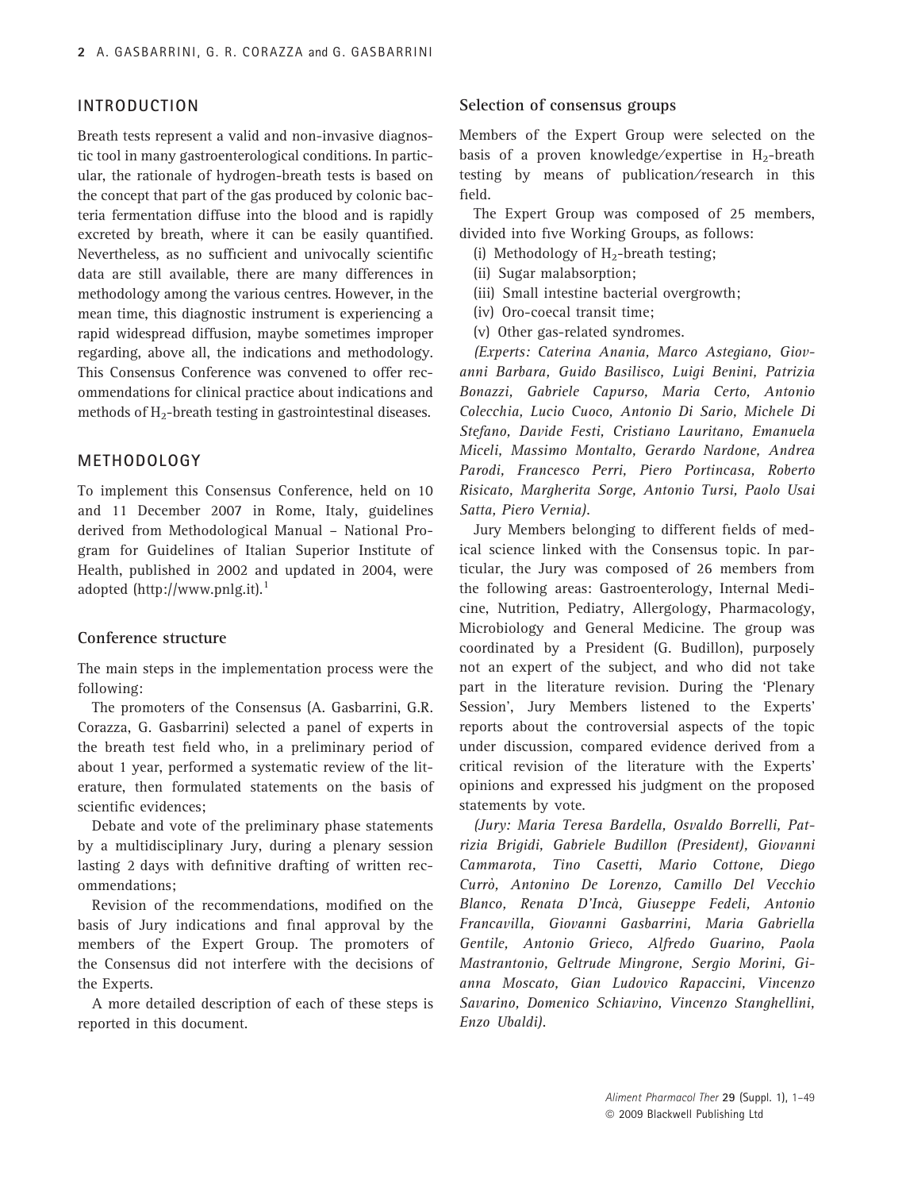## INTRODUCTION

Breath tests represent a valid and non-invasive diagnostic tool in many gastroenterological conditions. In particular, the rationale of hydrogen-breath tests is based on the concept that part of the gas produced by colonic bacteria fermentation diffuse into the blood and is rapidly excreted by breath, where it can be easily quantified. Nevertheless, as no sufficient and univocally scientific data are still available, there are many differences in methodology among the various centres. However, in the mean time, this diagnostic instrument is experiencing a rapid widespread diffusion, maybe sometimes improper regarding, above all, the indications and methodology. This Consensus Conference was convened to offer recommendations for clinical practice about indications and methods of $H_2$-breath testing in gastrointestinal diseases.

## METHODOLOGY

To implement this Consensus Conference, held on 10 and 11 December 2007 in Rome, Italy, guidelines derived from Methodological Manual – National Program for Guidelines of Italian Superior Institute of Health, published in 2002 and updated in 2004, were adopted (http://www.pnlg.it).[1]

### Conference structure

The main steps in the implementation process were the following:

The promoters of the Consensus (A. Gasbarrini, G.R. Corazza, G. Gasbarrini) selected a panel of experts in the breath test field who, in a preliminary period of about 1 year, performed a systematic review of the literature, then formulated statements on the basis of scientific evidences;

Debate and vote of the preliminary phase statements by a multidisciplinary Jury, during a plenary session lasting 2 days with definitive drafting of written recommendations;

Revision of the recommendations, modified on the basis of Jury indications and final approval by the members of the Expert Group. The promoters of the Consensus did not interfere with the decisions of the Experts.

A more detailed description of each of these steps is reported in this document.

### Selection of consensus groups

Members of the Expert Group were selected on the basis of a proven knowledge/expertise in $H_2$-breath testing by means of publication/research in this field.

The Expert Group was composed of 25 members, divided into five Working Groups, as follows:

(i) Methodology of $H_2$-breath testing;
(ii) Sugar malabsorption;
(iii) Small intestine bacterial overgrowth;
(iv) Oro-coecal transit time;
(v) Other gas-related syndromes.

*(Experts: Caterina Anania, Marco Astegiano, Giovanni Barbara, Guido Basilisco, Luigi Benini, Patrizia Bonazzi, Gabriele Capurso, Maria Certo, Antonio Colecchia, Lucio Cuoco, Antonio Di Sario, Michele Di Stefano, Davide Festi, Cristiano Lauritano, Emanuela Miceli, Massimo Montalto, Gerardo Nardone, Andrea Parodi, Francesco Perri, Piero Portincasa, Roberto Risicato, Margherita Sorge, Antonio Tursi, Paolo Usai Satta, Piero Vernia).*

Jury Members belonging to different fields of medical science linked with the Consensus topic. In particular, the Jury was composed of 26 members from the following areas: Gastroenterology, Internal Medicine, Nutrition, Pediatry, Allergology, Pharmacology, Microbiology and General Medicine. The group was coordinated by a President (G. Budillon), purposely not an expert of the subject, and who did not take part in the literature revision. During the 'Plenary Session', Jury Members listened to the Experts' reports about the controversial aspects of the topic under discussion, compared evidence derived from a critical revision of the literature with the Experts' opinions and expressed his judgment on the proposed statements by vote.

*(Jury: Maria Teresa Bardella, Osvaldo Borrelli, Patrizia Brigidi, Gabriele Budillon (President), Giovanni Cammarota, Tino Casetti, Mario Cottone, Diego Currò, Antonino De Lorenzo, Camillo Del Vecchio Blanco, Renata D'Incà, Giuseppe Fedeli, Antonio Francavilla, Giovanni Gasbarrini, Maria Gabriella Gentile, Antonio Grieco, Alfredo Guarino, Paola Mastrantonio, Geltrude Mingrone, Sergio Morini, Gianna Moscato, Gian Ludovico Rapaccini, Vincenzo Savarino, Domenico Schiavino, Vincenzo Stanghellini, Enzo Ubaldi).*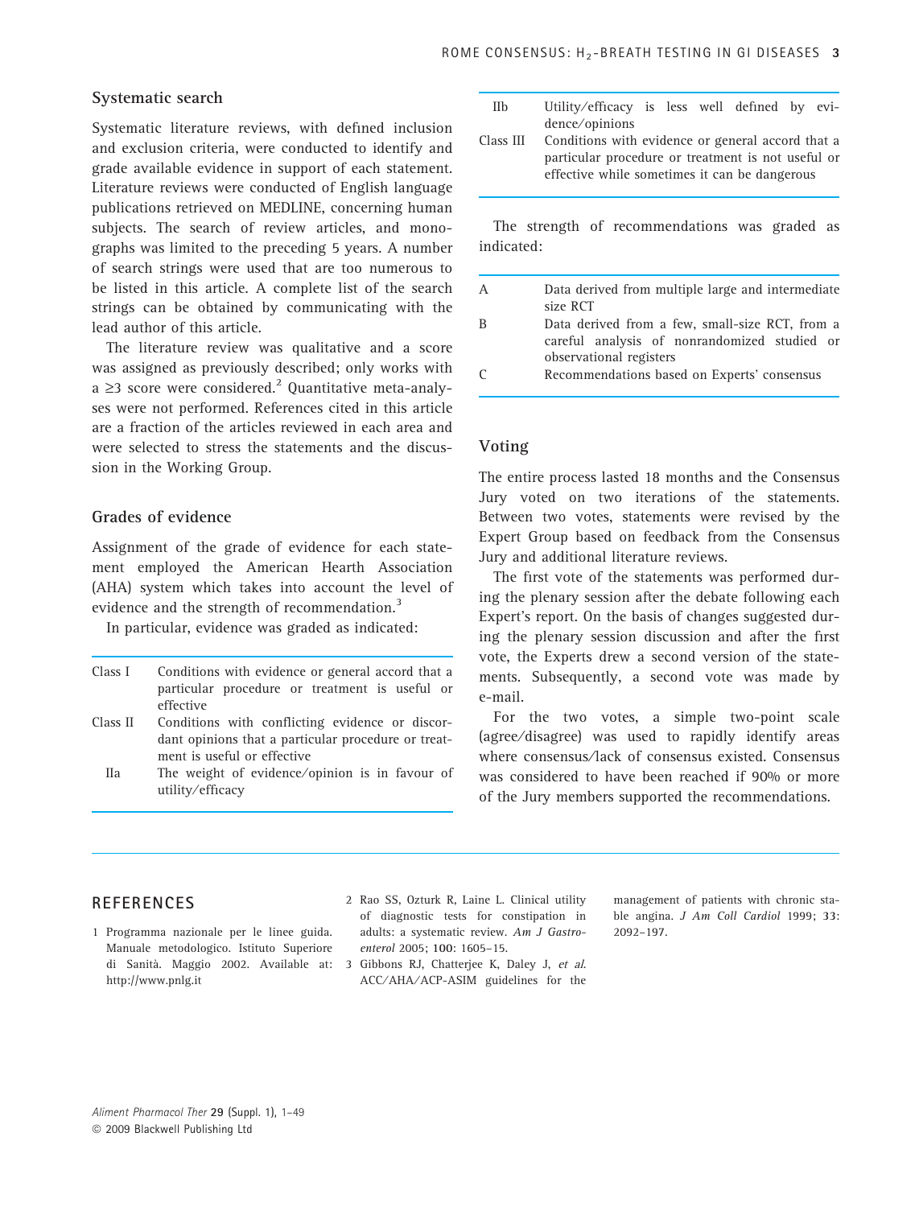## Systematic search

Systematic literature reviews, with defined inclusion and exclusion criteria, were conducted to identify and grade available evidence in support of each statement. Literature reviews were conducted of English language publications retrieved on MEDLINE, concerning human subjects. The search of review articles, and monographs was limited to the preceding 5 years. A number of search strings were used that are too numerous to be listed in this article. A complete list of the search strings can be obtained by communicating with the lead author of this article.

The literature review was qualitative and a score was assigned as previously described; only works with a ≥3 score were considered.[2] Quantitative meta-analyses were not performed. References cited in this article are a fraction of the articles reviewed in each area and were selected to stress the statements and the discussion in the Working Group.

## Grades of evidence

Assignment of the grade of evidence for each statement employed the American Hearth Association (AHA) system which takes into account the level of evidence and the strength of recommendation.[3]

In particular, evidence was graded as indicated:

| | |
|---|---|
| Class I | Conditions with evidence or general accord that a particular procedure or treatment is useful or effective |
| Class II | Conditions with conflicting evidence or discordant opinions that a particular procedure or treatment is useful or effective |
| IIa | The weight of evidence/opinion is in favour of utility/efficacy |
| IIb | Utility/efficacy is less well defined by evidence/opinions |
| Class III | Conditions with evidence or general accord that a particular procedure or treatment is not useful or effective while sometimes it can be dangerous |

The strength of recommendations was graded as indicated:

| | |
|---|---|
| A | Data derived from multiple large and intermediate size RCT |
| B | Data derived from a few, small-size RCT, from a careful analysis of nonrandomized studied or observational registers |
| C | Recommendations based on Experts' consensus |

## Voting

The entire process lasted 18 months and the Consensus Jury voted on two iterations of the statements. Between two votes, statements were revised by the Expert Group based on feedback from the Consensus Jury and additional literature reviews.

The first vote of the statements was performed during the plenary session after the debate following each Expert's report. On the basis of changes suggested during the plenary session discussion and after the first vote, the Experts drew a second version of the statements. Subsequently, a second vote was made by e-mail.

For the two votes, a simple two-point scale (agree/disagree) was used to rapidly identify areas where consensus/lack of consensus existed. Consensus was considered to have been reached if 90% or more of the Jury members supported the recommendations.

## REFERENCES

1 Programma nazionale per le linee guida. Manuale metodologico. Istituto Superiore di Sanità. Maggio 2002. Available at: http://www.pnlg.it

2 Rao SS, Ozturk R, Laine L. Clinical utility of diagnostic tests for constipation in adults: a systematic review. *Am J Gastroenterol* 2005; **100**: 1605–15.

3 Gibbons RJ, Chatterjee K, Daley J, *et al.* ACC/AHA/ACP-ASIM guidelines for the management of patients with chronic stable angina. *J Am Coll Cardiol* 1999; **33**: 2092–197.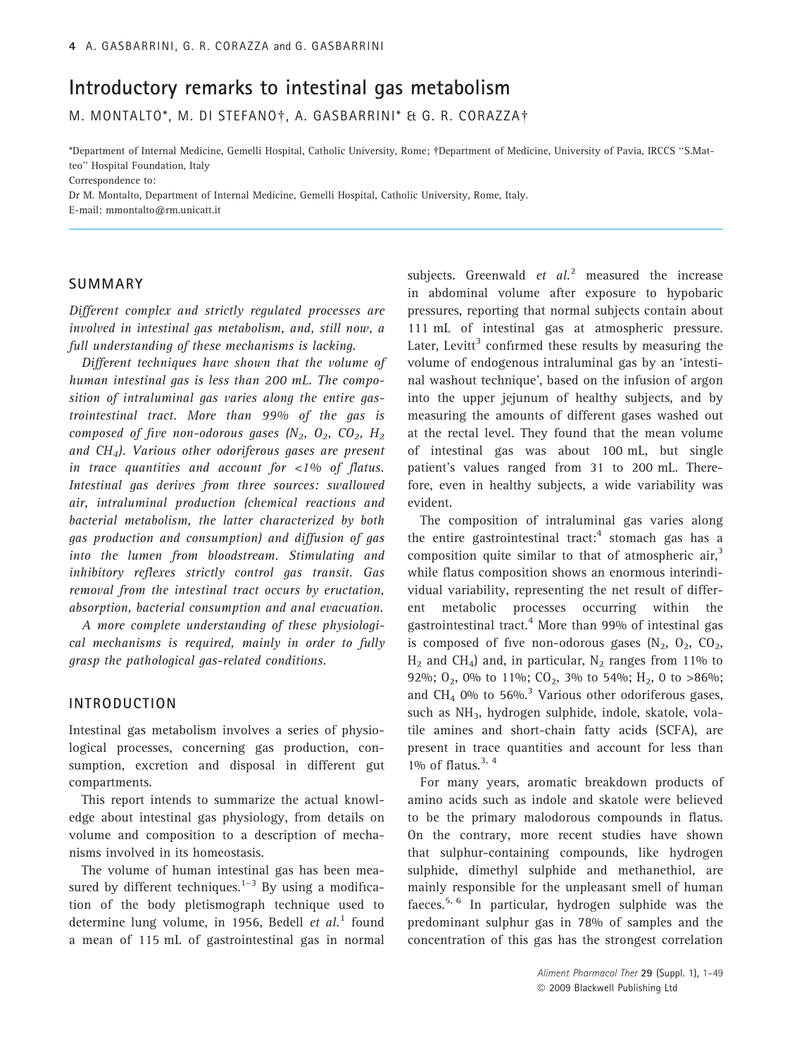# Introductory remarks to intestinal gas metabolism

M. MONTALTO*, M. DI STEFANO†, A. GASBARRINI* & G. R. CORAZZA†

*Department of Internal Medicine, Gemelli Hospital, Catholic University, Rome; †Department of Medicine, University of Pavia, IRCCS ''S.Matteo'' Hospital Foundation, Italy

Correspondence to:
Dr M. Montalto, Department of Internal Medicine, Gemelli Hospital, Catholic University, Rome, Italy.
E-mail: mmontalto@rm.unicatt.it

## SUMMARY

*Different complex and strictly regulated processes are involved in intestinal gas metabolism, and, still now, a full understanding of these mechanisms is lacking.*

*Different techniques have shown that the volume of human intestinal gas is less than 200 mL. The composition of intraluminal gas varies along the entire gastrointestinal tract. More than 99% of the gas is composed of five non-odorous gases ($N_2$, $O_2$, $CO_2$, $H_2$ and $CH_4$). Various other odoriferous gases are present in trace quantities and account for <1% of flatus. Intestinal gas derives from three sources: swallowed air, intraluminal production (chemical reactions and bacterial metabolism, the latter characterized by both gas production and consumption) and diffusion of gas into the lumen from bloodstream. Stimulating and inhibitory reflexes strictly control gas transit. Gas removal from the intestinal tract occurs by eructation, absorption, bacterial consumption and anal evacuation.*

*A more complete understanding of these physiological mechanisms is required, mainly in order to fully grasp the pathological gas-related conditions.*

## INTRODUCTION

Intestinal gas metabolism involves a series of physiological processes, concerning gas production, consumption, excretion and disposal in different gut compartments.

This report intends to summarize the actual knowledge about intestinal gas physiology, from details on volume and composition to a description of mechanisms involved in its homeostasis.

The volume of human intestinal gas has been measured by different techniques.[1–3] By using a modification of the body pletismograph technique used to determine lung volume, in 1956, Bedell *et al.*[1] found a mean of 115 mL of gastrointestinal gas in normal subjects. Greenwald *et al.*[2] measured the increase in abdominal volume after exposure to hypobaric pressures, reporting that normal subjects contain about 111 mL of intestinal gas at atmospheric pressure. Later, Levitt[3] confirmed these results by measuring the volume of endogenous intraluminal gas by an 'intestinal washout technique', based on the infusion of argon into the upper jejunum of healthy subjects, and by measuring the amounts of different gases washed out at the rectal level. They found that the mean volume of intestinal gas was about 100 mL, but single patient's values ranged from 31 to 200 mL. Therefore, even in healthy subjects, a wide variability was evident.

The composition of intraluminal gas varies along the entire gastrointestinal tract:[4] stomach gas has a composition quite similar to that of atmospheric air,[3] while flatus composition shows an enormous interindividual variability, representing the net result of different metabolic processes occurring within the gastrointestinal tract.[4] More than 99% of intestinal gas is composed of five non-odorous gases ($N_2$, $O_2$, $CO_2$, $H_2$ and $CH_4$) and, in particular, $N_2$ ranges from 11% to 92%; $O_2$, 0% to 11%; $CO_2$, 3% to 54%; $H_2$, 0 to >86%; and $CH_4$ 0% to 56%.[3] Various other odoriferous gases, such as $NH_3$, hydrogen sulphide, indole, skatole, volatile amines and short-chain fatty acids (SCFA), are present in trace quantities and account for less than 1% of flatus.[3, 4]

For many years, aromatic breakdown products of amino acids such as indole and skatole were believed to be the primary malodorous compounds in flatus. On the contrary, more recent studies have shown that sulphur-containing compounds, like hydrogen sulphide, dimethyl sulphide and methanethiol, are mainly responsible for the unpleasant smell of human faeces.[5, 6] In particular, hydrogen sulphide was the predominant sulphur gas in 78% of samples and the concentration of this gas has the strongest correlation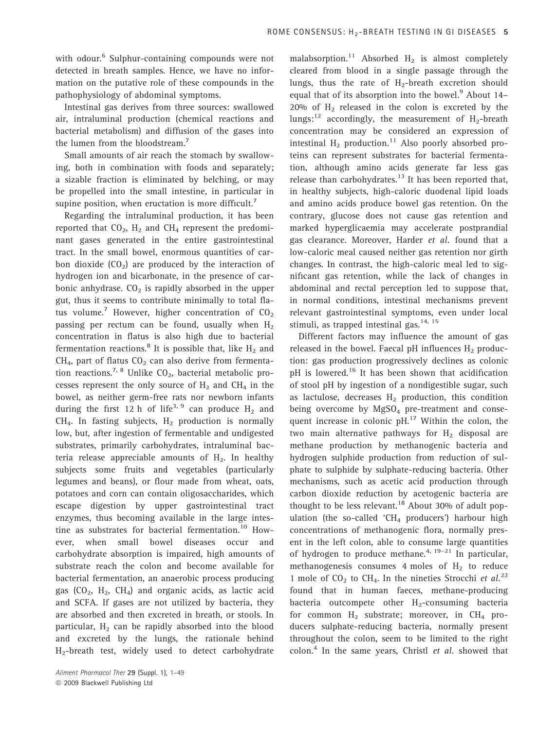with odour.[6] Sulphur-containing compounds were not detected in breath samples. Hence, we have no information on the putative role of these compounds in the pathophysiology of abdominal symptoms.

Intestinal gas derives from three sources: swallowed air, intraluminal production (chemical reactions and bacterial metabolism) and diffusion of the gases into the lumen from the bloodstream.[7]

Small amounts of air reach the stomach by swallowing, both in combination with foods and separately; a sizable fraction is eliminated by belching, or may be propelled into the small intestine, in particular in supine position, when eructation is more difficult.[7]

Regarding the intraluminal production, it has been reported that $CO_2$, $H_2$ and $CH_4$ represent the predominant gases generated in the entire gastrointestinal tract. In the small bowel, enormous quantities of carbon dioxide ($CO_2$) are produced by the interaction of hydrogen ion and bicarbonate, in the presence of carbonic anhydrase. $CO_2$ is rapidly absorbed in the upper gut, thus it seems to contribute minimally to total flatus volume.[7] However, higher concentration of $CO_2$ passing per rectum can be found, usually when $H_2$ concentration in flatus is also high due to bacterial fermentation reactions.[8] It is possible that, like $H_2$ and $CH_4$, part of flatus $CO_2$ can also derive from fermentation reactions.[7,8] Unlike $CO_2$, bacterial metabolic processes represent the only source of $H_2$ and $CH_4$ in the bowel, as neither germ-free rats nor newborn infants during the first 12 h of life[3,9] can produce $H_2$ and $CH_4$. In fasting subjects, $H_2$ production is normally low, but, after ingestion of fermentable and undigested substrates, primarily carbohydrates, intraluminal bacteria release appreciable amounts of $H_2$. In healthy subjects some fruits and vegetables (particularly legumes and beans), or flour made from wheat, oats, potatoes and corn can contain oligosaccharides, which escape digestion by upper gastrointestinal tract enzymes, thus becoming available in the large intestine as substrates for bacterial fermentation.[10] However, when small bowel diseases occur and carbohydrate absorption is impaired, high amounts of substrate reach the colon and become available for bacterial fermentation, an anaerobic process producing gas ($CO_2$, $H_2$, $CH_4$) and organic acids, as lactic acid and SCFA. If gases are not utilized by bacteria, they are absorbed and then excreted in breath, or stools. In particular, $H_2$ can be rapidly absorbed into the blood and excreted by the lungs, the rationale behind $H_2$-breath test, widely used to detect carbohydrate malabsorption.[11] Absorbed $H_2$ is almost completely cleared from blood in a single passage through the lungs, thus the rate of $H_2$-breath excretion should equal that of its absorption into the bowel.[9] About 14–20% of $H_2$ released in the colon is excreted by the lungs:[12] accordingly, the measurement of $H_2$-breath concentration may be considered an expression of intestinal $H_2$ production.[11] Also poorly absorbed proteins can represent substrates for bacterial fermentation, although amino acids generate far less gas release than carbohydrates.[13] It has been reported that, in healthy subjects, high-caloric duodenal lipid loads and amino acids produce bowel gas retention. On the contrary, glucose does not cause gas retention and marked hyperglicaemia may accelerate postprandial gas clearance. Moreover, Harder *et al.* found that a low-caloric meal caused neither gas retention nor girth changes. In contrast, the high-caloric meal led to significant gas retention, while the lack of changes in abdominal and rectal perception led to suppose that, in normal conditions, intestinal mechanisms prevent relevant gastrointestinal symptoms, even under local stimuli, as trapped intestinal gas.[14,15]

Different factors may influence the amount of gas released in the bowel. Faecal pH influences $H_2$ production: gas production progressively declines as colonic pH is lowered.[16] It has been shown that acidification of stool pH by ingestion of a nondigestible sugar, such as lactulose, decreases $H_2$ production, this condition being overcome by $MgSO_4$ pre-treatment and consequent increase in colonic pH.[17] Within the colon, the two main alternative pathways for $H_2$ disposal are methane production by methanogenic bacteria and hydrogen sulphide production from reduction of sulphate to sulphide by sulphate-reducing bacteria. Other mechanisms, such as acetic acid production through carbon dioxide reduction by acetogenic bacteria are thought to be less relevant.[18] About 30% of adult population (the so-called '$CH_4$ producers') harbour high concentrations of methanogenic flora, normally present in the left colon, able to consume large quantities of hydrogen to produce methane.[4,19–21] In particular, methanogenesis consumes 4 moles of $H_2$ to reduce 1 mole of $CO_2$ to $CH_4$. In the nineties Strocchi *et al.*[22] found that in human faeces, methane-producing bacteria outcompete other $H_2$-consuming bacteria for common $H_2$ substrate; moreover, in $CH_4$ producers sulphate-reducing bacteria, normally present throughout the colon, seem to be limited to the right colon.[4] In the same years, Christl *et al.* showed that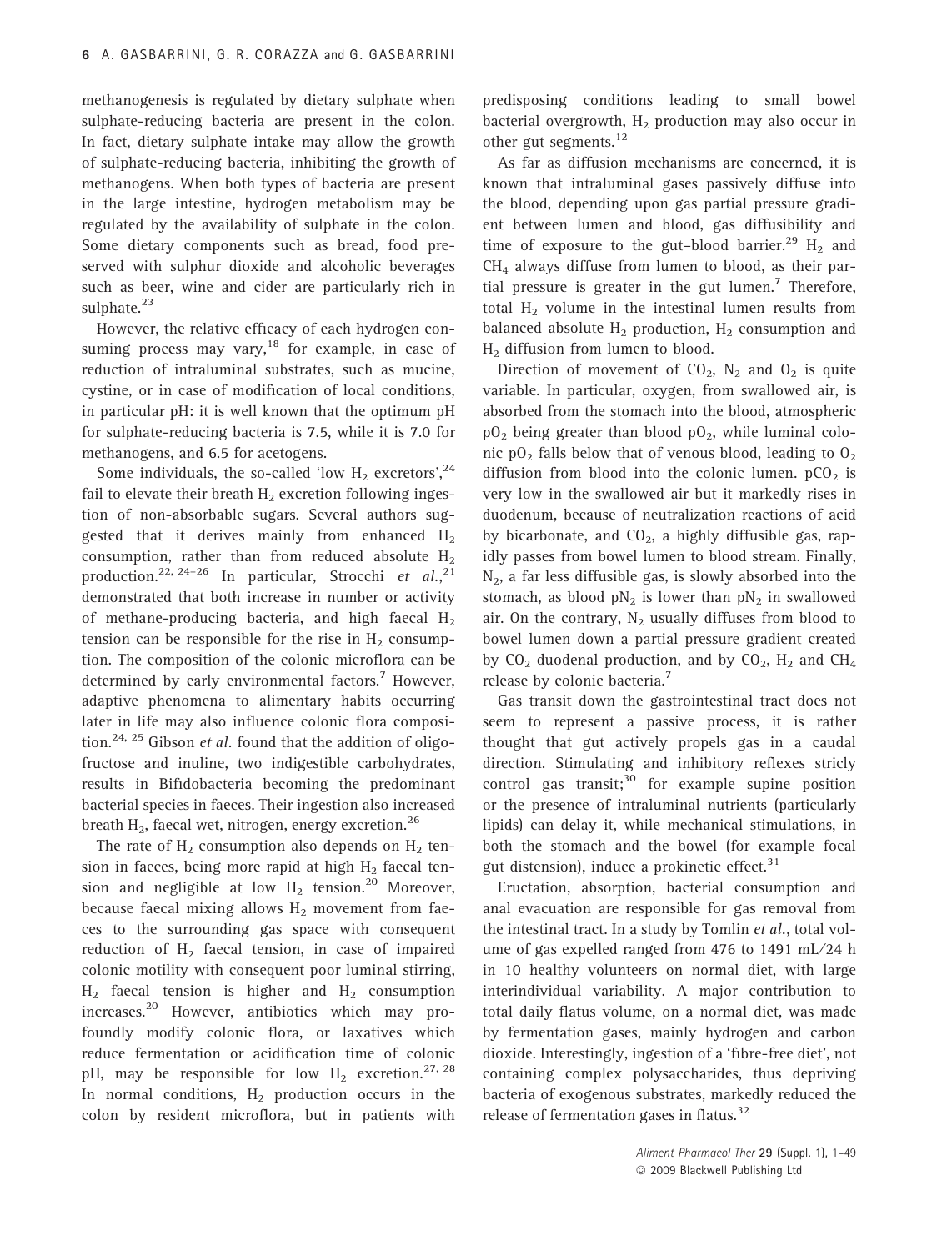methanogenesis is regulated by dietary sulphate when sulphate-reducing bacteria are present in the colon. In fact, dietary sulphate intake may allow the growth of sulphate-reducing bacteria, inhibiting the growth of methanogens. When both types of bacteria are present in the large intestine, hydrogen metabolism may be regulated by the availability of sulphate in the colon. Some dietary components such as bread, food preserved with sulphur dioxide and alcoholic beverages such as beer, wine and cider are particularly rich in sulphate.[23]

However, the relative efficacy of each hydrogen consuming process may vary,[18] for example, in case of reduction of intraluminal substrates, such as mucine, cystine, or in case of modification of local conditions, in particular pH: it is well known that the optimum pH for sulphate-reducing bacteria is 7.5, while it is 7.0 for methanogens, and 6.5 for acetogens.

Some individuals, the so-called 'low $H_2$ excretors',[24] fail to elevate their breath $H_2$ excretion following ingestion of non-absorbable sugars. Several authors suggested that it derives mainly from enhanced $H_2$ consumption, rather than from reduced absolute $H_2$ production.[22, 24–26] In particular, Strocchi *et al.*,[21] demonstrated that both increase in number or activity of methane-producing bacteria, and high faecal $H_2$ tension can be responsible for the rise in $H_2$ consumption. The composition of the colonic microflora can be determined by early environmental factors.[7] However, adaptive phenomena to alimentary habits occurring later in life may also influence colonic flora composition.[24, 25] Gibson *et al.* found that the addition of oligofructose and inuline, two indigestible carbohydrates, results in Bifidobacteria becoming the predominant bacterial species in faeces. Their ingestion also increased breath $H_2$, faecal wet, nitrogen, energy excretion.[26]

The rate of $H_2$ consumption also depends on $H_2$ tension in faeces, being more rapid at high $H_2$ faecal tension and negligible at low $H_2$ tension.[20] Moreover, because faecal mixing allows $H_2$ movement from faeces to the surrounding gas space with consequent reduction of $H_2$ faecal tension, in case of impaired colonic motility with consequent poor luminal stirring, $H_2$ faecal tension is higher and $H_2$ consumption increases.[20] However, antibiotics which may profoundly modify colonic flora, or laxatives which reduce fermentation or acidification time of colonic pH, may be responsible for low $H_2$ excretion.[27, 28] In normal conditions, $H_2$ production occurs in the colon by resident microflora, but in patients with predisposing conditions leading to small bowel bacterial overgrowth, $H_2$ production may also occur in other gut segments.[12]

As far as diffusion mechanisms are concerned, it is known that intraluminal gases passively diffuse into the blood, depending upon gas partial pressure gradient between lumen and blood, gas diffusibility and time of exposure to the gut–blood barrier.[29] $H_2$ and $CH_4$ always diffuse from lumen to blood, as their partial pressure is greater in the gut lumen.[7] Therefore, total $H_2$ volume in the intestinal lumen results from balanced absolute $H_2$ production, $H_2$ consumption and $H_2$ diffusion from lumen to blood.

Direction of movement of $CO_2$, $N_2$ and $O_2$ is quite variable. In particular, oxygen, from swallowed air, is absorbed from the stomach into the blood, atmospheric $pO_2$ being greater than blood $pO_2$, while luminal colonic $pO_2$ falls below that of venous blood, leading to $O_2$ diffusion from blood into the colonic lumen. $pCO_2$ is very low in the swallowed air but it markedly rises in duodenum, because of neutralization reactions of acid by bicarbonate, and $CO_2$, a highly diffusible gas, rapidly passes from bowel lumen to blood stream. Finally, $N_2$, a far less diffusible gas, is slowly absorbed into the stomach, as blood $pN_2$ is lower than $pN_2$ in swallowed air. On the contrary, $N_2$ usually diffuses from blood to bowel lumen down a partial pressure gradient created by $CO_2$ duodenal production, and by $CO_2$, $H_2$ and $CH_4$ release by colonic bacteria.[7]

Gas transit down the gastrointestinal tract does not seem to represent a passive process, it is rather thought that gut actively propels gas in a caudal direction. Stimulating and inhibitory reflexes stricly control gas transit;[30] for example supine position or the presence of intraluminal nutrients (particularly lipids) can delay it, while mechanical stimulations, in both the stomach and the bowel (for example focal gut distension), induce a prokinetic effect.[31]

Eructation, absorption, bacterial consumption and anal evacuation are responsible for gas removal from the intestinal tract. In a study by Tomlin *et al.*, total volume of gas expelled ranged from 476 to 1491 mL/24 h in 10 healthy volunteers on normal diet, with large interindividual variability. A major contribution to total daily flatus volume, on a normal diet, was made by fermentation gases, mainly hydrogen and carbon dioxide. Interestingly, ingestion of a 'fibre-free diet', not containing complex polysaccharides, thus depriving bacteria of exogenous substrates, markedly reduced the release of fermentation gases in flatus.[32]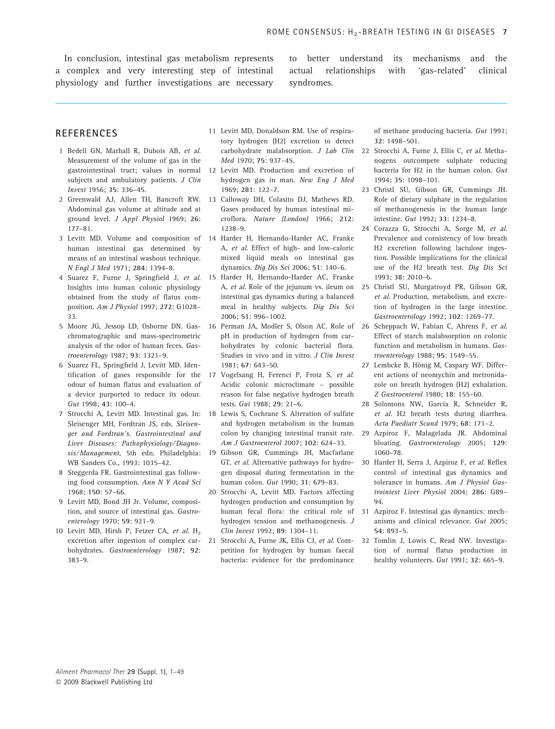In conclusion, intestinal gas metabolism represents a complex and very interesting step of intestinal physiology and further investigations are necessary to better understand its mechanisms and the actual relationships with 'gas-related' clinical syndromes.

## REFERENCES

1 Bedell GN, Marhall R, Dubois AB, *et al.* Measurement of the volume of gas in the gastrointestinal tract; values in normal subjects and ambulatory patients. *J Clin Invest* 1956; **35**: 336–45.

2 Greenwald AJ, Allen TH, Bancroft RW. Abdominal gas volume at altitude and at ground level. *J Appl Physiol* 1969; **26**: 177–81.

3 Levitt MD. Volume and composition of human intestinal gas determined by means of an intestinal washout technique. *N Engl J Med* 1971; **284**: 1394–8.

4 Suarez F, Furne J, Springfield J, *et al.* Insights into human colonic physiology obtained from the study of flatus composition. *Am J Physiol* 1997; **272**: G1028–33.

5 Moore JG, Jessop LD, Osborne DN. Gas-chromatographic and mass-spectrometric analysis of the odor of human feces. *Gastroenterology* 1987; **93**: 1321–9.

6 Suarez FL, Springfield J, Levitt MD. Identification of gases responsible for the odour of human flatus and evaluation of a device purported to reduce its odour. *Gut* 1998; **43**: 100–4.

7 Strocchi A, Levitt MD. Intestinal gas. In: Sleisenger MH, Fordtran JS, eds. *Sleisenger and Fordtran's. Gastrointestinal and Liver Diseases: Pathophysiology/Diagnosis/Management*, 5th edn. Philadelphia: WB Sanders Co., 1993: 1035–42.

8 Steggerda FR. Gastrointestinal gas following food consumption. *Ann N Y Acad Sci* 1968; **150**: 57–66.

9 Levitt MD, Bond JH Jr. Volume, composition, and source of intestinal gas. *Gastroenterology* 1970; **59**: 921–9.

10 Levitt MD, Hirsh P, Fetzer CA, *et al.* $H_2$ excretion after ingestion of complex carbohydrates. *Gastroenterology* 1987; **92**: 383–9.

11 Levitt MD, Donaldson RM. Use of respiratory hydrogen (H2) excretion to detect carbohydrate malabsorption. *J Lab Clin Med* 1970; **75**: 937–45.

12 Levitt MD. Production and excretion of hydrogen gas in man. *New Eng J Med* 1969; **281**: 122–7.

13 Calloway DH, Colasito DJ, Mathews RD. Gases produced by human intestinal microflora. *Nature (London)* 1966; **212**: 1238–9.

14 Harder H, Hernando-Harder AC, Franke A, *et al.* Effect of high- and low-caloric mixed liquid meals on intestinal gas dynamics. *Dig Dis Sci* 2006; **51**: 140–6.

15 Harder H, Hernando-Harder AC, Franke A, *et al.* Role of the jejunum vs. ileum on intestinal gas dynamics during a balanced meal in healthy subjects. *Dig Dis Sci* 2006; **51**: 996–1002.

16 Perman JA, Modler S, Olson AC. Role of pH in production of hydrogen from carbohydrates by colonic bacterial flora. Studies in vivo and in vitro. *J Clin Invest* 1981; **67**: 643–50.

17 Vogelsang H, Ferenci P, Frotz S, *et al.* Acidic colonic microclimate – possible reason for false negative hydrogen breath tests. *Gut* 1988; **29**: 21–6.

18 Lewis S, Cochrane S. Alteration of sulfate and hydrogen metabolism in the human colon by changing intestinal transit rate. *Am J Gastroenterol* 2007; **102**: 624–33.

19 Gibson GR, Cummings JH, Macfarlane GT, *et al.* Alternative pathways for hydrogen disposal during fermentation in the human colon. *Gut* 1990; **31**: 679–83.

20 Strocchi A, Levitt MD. Factors affecting hydrogen production and consumption by human fecal flora: the critical role of hydrogen tension and methanogenesis. *J Clin Invest* 1992; **89**: 1304–11.

21 Strocchi A, Furne JK, Ellis CJ, *et al.* Competition for hydrogen by human faecal bacteria: evidence for the predominance of methane producing bacteria. *Gut* 1991; **32**: 1498–501.

22 Strocchi A, Furne J, Ellis C, *et al.* Methanogens outcompete sulphate reducing bacteria for H2 in the human colon. *Gut* 1994; **35**: 1098–101.

23 Christl SU, Gibson GR, Cummings JH. Role of dietary sulphate in the regulation of methanogenesis in the human large intestine. *Gut* 1992; **33**: 1234–8.

24 Corazza G, Strocchi A, Sorge M, *et al.* Prevalence and consistency of low breath H2 excretion following lactulose ingestion. Possible implications for the clinical use of the H2 breath test. *Dig Dis Sci* 1993; **38**: 2010–6.

25 Christl SU, Murgatroyd PR, Gibson GR, *et al.* Production, metabolism, and excretion of hydrogen in the large intestine. *Gastroenterology* 1992; **102**: 1269–77.

26 Scheppach W, Fabian C, Ahrens F, *et al.* Effect of starch malabsorption on colonic function and metabolism in humans. *Gastroenterology* 1988; **95**: 1549–55.

27 Lembcke B, Hönig M, Caspary WF. Different actions of neomycin and metronidazole on breath hydrogen (H2) exhalation. *Z Gastroenterol* 1980; **18**: 155–60.

28 Solomons NW, García R, Schneider R, *et al.* H2 breath tests during diarrhea. *Acta Paediatr Scand* 1979; **68**: 171–2.

29 Azpiroz F, Malagelada JR. Abdominal bloating. *Gastroenterology* 2005; **129**: 1060–78.

30 Harder H, Serra J, Azpiroz F, *et al.* Reflex control of intestinal gas dynamics and tolerance in humans. *Am J Physiol Gastrointest Liver Physiol* 2004; **286**: G89–94.

31 Azpiroz F. Intestinal gas dynamics: mechanisms and clinical relevance. *Gut* 2005; **54**: 893–5.

32 Tomlin J, Lowis C, Read NW. Investigation of normal flatus production in healthy volunteers. *Gut* 1991; **32**: 665–9.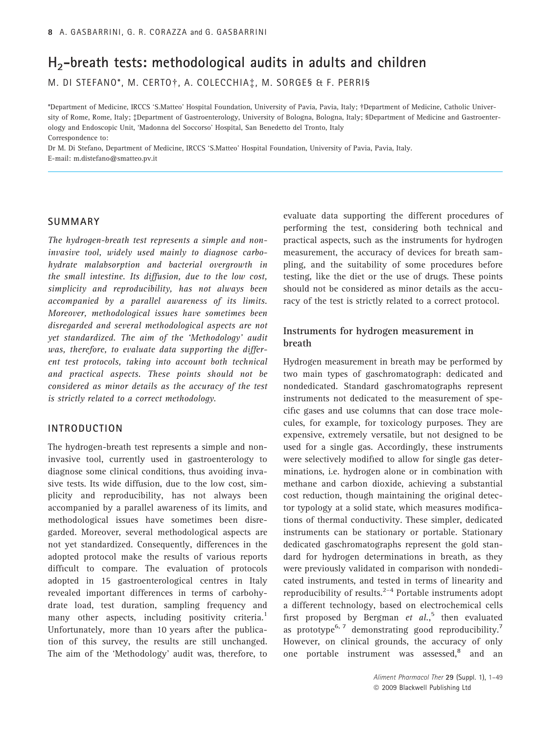# $H_2$-breath tests: methodological audits in adults and children

M. DI STEFANO*, M. CERTO†, A. COLECCHIA‡, M. SORGE§ & F. PERRI§

*Department of Medicine, IRCCS 'S.Matteo' Hospital Foundation, University of Pavia, Pavia, Italy; †Department of Medicine, Catholic University of Rome, Rome, Italy; ‡Department of Gastroenterology, University of Bologna, Bologna, Italy; §Department of Medicine and Gastroenterology and Endoscopic Unit, 'Madonna del Soccorso' Hospital, San Benedetto del Tronto, Italy

Correspondence to:
Dr M. Di Stefano, Department of Medicine, IRCCS 'S.Matteo' Hospital Foundation, University of Pavia, Pavia, Italy.
E-mail: m.distefano@smatteo.pv.it

## SUMMARY

*The hydrogen-breath test represents a simple and non-invasive tool, widely used mainly to diagnose carbohydrate malabsorption and bacterial overgrowth in the small intestine. Its diffusion, due to the low cost, simplicity and reproducibility, has not always been accompanied by a parallel awareness of its limits. Moreover, methodological issues have sometimes been disregarded and several methodological aspects are not yet standardized. The aim of the 'Methodology' audit was, therefore, to evaluate data supporting the different test protocols, taking into account both technical and practical aspects. These points should not be considered as minor details as the accuracy of the test is strictly related to a correct methodology.*

## INTRODUCTION

The hydrogen-breath test represents a simple and non-invasive tool, currently used in gastroenterology to diagnose some clinical conditions, thus avoiding invasive tests. Its wide diffusion, due to the low cost, simplicity and reproducibility, has not always been accompanied by a parallel awareness of its limits, and methodological issues have sometimes been disregarded. Moreover, several methodological aspects are not yet standardized. Consequently, differences in the adopted protocol make the results of various reports difficult to compare. The evaluation of protocols adopted in 15 gastroenterological centres in Italy revealed important differences in terms of carbohydrate load, test duration, sampling frequency and many other aspects, including positivity criteria.[1] Unfortunately, more than 10 years after the publication of this survey, the results are still unchanged. The aim of the 'Methodology' audit was, therefore, to evaluate data supporting the different procedures of performing the test, considering both technical and practical aspects, such as the instruments for hydrogen measurement, the accuracy of devices for breath sampling, and the suitability of some procedures before testing, like the diet or the use of drugs. These points should not be considered as minor details as the accuracy of the test is strictly related to a correct protocol.

### Instruments for hydrogen measurement in breath

Hydrogen measurement in breath may be performed by two main types of gaschromatograph: dedicated and nondedicated. Standard gaschromatographs represent instruments not dedicated to the measurement of specific gases and use columns that can dose trace molecules, for example, for toxicology purposes. They are expensive, extremely versatile, but not designed to be used for a single gas. Accordingly, these instruments were selectively modified to allow for single gas determinations, i.e. hydrogen alone or in combination with methane and carbon dioxide, achieving a substantial cost reduction, though maintaining the original detector typology at a solid state, which measures modifications of thermal conductivity. These simpler, dedicated instruments can be stationary or portable. Stationary dedicated gaschromatographs represent the gold standard for hydrogen determinations in breath, as they were previously validated in comparison with nondedicated instruments, and tested in terms of linearity and reproducibility of results.[2–4] Portable instruments adopt a different technology, based on electrochemical cells first proposed by Bergman *et al.*,[5] then evaluated as prototype[6, 7] demonstrating good reproducibility.[7] However, on clinical grounds, the accuracy of only one portable instrument was assessed,[8] and an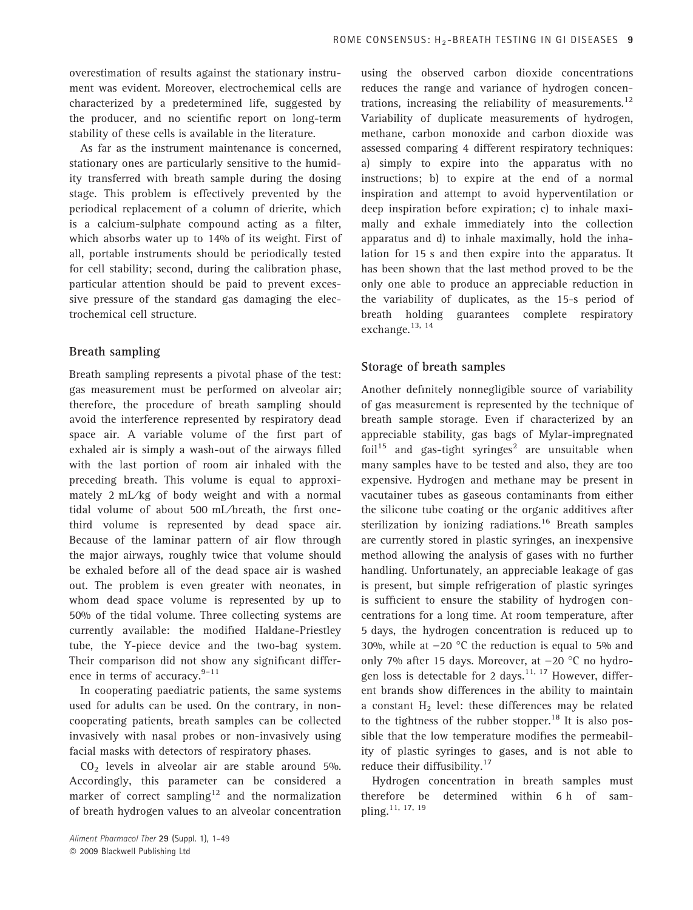overestimation of results against the stationary instrument was evident. Moreover, electrochemical cells are characterized by a predetermined life, suggested by the producer, and no scientific report on long-term stability of these cells is available in the literature.

As far as the instrument maintenance is concerned, stationary ones are particularly sensitive to the humidity transferred with breath sample during the dosing stage. This problem is effectively prevented by the periodical replacement of a column of drierite, which is a calcium-sulphate compound acting as a filter, which absorbs water up to 14% of its weight. First of all, portable instruments should be periodically tested for cell stability; second, during the calibration phase, particular attention should be paid to prevent excessive pressure of the standard gas damaging the electrochemical cell structure.

## Breath sampling

Breath sampling represents a pivotal phase of the test: gas measurement must be performed on alveolar air; therefore, the procedure of breath sampling should avoid the interference represented by respiratory dead space air. A variable volume of the first part of exhaled air is simply a wash-out of the airways filled with the last portion of room air inhaled with the preceding breath. This volume is equal to approximately 2 mL/kg of body weight and with a normal tidal volume of about 500 mL/breath, the first one-third volume is represented by dead space air. Because of the laminar pattern of air flow through the major airways, roughly twice that volume should be exhaled before all of the dead space air is washed out. The problem is even greater with neonates, in whom dead space volume is represented by up to 50% of the tidal volume. Three collecting systems are currently available: the modified Haldane-Priestley tube, the Y-piece device and the two-bag system. Their comparison did not show any significant difference in terms of accuracy.[9–11]

In cooperating paediatric patients, the same systems used for adults can be used. On the contrary, in non-cooperating patients, breath samples can be collected invasively with nasal probes or non-invasively using facial masks with detectors of respiratory phases.

$CO_2$ levels in alveolar air are stable around 5%. Accordingly, this parameter can be considered a marker of correct sampling[12] and the normalization of breath hydrogen values to an alveolar concentration using the observed carbon dioxide concentrations reduces the range and variance of hydrogen concentrations, increasing the reliability of measurements.[12] Variability of duplicate measurements of hydrogen, methane, carbon monoxide and carbon dioxide was assessed comparing 4 different respiratory techniques: a) simply to expire into the apparatus with no instructions; b) to expire at the end of a normal inspiration and attempt to avoid hyperventilation or deep inspiration before expiration; c) to inhale maximally and exhale immediately into the collection apparatus and d) to inhale maximally, hold the inhalation for 15 s and then expire into the apparatus. It has been shown that the last method proved to be the only one able to produce an appreciable reduction in the variability of duplicates, as the 15-s period of breath holding guarantees complete respiratory exchange.[13, 14]

## Storage of breath samples

Another definitely nonnegligible source of variability of gas measurement is represented by the technique of breath sample storage. Even if characterized by an appreciable stability, gas bags of Mylar-impregnated foil[15] and gas-tight syringes[2] are unsuitable when many samples have to be tested and also, they are too expensive. Hydrogen and methane may be present in vacutainer tubes as gaseous contaminants from either the silicone tube coating or the organic additives after sterilization by ionizing radiations.[16] Breath samples are currently stored in plastic syringes, an inexpensive method allowing the analysis of gases with no further handling. Unfortunately, an appreciable leakage of gas is present, but simple refrigeration of plastic syringes is sufficient to ensure the stability of hydrogen concentrations for a long time. At room temperature, after 5 days, the hydrogen concentration is reduced up to 30%, while at −20 °C the reduction is equal to 5% and only 7% after 15 days. Moreover, at −20 °C no hydrogen loss is detectable for 2 days.[11, 17] However, different brands show differences in the ability to maintain a constant $H_2$ level: these differences may be related to the tightness of the rubber stopper.[18] It is also possible that the low temperature modifies the permeability of plastic syringes to gases, and is not able to reduce their diffusibility.[17]

Hydrogen concentration in breath samples must therefore be determined within 6 h of sampling.[11, 17, 19]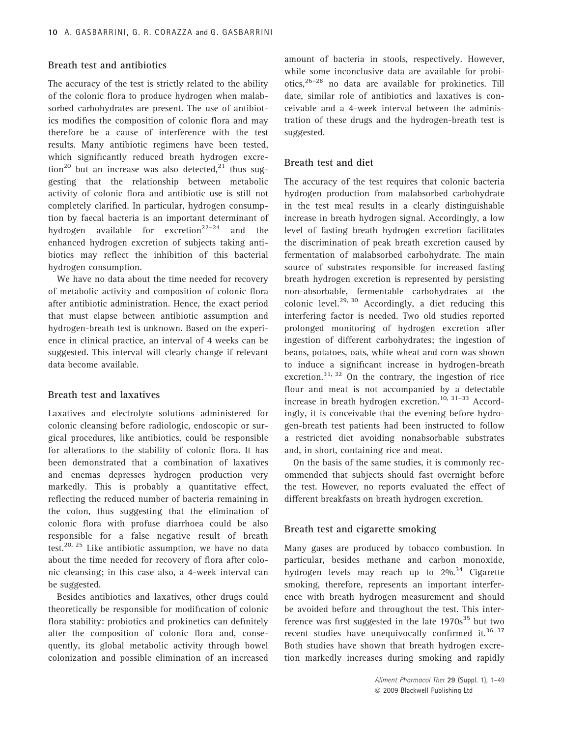## Breath test and antibiotics

The accuracy of the test is strictly related to the ability of the colonic flora to produce hydrogen when malabsorbed carbohydrates are present. The use of antibiotics modifies the composition of colonic flora and may therefore be a cause of interference with the test results. Many antibiotic regimens have been tested, which significantly reduced breath hydrogen excretion[20] but an increase was also detected,[21] thus suggesting that the relationship between metabolic activity of colonic flora and antibiotic use is still not completely clarified. In particular, hydrogen consumption by faecal bacteria is an important determinant of hydrogen available for excretion[22–24] and the enhanced hydrogen excretion of subjects taking antibiotics may reflect the inhibition of this bacterial hydrogen consumption.

We have no data about the time needed for recovery of metabolic activity and composition of colonic flora after antibiotic administration. Hence, the exact period that must elapse between antibiotic assumption and hydrogen-breath test is unknown. Based on the experience in clinical practice, an interval of 4 weeks can be suggested. This interval will clearly change if relevant data become available.

## Breath test and laxatives

Laxatives and electrolyte solutions administered for colonic cleansing before radiologic, endoscopic or surgical procedures, like antibiotics, could be responsible for alterations to the stability of colonic flora. It has been demonstrated that a combination of laxatives and enemas depresses hydrogen production very markedly. This is probably a quantitative effect, reflecting the reduced number of bacteria remaining in the colon, thus suggesting that the elimination of colonic flora with profuse diarrhoea could be also responsible for a false negative result of breath test.[20, 25] Like antibiotic assumption, we have no data about the time needed for recovery of flora after colonic cleansing; in this case also, a 4-week interval can be suggested.

Besides antibiotics and laxatives, other drugs could theoretically be responsible for modification of colonic flora stability: probiotics and prokinetics can definitely alter the composition of colonic flora and, consequently, its global metabolic activity through bowel colonization and possible elimination of an increased amount of bacteria in stools, respectively. However, while some inconclusive data are available for probiotics,[26–28] no data are available for prokinetics. Till date, similar role of antibiotics and laxatives is conceivable and a 4-week interval between the administration of these drugs and the hydrogen-breath test is suggested.

## Breath test and diet

The accuracy of the test requires that colonic bacteria hydrogen production from malabsorbed carbohydrate in the test meal results in a clearly distinguishable increase in breath hydrogen signal. Accordingly, a low level of fasting breath hydrogen excretion facilitates the discrimination of peak breath excretion caused by fermentation of malabsorbed carbohydrate. The main source of substrates responsible for increased fasting breath hydrogen excretion is represented by persisting non-absorbable, fermentable carbohydrates at the colonic level.[29, 30] Accordingly, a diet reducing this interfering factor is needed. Two old studies reported prolonged monitoring of hydrogen excretion after ingestion of different carbohydrates; the ingestion of beans, potatoes, oats, white wheat and corn was shown to induce a significant increase in hydrogen-breath excretion.[31, 32] On the contrary, the ingestion of rice flour and meat is not accompanied by a detectable increase in breath hydrogen excretion.[10, 31–33] Accordingly, it is conceivable that the evening before hydrogen-breath test patients had been instructed to follow a restricted diet avoiding nonabsorbable substrates and, in short, containing rice and meat.

On the basis of the same studies, it is commonly recommended that subjects should fast overnight before the test. However, no reports evaluated the effect of different breakfasts on breath hydrogen excretion.

## Breath test and cigarette smoking

Many gases are produced by tobacco combustion. In particular, besides methane and carbon monoxide, hydrogen levels may reach up to 2%.[34] Cigarette smoking, therefore, represents an important interference with breath hydrogen measurement and should be avoided before and throughout the test. This interference was first suggested in the late 1970s[35] but two recent studies have unequivocally confirmed it.[36, 37] Both studies have shown that breath hydrogen excretion markedly increases during smoking and rapidly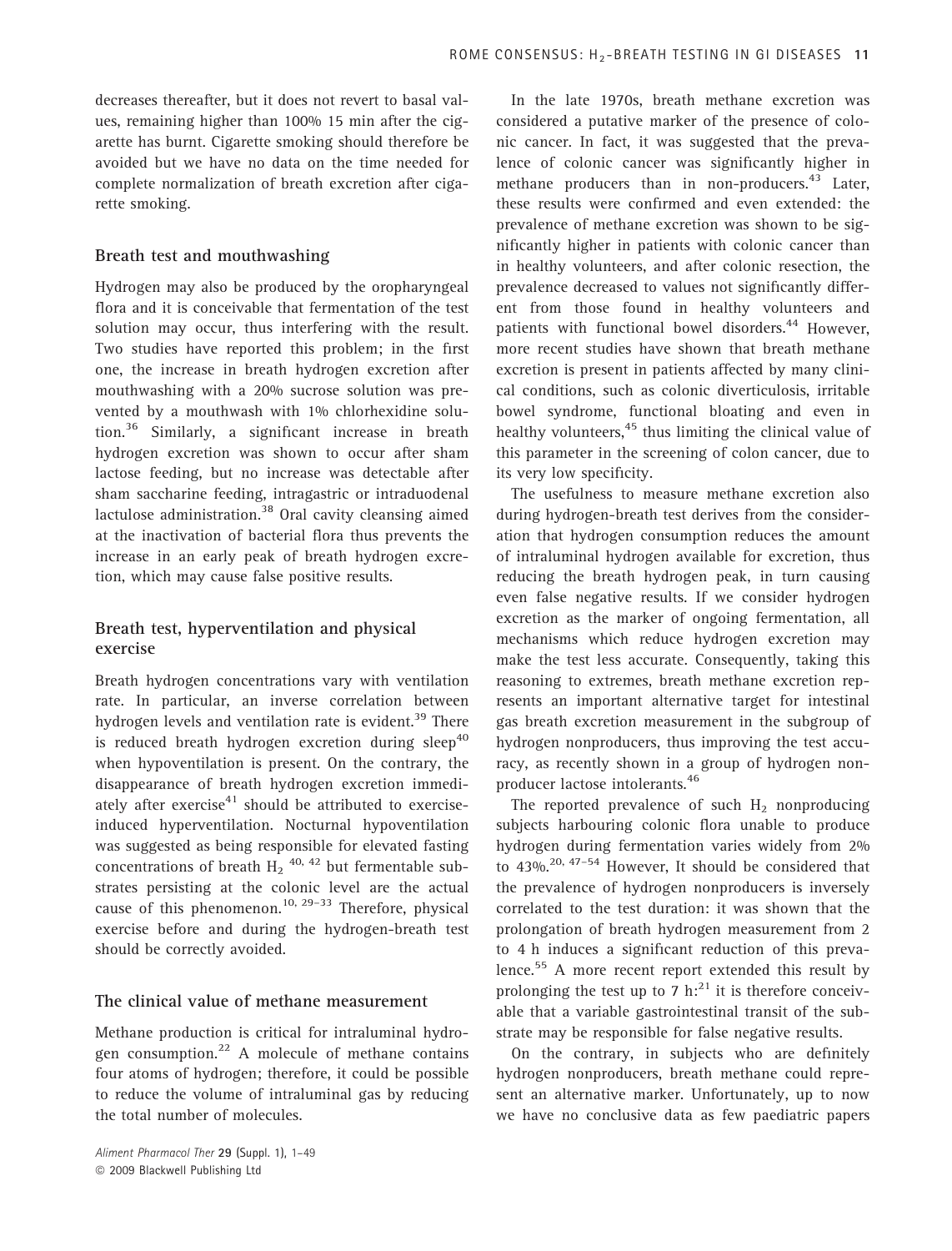decreases thereafter, but it does not revert to basal values, remaining higher than 100% 15 min after the cigarette has burnt. Cigarette smoking should therefore be avoided but we have no data on the time needed for complete normalization of breath excretion after cigarette smoking.

## Breath test and mouthwashing

Hydrogen may also be produced by the oropharyngeal flora and it is conceivable that fermentation of the test solution may occur, thus interfering with the result. Two studies have reported this problem; in the first one, the increase in breath hydrogen excretion after mouthwashing with a 20% sucrose solution was prevented by a mouthwash with 1% chlorhexidine solution.[36] Similarly, a significant increase in breath hydrogen excretion was shown to occur after sham lactose feeding, but no increase was detectable after sham saccharine feeding, intragastric or intraduodenal lactulose administration.[38] Oral cavity cleansing aimed at the inactivation of bacterial flora thus prevents the increase in an early peak of breath hydrogen excretion, which may cause false positive results.

## Breath test, hyperventilation and physical exercise

Breath hydrogen concentrations vary with ventilation rate. In particular, an inverse correlation between hydrogen levels and ventilation rate is evident.[39] There is reduced breath hydrogen excretion during sleep[40] when hypoventilation is present. On the contrary, the disappearance of breath hydrogen excretion immediately after exercise[41] should be attributed to exercise-induced hyperventilation. Nocturnal hypoventilation was suggested as being responsible for elevated fasting concentrations of breath $H_2$ [40, 42] but fermentable substrates persisting at the colonic level are the actual cause of this phenomenon.[10, 29–33] Therefore, physical exercise before and during the hydrogen-breath test should be correctly avoided.

## The clinical value of methane measurement

Methane production is critical for intraluminal hydrogen consumption.[22] A molecule of methane contains four atoms of hydrogen; therefore, it could be possible to reduce the volume of intraluminal gas by reducing the total number of molecules.

In the late 1970s, breath methane excretion was considered a putative marker of the presence of colonic cancer. In fact, it was suggested that the prevalence of colonic cancer was significantly higher in methane producers than in non-producers.[43] Later, these results were confirmed and even extended: the prevalence of methane excretion was shown to be significantly higher in patients with colonic cancer than in healthy volunteers, and after colonic resection, the prevalence decreased to values not significantly different from those found in healthy volunteers and patients with functional bowel disorders.[44] However, more recent studies have shown that breath methane excretion is present in patients affected by many clinical conditions, such as colonic diverticulosis, irritable bowel syndrome, functional bloating and even in healthy volunteers,[45] thus limiting the clinical value of this parameter in the screening of colon cancer, due to its very low specificity.

The usefulness to measure methane excretion also during hydrogen-breath test derives from the consideration that hydrogen consumption reduces the amount of intraluminal hydrogen available for excretion, thus reducing the breath hydrogen peak, in turn causing even false negative results. If we consider hydrogen excretion as the marker of ongoing fermentation, all mechanisms which reduce hydrogen excretion may make the test less accurate. Consequently, taking this reasoning to extremes, breath methane excretion represents an important alternative target for intestinal gas breath excretion measurement in the subgroup of hydrogen nonproducers, thus improving the test accuracy, as recently shown in a group of hydrogen nonproducer lactose intolerants.[46]

The reported prevalence of such $H_2$ nonproducing subjects harbouring colonic flora unable to produce hydrogen during fermentation varies widely from 2% to 43%.[20, 47–54] However, It should be considered that the prevalence of hydrogen nonproducers is inversely correlated to the test duration: it was shown that the prolongation of breath hydrogen measurement from 2 to 4 h induces a significant reduction of this prevalence.[55] A more recent report extended this result by prolonging the test up to 7 h:[21] it is therefore conceivable that a variable gastrointestinal transit of the substrate may be responsible for false negative results.

On the contrary, in subjects who are definitely hydrogen nonproducers, breath methane could represent an alternative marker. Unfortunately, up to now we have no conclusive data as few paediatric papers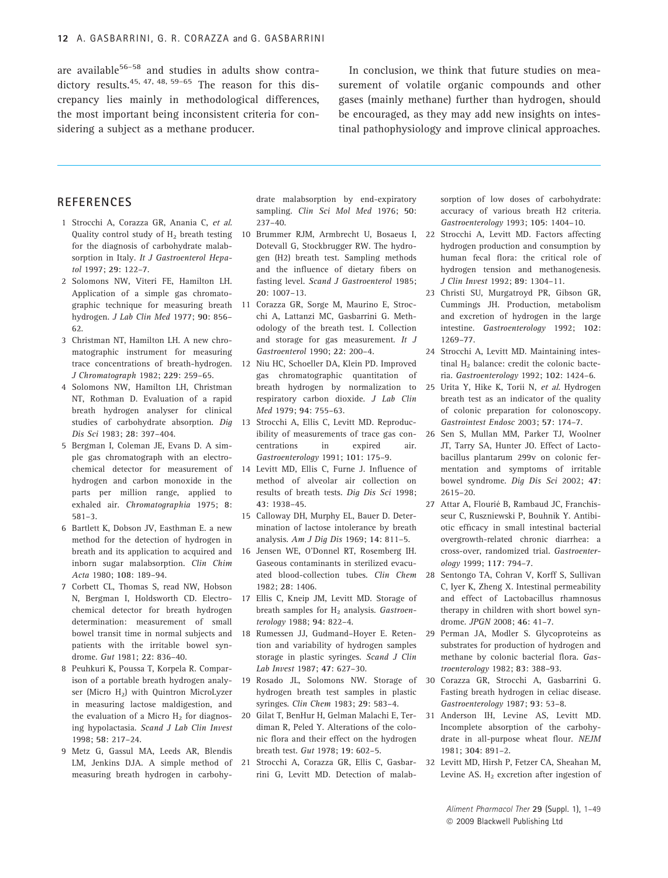are available[56–58] and studies in adults show contradictory results.[45, 47, 48, 59–65] The reason for this discrepancy lies mainly in methodological differences, the most important being inconsistent criteria for considering a subject as a methane producer.

In conclusion, we think that future studies on measurement of volatile organic compounds and other gases (mainly methane) further than hydrogen, should be encouraged, as they may add new insights on intestinal pathophysiology and improve clinical approaches.

## REFERENCES

1 Strocchi A, Corazza GR, Anania C, *et al.* Quality control study of $H_2$ breath testing for the diagnosis of carbohydrate malabsorption in Italy. *It J Gastroenterol Hepatol* 1997; **29**: 122–7.

2 Solomons NW, Viteri FE, Hamilton LH. Application of a simple gas chromatographic technique for measuring breath hydrogen. *J Lab Clin Med* 1977; **90**: 856–62.

3 Christman NT, Hamilton LH. A new chromatographic instrument for measuring trace concentrations of breath-hydrogen. *J Chromatograph* 1982; **229**: 259–65.

4 Solomons NW, Hamilton LH, Christman NT, Rothman D. Evaluation of a rapid breath hydrogen analyser for clinical studies of carbohydrate absorption. *Dig Dis Sci* 1983; **28**: 397–404.

5 Bergman I, Coleman JE, Evans D. A simple gas chromatograph with an electrochemical detector for measurement of hydrogen and carbon monoxide in the parts per million range, applied to exhaled air. *Chromatographia* 1975; **8**: 581–3.

6 Bartlett K, Dobson JV, Easthman E. a new method for the detection of hydrogen in breath and its application to acquired and inborn sugar malabsorption. *Clin Chim Acta* 1980; **108**: 189–94.

7 Corbett CL, Thomas S, read NW, Hobson N, Bergman I, Holdsworth CD. Electrochemical detector for breath hydrogen determination: measurement of small bowel transit time in normal subjects and patients with the irritable bowel syndrome. *Gut* 1981; **22**: 836–40.

8 Peuhkuri K, Poussa T, Korpela R. Comparison of a portable breath hydrogen analyser (Micro $H_2$) with Quintron MicroLyzer in measuring lactose maldigestion, and the evaluation of a Micro $H_2$ for diagnosing hypolactasia. *Scand J Lab Clin Invest* 1998; **58**: 217–24.

9 Metz G, Gassul MA, Leeds AR, Blendis LM, Jenkins DJA. A simple method of measuring breath hydrogen in carbohydrate malabsorption by end-expiratory sampling. *Clin Sci Mol Med* 1976; **50**: 237–40.

10 Brummer RJM, Armbrecht U, Bosaeus I, Dotevall G, Stockbrugger RW. The hydrogen (H2) breath test. Sampling methods and the influence of dietary fibers on fasting level. *Scand J Gastroenterol* 1985; **20**: 1007–13.

11 Corazza GR, Sorge M, Maurino E, Strocchi A, Lattanzi MC, Gasbarrini G. Methodology of the breath test. I. Collection and storage for gas measurement. *It J Gastroenterol* 1990; **22**: 200–4.

12 Niu HC, Schoeller DA, Klein PD. Improved gas chromatographic quantitation of breath hydrogen by normalization to respiratory carbon dioxide. *J Lab Clin Med* 1979; **94**: 755–63.

13 Strocchi A, Ellis C, Levitt MD. Reproducibility of measurements of trace gas concentrations in expired air. *Gastroenterology* 1991; **101**: 175–9.

14 Levitt MD, Ellis C, Furne J. Influence of method of alveolar air collection on results of breath tests. *Dig Dis Sci* 1998; **43**: 1938–45.

15 Calloway DH, Murphy EL, Bauer D. Determination of lactose intolerance by breath analysis. *Am J Dig Dis* 1969; **14**: 811–5.

16 Jensen WE, O'Donnel RT, Rosemberg IH. Gaseous contaminants in sterilized evacuated blood-collection tubes. *Clin Chem* 1982; **28**: 1406.

17 Ellis C, Kneip JM, Levitt MD. Storage of breath samples for $H_2$ analysis. *Gastroenterology* 1988; **94**: 822–4.

18 Rumessen JJ, Gudmand–Hoyer E. Retention and variability of hydrogen samples storage in plastic syringes. *Scand J Clin Lab Invest* 1987; **47**: 627–30.

19 Rosado JL, Solomons NW. Storage of hydrogen breath test samples in plastic syringes. *Clin Chem* 1983; **29**: 583–4.

20 Gilat T, BenHur H, Gelman Malachi E, Terdiman R, Peled Y. Alterations of the colonic flora and their effect on the hydrogen breath test. *Gut* 1978; **19**: 602–5.

21 Strocchi A, Corazza GR, Ellis C, Gasbarrini G, Levitt MD. Detection of malabsorption of low doses of carbohydrate: accuracy of various breath H2 criteria. *Gastroenterology* 1993; **105**: 1404–10.

22 Strocchi A, Levitt MD. Factors affecting hydrogen production and consumption by human fecal flora: the critical role of hydrogen tension and methanogenesis. *J Clin Invest* 1992; **89**: 1304–11.

23 Christi SU, Murgatroyd PR, Gibson GR, Cummings JH. Production, metabolism and excretion of hydrogen in the large intestine. *Gastroenterology* 1992; **102**: 1269–77.

24 Strocchi A, Levitt MD. Maintaining intestinal $H_2$ balance: credit the colonic bacteria. *Gastroenterology* 1992; **102**: 1424–6.

25 Urita Y, Hike K, Torii N, *et al.* Hydrogen breath test as an indicator of the quality of colonic preparation for colonoscopy. *Gastrointest Endosc* 2003; **57**: 174–7.

26 Sen S, Mullan MM, Parker TJ, Woolner JT, Tarry SA, Hunter JO. Effect of Lactobacillus plantarum 299v on colonic fermentation and symptoms of irritable bowel syndrome. *Dig Dis Sci* 2002; **47**: 2615–20.

27 Attar A, Flourié B, Rambaud JC, Franchisseur C, Ruszniewski P, Bouhnik Y. Antibiotic efficacy in small intestinal bacterial overgrowth-related chronic diarrhea: a cross-over, randomized trial. *Gastroenterology* 1999; **117**: 794–7.

28 Sentongo TA, Cohran V, Korff S, Sullivan C, Iyer K, Zheng X. Intestinal permeability and effect of Lactobacillus rhamnosus therapy in children with short bowel syndrome. *JPGN* 2008; **46**: 41–7.

29 Perman JA, Modler S. Glycoproteins as substrates for production of hydrogen and methane by colonic bacterial flora. *Gastroenterology* 1982; **83**: 388–93.

30 Corazza GR, Strocchi A, Gasbarrini G. Fasting breath hydrogen in celiac disease. *Gastroenterology* 1987; **93**: 53–8.

31 Anderson IH, Levine AS, Levitt MD. Incomplete absorption of the carbohydrate in all-purpose wheat flour. *NEJM* 1981; **304**: 891–2.

32 Levitt MD, Hirsh P, Fetzer CA, Sheahan M, Levine AS. $H_2$ excretion after ingestion of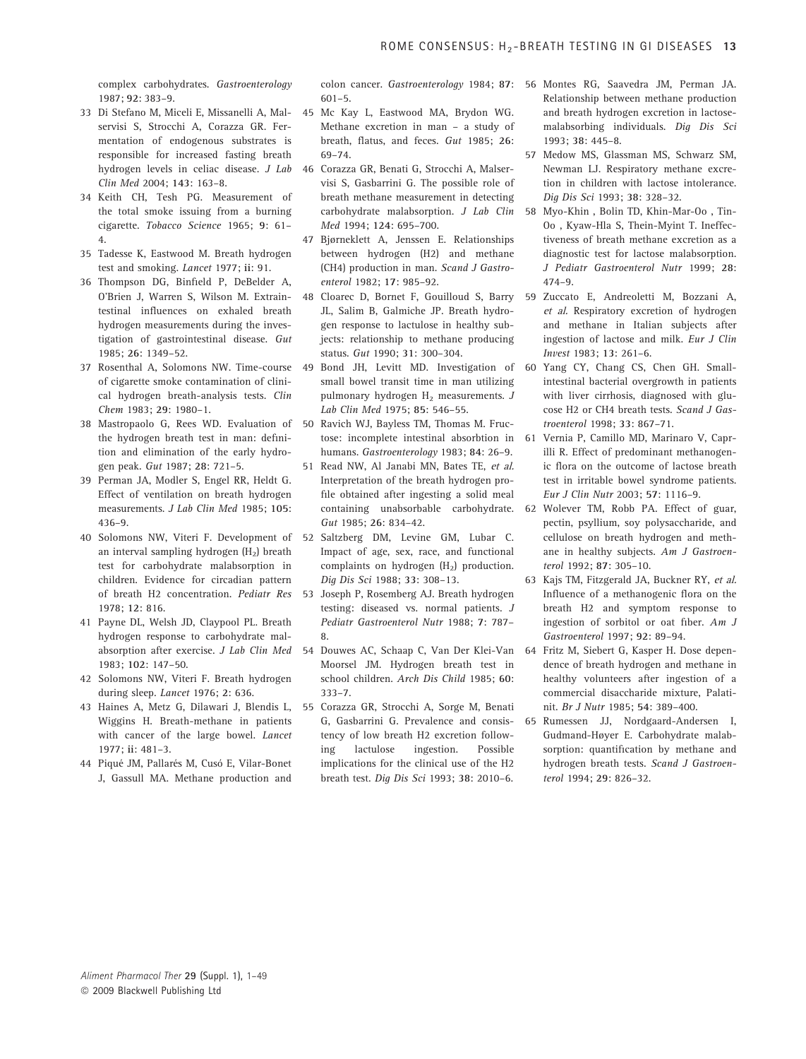complex carbohydrates. *Gastroenterology* 1987; **92**: 383–9.

33 Di Stefano M, Miceli E, Missanelli A, Malservisi S, Strocchi A, Corazza GR. Fermentation of endogenous substrates is responsible for increased fasting breath hydrogen levels in celiac disease. *J Lab Clin Med* 2004; **143**: 163–8.

34 Keith CH, Tesh PG. Measurement of the total smoke issuing from a burning cigarette. *Tobacco Science* 1965; **9**: 61–4.

35 Tadesse K, Eastwood M. Breath hydrogen test and smoking. *Lancet* 1977; **ii**: 91.

36 Thompson DG, Binfield P, DeBelder A, O'Brien J, Warren S, Wilson M. Extraintestinal influences on exhaled breath hydrogen measurements during the investigation of gastrointestinal disease. *Gut* 1985; **26**: 1349–52.

37 Rosenthal A, Solomons NW. Time-course of cigarette smoke contamination of clinical hydrogen breath-analysis tests. *Clin Chem* 1983; **29**: 1980–1.

38 Mastropaolo G, Rees WD. Evaluation of the hydrogen breath test in man: definition and elimination of the early hydrogen peak. *Gut* 1987; **28**: 721–5.

39 Perman JA, Modler S, Engel RR, Heldt G. Effect of ventilation on breath hydrogen measurements. *J Lab Clin Med* 1985; **105**: 436–9.

40 Solomons NW, Viteri F. Development of an interval sampling hydrogen ($H_2$) breath test for carbohydrate malabsorption in children. Evidence for circadian pattern of breath H2 concentration. *Pediatr Res* 1978; **12**: 816.

41 Payne DL, Welsh JD, Claypool PL. Breath hydrogen response to carbohydrate malabsorption after exercise. *J Lab Clin Med* 1983; **102**: 147–50.

42 Solomons NW, Viteri F. Breath hydrogen during sleep. *Lancet* 1976; **2**: 636.

43 Haines A, Metz G, Dilawari J, Blendis L, Wiggins H. Breath-methane in patients with cancer of the large bowel. *Lancet* 1977; **ii**: 481–3.

44 Piqué JM, Pallarés M, Cusó E, Vilar-Bonet J, Gassull MA. Methane production and colon cancer. *Gastroenterology* 1984; **87**: 601–5.

45 Mc Kay L, Eastwood MA, Brydon WG. Methane excretion in man – a study of breath, flatus, and feces. *Gut* 1985; **26**: 69–74.

46 Corazza GR, Benati G, Strocchi A, Malservisi S, Gasbarrini G. The possible role of breath methane measurement in detecting carbohydrate malabsorption. *J Lab Clin Med* 1994; **124**: 695–700.

47 Bjørneklett A, Jenssen E. Relationships between hydrogen (H2) and methane (CH4) production in man. *Scand J Gastroenterol* 1982; **17**: 985–92.

48 Cloarec D, Bornet F, Gouilloud S, Barry JL, Salim B, Galmiche JP. Breath hydrogen response to lactulose in healthy subjects: relationship to methane producing status. *Gut* 1990; **31**: 300–304.

49 Bond JH, Levitt MD. Investigation of small bowel transit time in man utilizing pulmonary hydrogen $H_2$ measurements. *J Lab Clin Med* 1975; **85**: 546–55.

50 Ravich WJ, Bayless TM, Thomas M. Fructose: incomplete intestinal absorbtion in humans. *Gastroenterology* 1983; **84**: 26–9.

51 Read NW, Al Janabi MN, Bates TE, *et al.* Interpretation of the breath hydrogen profile obtained after ingesting a solid meal containing unabsorbable carbohydrate. *Gut* 1985; **26**: 834–42.

52 Saltzberg DM, Levine GM, Lubar C. Impact of age, sex, race, and functional complaints on hydrogen ($H_2$) production. *Dig Dis Sci* 1988; **33**: 308–13.

53 Joseph P, Rosemberg AJ. Breath hydrogen testing: diseased vs. normal patients. *J Pediatr Gastroenterol Nutr* 1988; **7**: 787–8.

54 Douwes AC, Schaap C, Van Der Klei-Van Moorsel JM. Hydrogen breath test in school children. *Arch Dis Child* 1985; **60**: 333–7.

55 Corazza GR, Strocchi A, Sorge M, Benati G, Gasbarrini G. Prevalence and consistency of low breath H2 excretion following lactulose ingestion. Possible implications for the clinical use of the H2 breath test. *Dig Dis Sci* 1993; **38**: 2010–6.

56 Montes RG, Saavedra JM, Perman JA. Relationship between methane production and breath hydrogen excretion in lactose-malabsorbing individuals. *Dig Dis Sci* 1993; **38**: 445–8.

57 Medow MS, Glassman MS, Schwarz SM, Newman LJ. Respiratory methane excretion in children with lactose intolerance. *Dig Dis Sci* 1993; **38**: 328–32.

58 Myo-Khin , Bolin TD, Khin-Mar-Oo , Tin-Oo , Kyaw-Hla S, Thein-Myint T. Ineffectiveness of breath methane excretion as a diagnostic test for lactose malabsorption. *J Pediatr Gastroenterol Nutr* 1999; **28**: 474–9.

59 Zuccato E, Andreoletti M, Bozzani A, *et al.* Respiratory excretion of hydrogen and methane in Italian subjects after ingestion of lactose and milk. *Eur J Clin Invest* 1983; **13**: 261–6.

60 Yang CY, Chang CS, Chen GH. Small-intestinal bacterial overgrowth in patients with liver cirrhosis, diagnosed with glucose H2 or CH4 breath tests. *Scand J Gastroenterol* 1998; **33**: 867–71.

61 Vernia P, Camillo MD, Marinaro V, Caprilli R. Effect of predominant methanogenic flora on the outcome of lactose breath test in irritable bowel syndrome patients. *Eur J Clin Nutr* 2003; **57**: 1116–9.

62 Wolever TM, Robb PA. Effect of guar, pectin, psyllium, soy polysaccharide, and cellulose on breath hydrogen and methane in healthy subjects. *Am J Gastroenterol* 1992; **87**: 305–10.

63 Kajs TM, Fitzgerald JA, Buckner RY, *et al.* Influence of a methanogenic flora on the breath H2 and symptom response to ingestion of sorbitol or oat fiber. *Am J Gastroenterol* 1997; **92**: 89–94.

64 Fritz M, Siebert G, Kasper H. Dose dependence of breath hydrogen and methane in healthy volunteers after ingestion of a commercial disaccharide mixture, Palatinit. *Br J Nutr* 1985; **54**: 389–400.

65 Rumessen JJ, Nordgaard-Andersen I, Gudmand-Høyer E. Carbohydrate malabsorption: quantification by methane and hydrogen breath tests. *Scand J Gastroenterol* 1994; **29**: 826–32.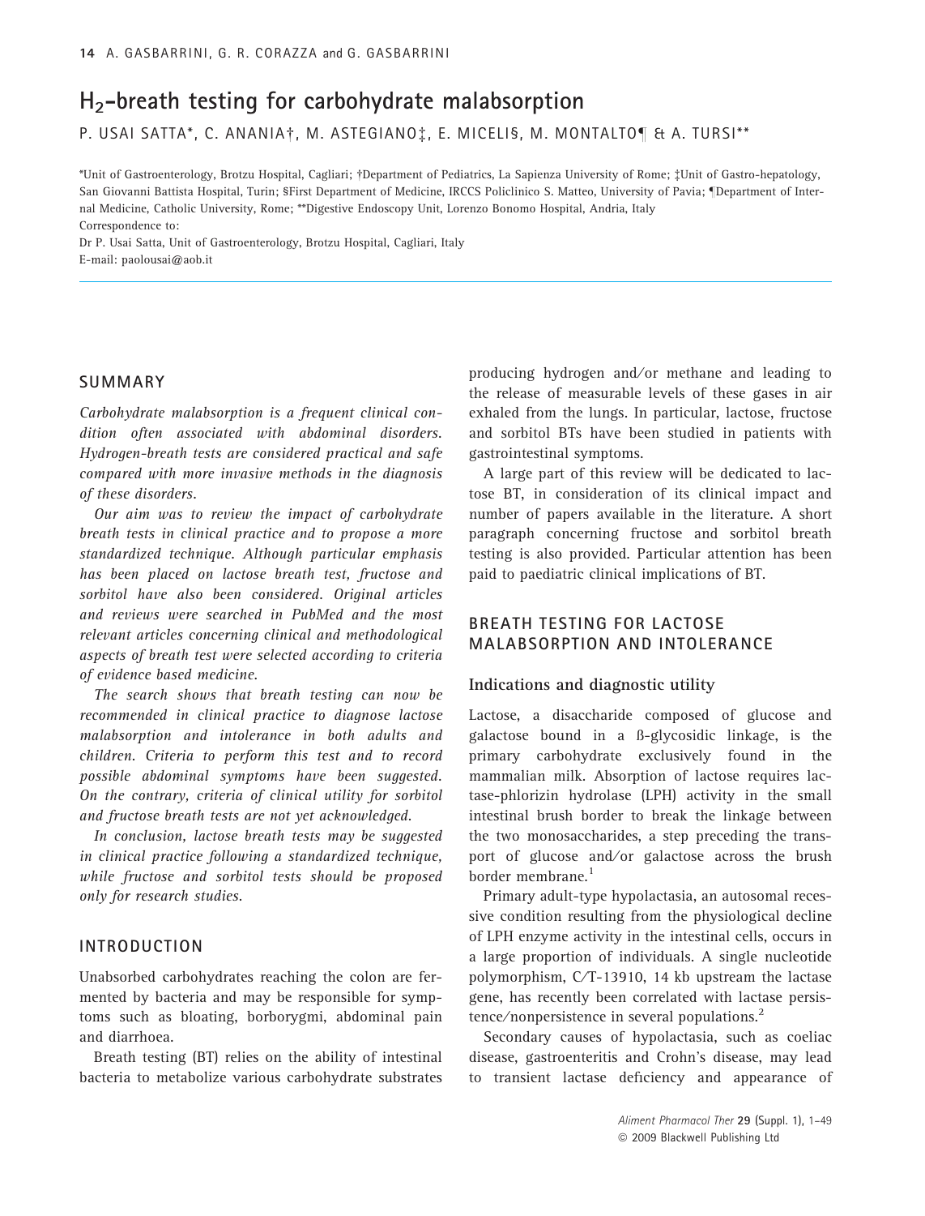# $H_2$-breath testing for carbohydrate malabsorption

P. USAI SATTA*, C. ANANIA†, M. ASTEGIANO‡, E. MICELI§, M. MONTALTO¶ & A. TURSI**

*Unit of Gastroenterology, Brotzu Hospital, Cagliari; †Department of Pediatrics, La Sapienza University of Rome; ‡Unit of Gastro-hepatology, San Giovanni Battista Hospital, Turin; §First Department of Medicine, IRCCS Policlinico S. Matteo, University of Pavia; ¶Department of Internal Medicine, Catholic University, Rome; **Digestive Endoscopy Unit, Lorenzo Bonomo Hospital, Andria, Italy

Correspondence to:
Dr P. Usai Satta, Unit of Gastroenterology, Brotzu Hospital, Cagliari, Italy
E-mail: paolousai@aob.it

## SUMMARY

*Carbohydrate malabsorption is a frequent clinical condition often associated with abdominal disorders. Hydrogen-breath tests are considered practical and safe compared with more invasive methods in the diagnosis of these disorders.*

*Our aim was to review the impact of carbohydrate breath tests in clinical practice and to propose a more standardized technique. Although particular emphasis has been placed on lactose breath test, fructose and sorbitol have also been considered. Original articles and reviews were searched in PubMed and the most relevant articles concerning clinical and methodological aspects of breath test were selected according to criteria of evidence based medicine.*

*The search shows that breath testing can now be recommended in clinical practice to diagnose lactose malabsorption and intolerance in both adults and children. Criteria to perform this test and to record possible abdominal symptoms have been suggested. On the contrary, criteria of clinical utility for sorbitol and fructose breath tests are not yet acknowledged.*

*In conclusion, lactose breath tests may be suggested in clinical practice following a standardized technique, while fructose and sorbitol tests should be proposed only for research studies.*

## INTRODUCTION

Unabsorbed carbohydrates reaching the colon are fermented by bacteria and may be responsible for symptoms such as bloating, borborygmi, abdominal pain and diarrhoea.

Breath testing (BT) relies on the ability of intestinal bacteria to metabolize various carbohydrate substrates producing hydrogen and/or methane and leading to the release of measurable levels of these gases in air exhaled from the lungs. In particular, lactose, fructose and sorbitol BTs have been studied in patients with gastrointestinal symptoms.

A large part of this review will be dedicated to lactose BT, in consideration of its clinical impact and number of papers available in the literature. A short paragraph concerning fructose and sorbitol breath testing is also provided. Particular attention has been paid to paediatric clinical implications of BT.

## BREATH TESTING FOR LACTOSE MALABSORPTION AND INTOLERANCE

### Indications and diagnostic utility

Lactose, a disaccharide composed of glucose and galactose bound in a ß-glycosidic linkage, is the primary carbohydrate exclusively found in the mammalian milk. Absorption of lactose requires lactase-phlorizin hydrolase (LPH) activity in the small intestinal brush border to break the linkage between the two monosaccharides, a step preceding the transport of glucose and/or galactose across the brush border membrane.[1]

Primary adult-type hypolactasia, an autosomal recessive condition resulting from the physiological decline of LPH enzyme activity in the intestinal cells, occurs in a large proportion of individuals. A single nucleotide polymorphism, C/T-13910, 14 kb upstream the lactase gene, has recently been correlated with lactase persistence/nonpersistence in several populations.[2]

Secondary causes of hypolactasia, such as coeliac disease, gastroenteritis and Crohn's disease, may lead to transient lactase deficiency and appearance of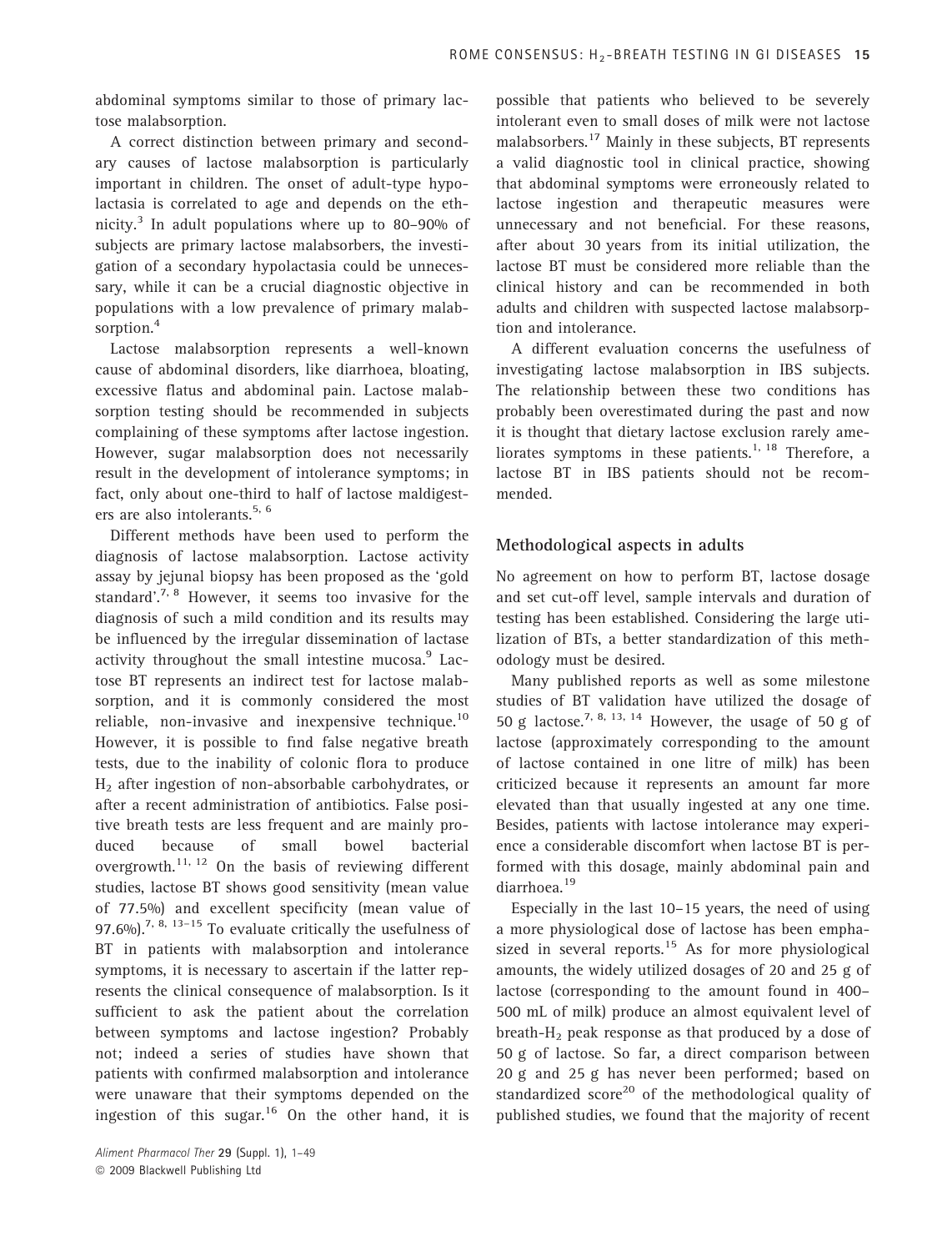abdominal symptoms similar to those of primary lactose malabsorption.

A correct distinction between primary and secondary causes of lactose malabsorption is particularly important in children. The onset of adult-type hypolactasia is correlated to age and depends on the ethnicity.[3] In adult populations where up to 80–90% of subjects are primary lactose malabsorbers, the investigation of a secondary hypolactasia could be unnecessary, while it can be a crucial diagnostic objective in populations with a low prevalence of primary malabsorption.[4]

Lactose malabsorption represents a well-known cause of abdominal disorders, like diarrhoea, bloating, excessive flatus and abdominal pain. Lactose malabsorption testing should be recommended in subjects complaining of these symptoms after lactose ingestion. However, sugar malabsorption does not necessarily result in the development of intolerance symptoms; in fact, only about one-third to half of lactose maldigesters are also intolerants.[5, 6]

Different methods have been used to perform the diagnosis of lactose malabsorption. Lactose activity assay by jejunal biopsy has been proposed as the 'gold standard'.[7, 8] However, it seems too invasive for the diagnosis of such a mild condition and its results may be influenced by the irregular dissemination of lactase activity throughout the small intestine mucosa.[9] Lactose BT represents an indirect test for lactose malabsorption, and it is commonly considered the most reliable, non-invasive and inexpensive technique.[10] However, it is possible to find false negative breath tests, due to the inability of colonic flora to produce $H_2$ after ingestion of non-absorbable carbohydrates, or after a recent administration of antibiotics. False positive breath tests are less frequent and are mainly produced because of small bowel bacterial overgrowth.[11, 12] On the basis of reviewing different studies, lactose BT shows good sensitivity (mean value of 77.5%) and excellent specificity (mean value of 97.6%).[7, 8, 13–15] To evaluate critically the usefulness of BT in patients with malabsorption and intolerance symptoms, it is necessary to ascertain if the latter represents the clinical consequence of malabsorption. Is it sufficient to ask the patient about the correlation between symptoms and lactose ingestion? Probably not; indeed a series of studies have shown that patients with confirmed malabsorption and intolerance were unaware that their symptoms depended on the ingestion of this sugar.[16] On the other hand, it is possible that patients who believed to be severely intolerant even to small doses of milk were not lactose malabsorbers.[17] Mainly in these subjects, BT represents a valid diagnostic tool in clinical practice, showing that abdominal symptoms were erroneously related to lactose ingestion and therapeutic measures were unnecessary and not beneficial. For these reasons, after about 30 years from its initial utilization, the lactose BT must be considered more reliable than the clinical history and can be recommended in both adults and children with suspected lactose malabsorption and intolerance.

A different evaluation concerns the usefulness of investigating lactose malabsorption in IBS subjects. The relationship between these two conditions has probably been overestimated during the past and now it is thought that dietary lactose exclusion rarely ameliorates symptoms in these patients.[1, 18] Therefore, a lactose BT in IBS patients should not be recommended.

## Methodological aspects in adults

No agreement on how to perform BT, lactose dosage and set cut-off level, sample intervals and duration of testing has been established. Considering the large utilization of BTs, a better standardization of this methodology must be desired.

Many published reports as well as some milestone studies of BT validation have utilized the dosage of 50 g lactose.[7, 8, 13, 14] However, the usage of 50 g of lactose (approximately corresponding to the amount of lactose contained in one litre of milk) has been criticized because it represents an amount far more elevated than that usually ingested at any one time. Besides, patients with lactose intolerance may experience a considerable discomfort when lactose BT is performed with this dosage, mainly abdominal pain and diarrhoea.[19]

Especially in the last 10–15 years, the need of using a more physiological dose of lactose has been emphasized in several reports.[15] As for more physiological amounts, the widely utilized dosages of 20 and 25 g of lactose (corresponding to the amount found in 400–500 mL of milk) produce an almost equivalent level of breath-$H_2$ peak response as that produced by a dose of 50 g of lactose. So far, a direct comparison between 20 g and 25 g has never been performed; based on standardized score[20] of the methodological quality of published studies, we found that the majority of recent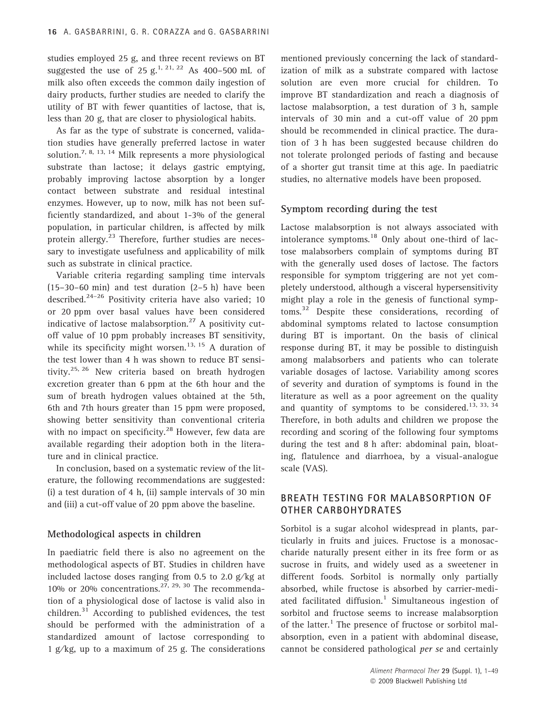studies employed 25 g, and three recent reviews on BT suggested the use of 25 g.[1, 21, 22] As 400–500 mL of milk also often exceeds the common daily ingestion of dairy products, further studies are needed to clarify the utility of BT with fewer quantities of lactose, that is, less than 20 g, that are closer to physiological habits.

As far as the type of substrate is concerned, validation studies have generally preferred lactose in water solution.[7, 8, 13, 14] Milk represents a more physiological substrate than lactose; it delays gastric emptying, probably improving lactose absorption by a longer contact between substrate and residual intestinal enzymes. However, up to now, milk has not been sufficiently standardized, and about 1-3% of the general population, in particular children, is affected by milk protein allergy.[23] Therefore, further studies are necessary to investigate usefulness and applicability of milk such as substrate in clinical practice.

Variable criteria regarding sampling time intervals (15–30–60 min) and test duration (2–5 h) have been described.[24–26] Positivity criteria have also varied; 10 or 20 ppm over basal values have been considered indicative of lactose malabsorption.[27] A positivity cut-off value of 10 ppm probably increases BT sensitivity, while its specificity might worsen.[13, 15] A duration of the test lower than 4 h was shown to reduce BT sensitivity.[25, 26] New criteria based on breath hydrogen excretion greater than 6 ppm at the 6th hour and the sum of breath hydrogen values obtained at the 5th, 6th and 7th hours greater than 15 ppm were proposed, showing better sensitivity than conventional criteria with no impact on specificity.[28] However, few data are available regarding their adoption both in the literature and in clinical practice.

In conclusion, based on a systematic review of the literature, the following recommendations are suggested: (i) a test duration of 4 h, (ii) sample intervals of 30 min and (iii) a cut-off value of 20 ppm above the baseline.

### Methodological aspects in children

In paediatric field there is also no agreement on the methodological aspects of BT. Studies in children have included lactose doses ranging from 0.5 to 2.0 g/kg at 10% or 20% concentrations.[27, 29, 30] The recommendation of a physiological dose of lactose is valid also in children.[31] According to published evidences, the test should be performed with the administration of a standardized amount of lactose corresponding to 1 g/kg, up to a maximum of 25 g. The considerations mentioned previously concerning the lack of standardization of milk as a substrate compared with lactose solution are even more crucial for children. To improve BT standardization and reach a diagnosis of lactose malabsorption, a test duration of 3 h, sample intervals of 30 min and a cut-off value of 20 ppm should be recommended in clinical practice. The duration of 3 h has been suggested because children do not tolerate prolonged periods of fasting and because of a shorter gut transit time at this age. In paediatric studies, no alternative models have been proposed.

### Symptom recording during the test

Lactose malabsorption is not always associated with intolerance symptoms.[18] Only about one-third of lactose malabsorbers complain of symptoms during BT with the generally used doses of lactose. The factors responsible for symptom triggering are not yet completely understood, although a visceral hypersensitivity might play a role in the genesis of functional symptoms.[32] Despite these considerations, recording of abdominal symptoms related to lactose consumption during BT is important. On the basis of clinical response during BT, it may be possible to distinguish among malabsorbers and patients who can tolerate variable dosages of lactose. Variability among scores of severity and duration of symptoms is found in the literature as well as a poor agreement on the quality and quantity of symptoms to be considered.[13, 33, 34] Therefore, in both adults and children we propose the recording and scoring of the following four symptoms during the test and 8 h after: abdominal pain, bloating, flatulence and diarrhoea, by a visual-analogue scale (VAS).

## BREATH TESTING FOR MALABSORPTION OF OTHER CARBOHYDRATES

Sorbitol is a sugar alcohol widespread in plants, particularly in fruits and juices. Fructose is a monosaccharide naturally present either in its free form or as sucrose in fruits, and widely used as a sweetener in different foods. Sorbitol is normally only partially absorbed, while fructose is absorbed by carrier-mediated facilitated diffusion.[1] Simultaneous ingestion of sorbitol and fructose seems to increase malabsorption of the latter.[1] The presence of fructose or sorbitol malabsorption, even in a patient with abdominal disease, cannot be considered pathological *per se* and certainly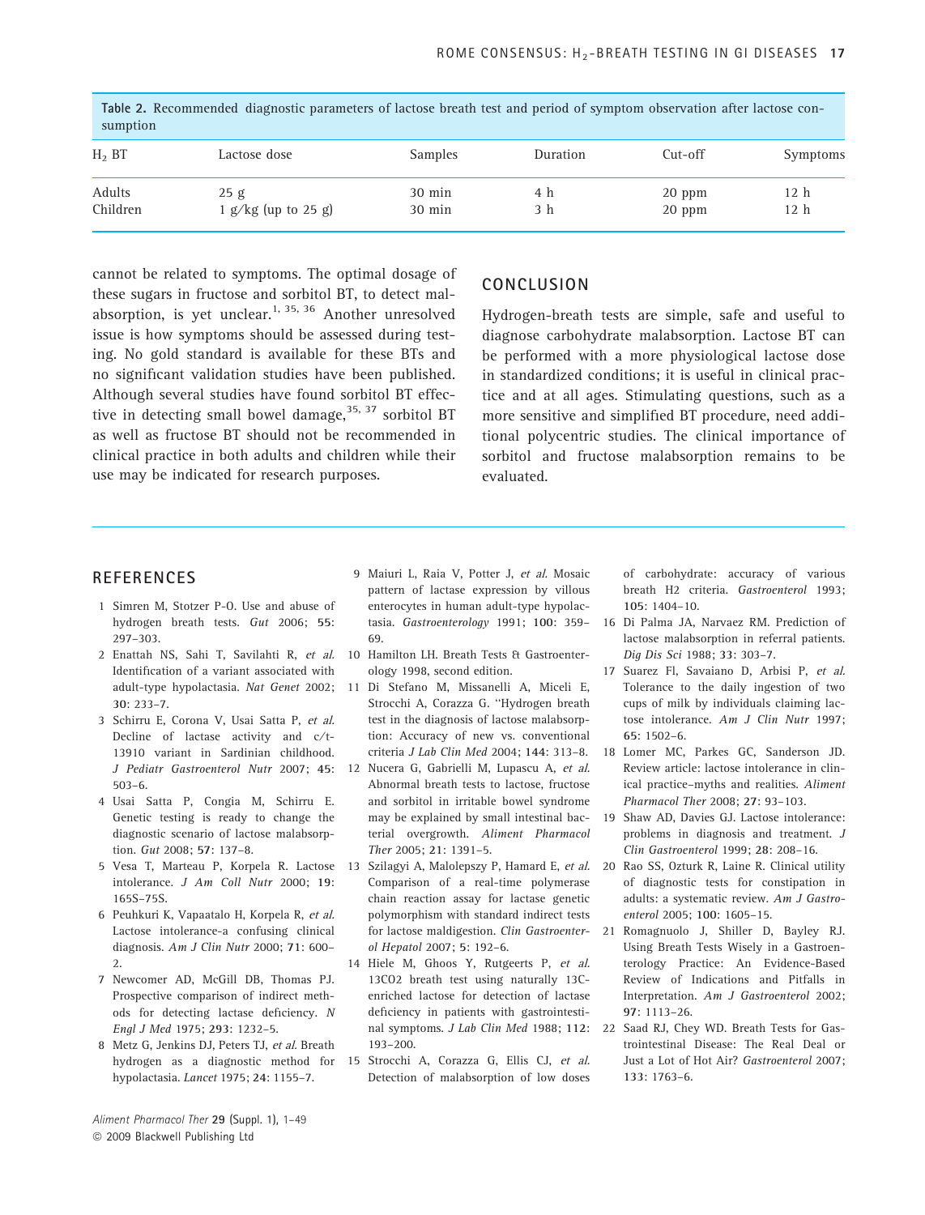**Table 2.** Recommended diagnostic parameters of lactose breath test and period of symptom observation after lactose consumption

| $H_2$ BT | Lactose dose | Samples | Duration | Cut-off | Symptoms |
|---|---|---|---|---|---|
| Adults | 25 g | 30 min | 4 h | 20 ppm | 12 h |
| Children | 1 g/kg (up to 25 g) | 30 min | 3 h | 20 ppm | 12 h |

cannot be related to symptoms. The optimal dosage of these sugars in fructose and sorbitol BT, to detect malabsorption, is yet unclear.[1, 35, 36] Another unresolved issue is how symptoms should be assessed during testing. No gold standard is available for these BTs and no significant validation studies have been published. Although several studies have found sorbitol BT effective in detecting small bowel damage,[35, 37] sorbitol BT as well as fructose BT should not be recommended in clinical practice in both adults and children while their use may be indicated for research purposes.

## CONCLUSION

Hydrogen-breath tests are simple, safe and useful to diagnose carbohydrate malabsorption. Lactose BT can be performed with a more physiological lactose dose in standardized conditions; it is useful in clinical practice and at all ages. Stimulating questions, such as a more sensitive and simplified BT procedure, need additional polycentric studies. The clinical importance of sorbitol and fructose malabsorption remains to be evaluated.

## REFERENCES

1 Simren M, Stotzer P-O. Use and abuse of hydrogen breath tests. *Gut* 2006; **55**: 297–303.

2 Enattah NS, Sahi T, Savilahti R, *et al.* Identification of a variant associated with adult-type hypolactasia. *Nat Genet* 2002; **30**: 233–7.

3 Schirru E, Corona V, Usai Satta P, *et al.* Decline of lactase activity and c/t-13910 variant in Sardinian childhood. *J Pediatr Gastroenterol Nutr* 2007; **45**: 503–6.

4 Usai Satta P, Congia M, Schirru E. Genetic testing is ready to change the diagnostic scenario of lactose malabsorption. *Gut* 2008; **57**: 137–8.

5 Vesa T, Marteau P, Korpela R. Lactose intolerance. *J Am Coll Nutr* 2000; **19**: 165S–75S.

6 Peuhkuri K, Vapaatalo H, Korpela R, *et al.* Lactose intolerance-a confusing clinical diagnosis. *Am J Clin Nutr* 2000; **71**: 600–2.

7 Newcomer AD, McGill DB, Thomas PJ. Prospective comparison of indirect methods for detecting lactase deficiency. *N Engl J Med* 1975; **293**: 1232–5.

8 Metz G, Jenkins DJ, Peters TJ, *et al.* Breath hydrogen as a diagnostic method for hypolactasia. *Lancet* 1975; **24**: 1155–7.

9 Maiuri L, Raia V, Potter J, *et al.* Mosaic pattern of lactase expression by villous enterocytes in human adult-type hypolactasia. *Gastroenterology* 1991; **100**: 359–69.

10 Hamilton LH. Breath Tests & Gastroenterology 1998, second edition.

11 Di Stefano M, Missanelli A, Miceli E, Strocchi A, Corazza G. ''Hydrogen breath test in the diagnosis of lactose malabsorption: Accuracy of new vs. conventional criteria *J Lab Clin Med* 2004; **144**: 313–8.

12 Nucera G, Gabrielli M, Lupascu A, *et al.* Abnormal breath tests to lactose, fructose and sorbitol in irritable bowel syndrome may be explained by small intestinal bacterial overgrowth. *Aliment Pharmacol Ther* 2005; **21**: 1391–5.

13 Szilagyi A, Malolepszy P, Hamard E, *et al.* Comparison of a real-time polymerase chain reaction assay for lactase genetic polymorphism with standard indirect tests for lactose maldigestion. *Clin Gastroenterol Hepatol* 2007; **5**: 192–6.

14 Hiele M, Ghoos Y, Rutgeerts P, *et al.* 13CO2 breath test using naturally 13C-enriched lactose for detection of lactase deficiency in patients with gastrointestinal symptoms. *J Lab Clin Med* 1988; **112**: 193–200.

15 Strocchi A, Corazza G, Ellis CJ, *et al.* Detection of malabsorption of low doses of carbohydrate: accuracy of various breath H2 criteria. *Gastroenterol* 1993; **105**: 1404–10.

16 Di Palma JA, Narvaez RM. Prediction of lactose malabsorption in referral patients. *Dig Dis Sci* 1988; **33**: 303–7.

17 Suarez Fl, Savaiano D, Arbisi P, *et al.* Tolerance to the daily ingestion of two cups of milk by individuals claiming lactose intolerance. *Am J Clin Nutr* 1997; **65**: 1502–6.

18 Lomer MC, Parkes GC, Sanderson JD. Review article: lactose intolerance in clinical practice–myths and realities. *Aliment Pharmacol Ther* 2008; **27**: 93–103.

19 Shaw AD, Davies GJ. Lactose intolerance: problems in diagnosis and treatment. *J Clin Gastroenterol* 1999; **28**: 208–16.

20 Rao SS, Ozturk R, Laine R. Clinical utility of diagnostic tests for constipation in adults: a systematic review. *Am J Gastroenterol* 2005; **100**: 1605–15.

21 Romagnuolo J, Shiller D, Bayley RJ. Using Breath Tests Wisely in a Gastroenterology Practice: An Evidence-Based Review of Indications and Pitfalls in Interpretation. *Am J Gastroenterol* 2002; **97**: 1113–26.

22 Saad RJ, Chey WD. Breath Tests for Gastrointestinal Disease: The Real Deal or Just a Lot of Hot Air? *Gastroenterol* 2007; **133**: 1763–6.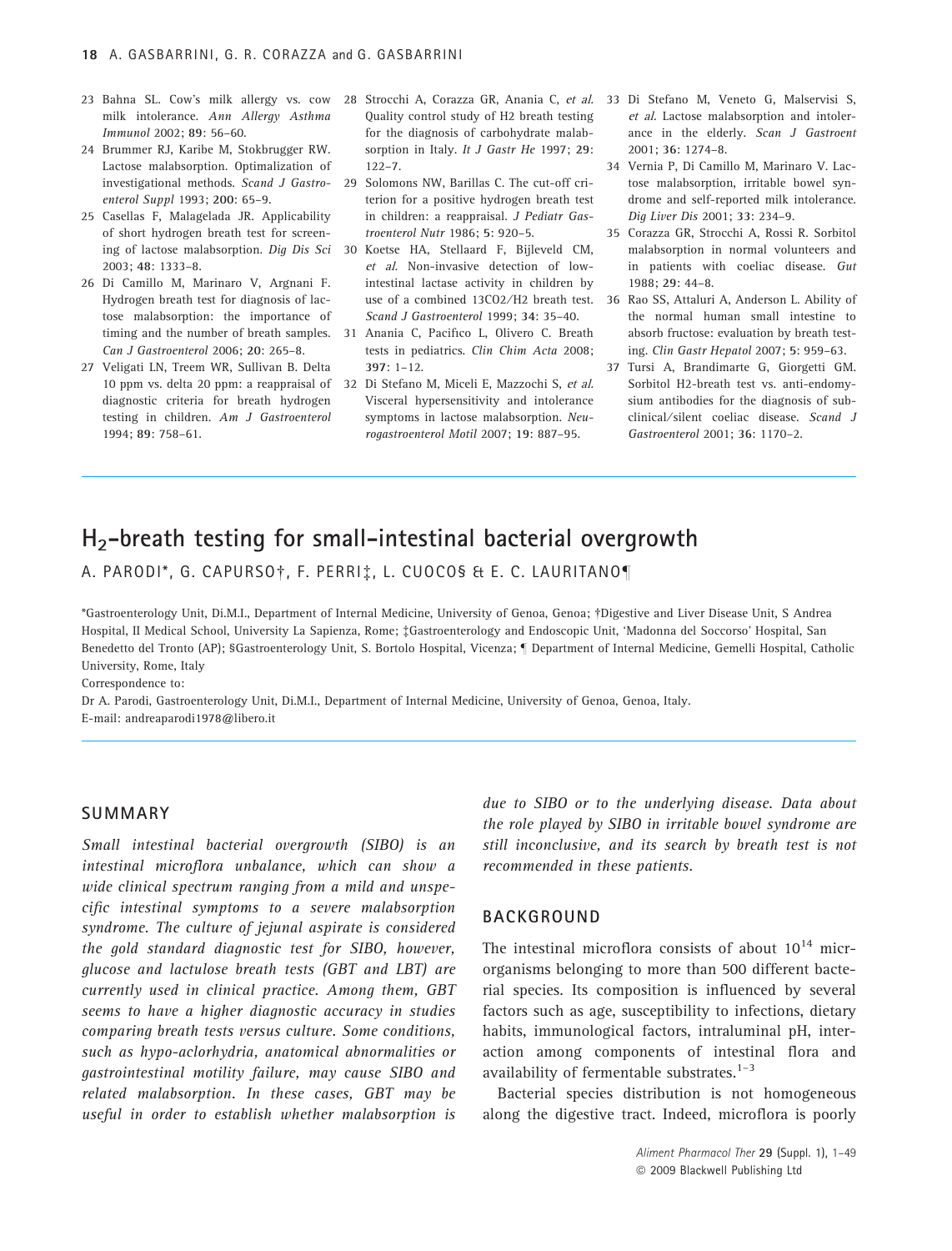23 Bahna SL. Cow's milk allergy vs. cow milk intolerance. *Ann Allergy Asthma Immunol* 2002; **89**: 56–60.

24 Brummer RJ, Karibe M, Stockbrugger RW. Lactose malabsorption. Optimalization of investigational methods. *Scand J Gastroenterol Suppl* 1993; **200**: 65–9.

25 Casellas F, Malagelada JR. Applicability of short hydrogen breath test for screening of lactose malabsorption. *Dig Dis Sci* 2003; **48**: 1333–8.

26 Di Camillo M, Marinaro V, Argnani F. Hydrogen breath test for diagnosis of lactose malabsorption: the importance of timing and the number of breath samples. *Can J Gastroenterol* 2006; **20**: 265–8.

27 Veligati LN, Treem WR, Sullivan B. Delta 10 ppm vs. delta 20 ppm: a reappraisal of diagnostic criteria for breath hydrogen testing in children. *Am J Gastroenterol* 1994; **89**: 758–61.

28 Strocchi A, Corazza GR, Anania C, *et al.* Quality control study of H2 breath testing for the diagnosis of carbohydrate malabsorption in Italy. *It J Gastr He* 1997; **29**: 122–7.

29 Solomons NW, Barillas C. The cut-off criterion for a positive hydrogen breath test in children: a reappraisal. *J Pediatr Gastroenterol Nutr* 1986; **5**: 920–5.

30 Koetse HA, Stellaard F, Bijleveld CM, *et al.* Non-invasive detection of low-intestinal lactase activity in children by use of a combined 13CO2/H2 breath test. *Scand J Gastroenterol* 1999; **34**: 35–40.

31 Anania C, Pacifico L, Olivero C. Breath tests in pediatrics. *Clin Chim Acta* 2008; **397**: 1–12.

32 Di Stefano M, Miceli E, Mazzochi S, *et al.* Visceral hypersensitivity and intolerance symptoms in lactose malabsorption. *Neurogastroenterol Motil* 2007; **19**: 887–95.

33 Di Stefano M, Veneto G, Malservisi S, *et al.* Lactose malabsorption and intolerance in the elderly. *Scan J Gastroent* 2001; **36**: 1274–8.

34 Vernia P, Di Camillo M, Marinaro V. Lactose malabsorption, irritable bowel syndrome and self-reported milk intolerance. *Dig Liver Dis* 2001; **33**: 234–9.

35 Corazza GR, Strocchi A, Rossi R. Sorbitol malabsorption in normal volunteers and in patients with coeliac disease. *Gut* 1988; **29**: 44–8.

36 Rao SS, Attaluri A, Anderson L. Ability of the normal human small intestine to absorb fructose: evaluation by breath testing. *Clin Gastr Hepatol* 2007; **5**: 959–63.

37 Tursi A, Brandimarte G, Giorgetti GM. Sorbitol H2-breath test vs. anti-endomysium antibodies for the diagnosis of subclinical/silent coeliac disease. *Scand J Gastroenterol* 2001; **36**: 1170–2.

# $H_2$-breath testing for small-intestinal bacterial overgrowth

A. PARODI*, G. CAPURSO†, F. PERRI‡, L. CUOCO§ & E. C. LAURITANO¶

*Gastroenterology Unit, Di.M.I., Department of Internal Medicine, University of Genoa, Genoa; †Digestive and Liver Disease Unit, S Andrea Hospital, II Medical School, University La Sapienza, Rome; ‡Gastroenterology and Endoscopic Unit, 'Madonna del Soccorso' Hospital, San Benedetto del Tronto (AP); §Gastroenterology Unit, S. Bortolo Hospital, Vicenza; ¶ Department of Internal Medicine, Gemelli Hospital, Catholic University, Rome, Italy

Correspondence to:
Dr A. Parodi, Gastroenterology Unit, Di.M.I., Department of Internal Medicine, University of Genoa, Genoa, Italy.
E-mail: andreaparodi1978@libero.it

## SUMMARY

*Small intestinal bacterial overgrowth (SIBO) is an intestinal microflora unbalance, which can show a wide clinical spectrum ranging from a mild and unspecific intestinal symptoms to a severe malabsorption syndrome. The culture of jejunal aspirate is considered the gold standard diagnostic test for SIBO, however, glucose and lactulose breath tests (GBT and LBT) are currently used in clinical practice. Among them, GBT seems to have a higher diagnostic accuracy in studies comparing breath tests versus culture. Some conditions, such as hypo-aclorhydria, anatomical abnormalities or gastrointestinal motility failure, may cause SIBO and related malabsorption. In these cases, GBT may be useful in order to establish whether malabsorption is due to SIBO or to the underlying disease. Data about the role played by SIBO in irritable bowel syndrome are still inconclusive, and its search by breath test is not recommended in these patients.*

## BACKGROUND

The intestinal microflora consists of about $10^{14}$ micrmicrororganisms belonging to more than 500 different bacterial species. Its composition is influenced by several factors such as age, susceptibility to infections, dietary habits, immunological factors, intraluminal pH, interaction among components of intestinal flora and availability of fermentable substrates.[1–3]

Bacterial species distribution is not homogeneous along the digestive tract. Indeed, microflora is poorly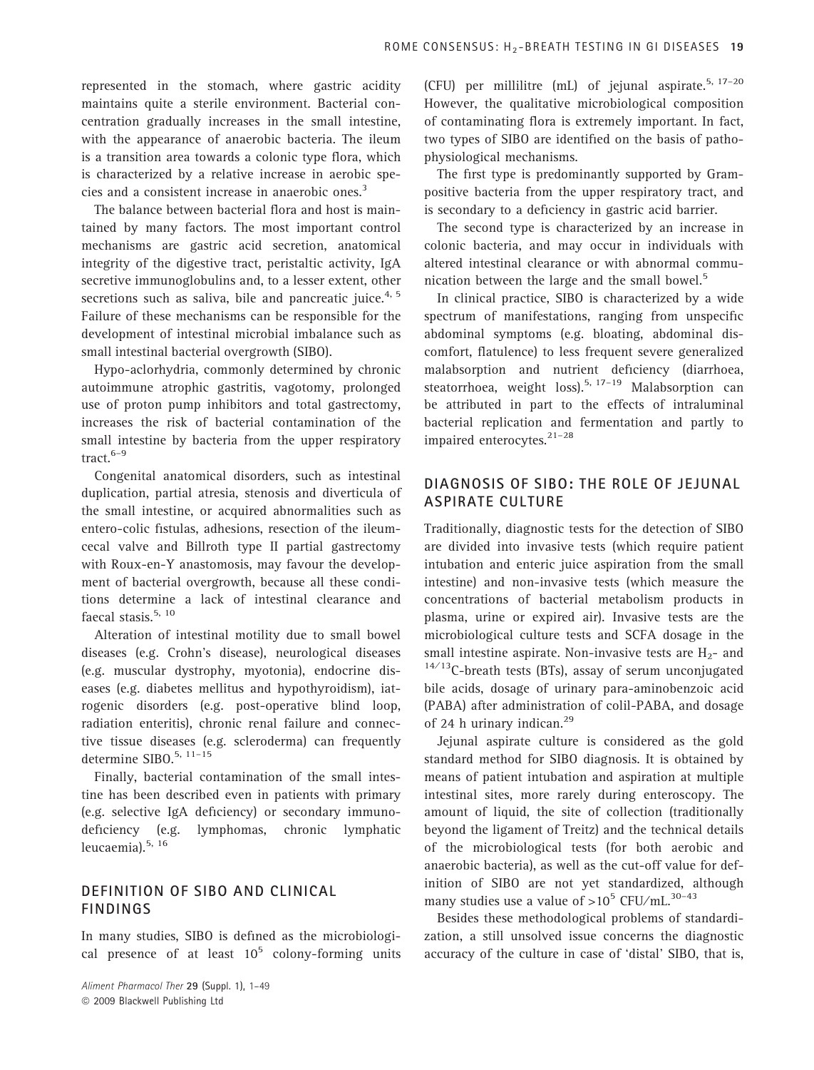represented in the stomach, where gastric acidity maintains quite a sterile environment. Bacterial concentration gradually increases in the small intestine, with the appearance of anaerobic bacteria. The ileum is a transition area towards a colonic type flora, which is characterized by a relative increase in aerobic species and a consistent increase in anaerobic ones.[3]

The balance between bacterial flora and host is maintained by many factors. The most important control mechanisms are gastric acid secretion, anatomical integrity of the digestive tract, peristaltic activity, IgA secretive immunoglobulins and, to a lesser extent, other secretions such as saliva, bile and pancreatic juice.[4, 5] Failure of these mechanisms can be responsible for the development of intestinal microbial imbalance such as small intestinal bacterial overgrowth (SIBO).

Hypo-aclorhydria, commonly determined by chronic autoimmune atrophic gastritis, vagotomy, prolonged use of proton pump inhibitors and total gastrectomy, increases the risk of bacterial contamination of the small intestine by bacteria from the upper respiratory tract.[6–9]

Congenital anatomical disorders, such as intestinal duplication, partial atresia, stenosis and diverticula of the small intestine, or acquired abnormalities such as entero-colic fistulas, adhesions, resection of the ileum-cecal valve and Billroth type II partial gastrectomy with Roux-en-Y anastomosis, may favour the development of bacterial overgrowth, because all these conditions determine a lack of intestinal clearance and faecal stasis.[5, 10]

Alteration of intestinal motility due to small bowel diseases (e.g. Crohn's disease), neurological diseases (e.g. muscular dystrophy, myotonia), endocrine diseases (e.g. diabetes mellitus and hypothyroidism), iatrogenic disorders (e.g. post-operative blind loop, radiation enteritis), chronic renal failure and connective tissue diseases (e.g. scleroderma) can frequently determine SIBO.[5, 11–15]

Finally, bacterial contamination of the small intestine has been described even in patients with primary (e.g. selective IgA deficiency) or secondary immunodeficiency (e.g. lymphomas, chronic lymphatic leucaemia).[5, 16]

## DEFINITION OF SIBO AND CLINICAL FINDINGS

In many studies, SIBO is defined as the microbiological presence of at least $10^5$ colony-forming units (CFU) per millilitre (mL) of jejunal aspirate.[5, 17–20] However, the qualitative microbiological composition of contaminating flora is extremely important. In fact, two types of SIBO are identified on the basis of pathophysiological mechanisms.

The first type is predominantly supported by Gram-positive bacteria from the upper respiratory tract, and is secondary to a deficiency in gastric acid barrier.

The second type is characterized by an increase in colonic bacteria, and may occur in individuals with altered intestinal clearance or with abnormal communication between the large and the small bowel.[5]

In clinical practice, SIBO is characterized by a wide spectrum of manifestations, ranging from unspecific abdominal symptoms (e.g. bloating, abdominal discomfort, flatulence) to less frequent severe generalized malabsorption and nutrient deficiency (diarrhoea, steatorrhoea, weight loss).[5, 17–19] Malabsorption can be attributed in part to the effects of intraluminal bacterial replication and fermentation and partly to impaired enterocytes.[21–28]

## DIAGNOSIS OF SIBO: THE ROLE OF JEJUNAL ASPIRATE CULTURE

Traditionally, diagnostic tests for the detection of SIBO are divided into invasive tests (which require patient intubation and enteric juice aspiration from the small intestine) and non-invasive tests (which measure the concentrations of bacterial metabolism products in plasma, urine or expired air). Invasive tests are the microbiological culture tests and SCFA dosage in the small intestine aspirate. Non-invasive tests are $H_2$- and $^{14/13}$C-breath tests (BTs), assay of serum unconjugated bile acids, dosage of urinary para-aminobenzoic acid (PABA) after administration of colil-PABA, and dosage of 24 h urinary indican.[29]

Jejunal aspirate culture is considered as the gold standard method for SIBO diagnosis. It is obtained by means of patient intubation and aspiration at multiple intestinal sites, more rarely during enteroscopy. The amount of liquid, the site of collection (traditionally beyond the ligament of Treitz) and the technical details of the microbiological tests (for both aerobic and anaerobic bacteria), as well as the cut-off value for definition of SIBO are not yet standardized, although many studies use a value of $>10^5$ CFU/mL.[30–43]

Besides these methodological problems of standardization, a still unsolved issue concerns the diagnostic accuracy of the culture in case of 'distal' SIBO, that is,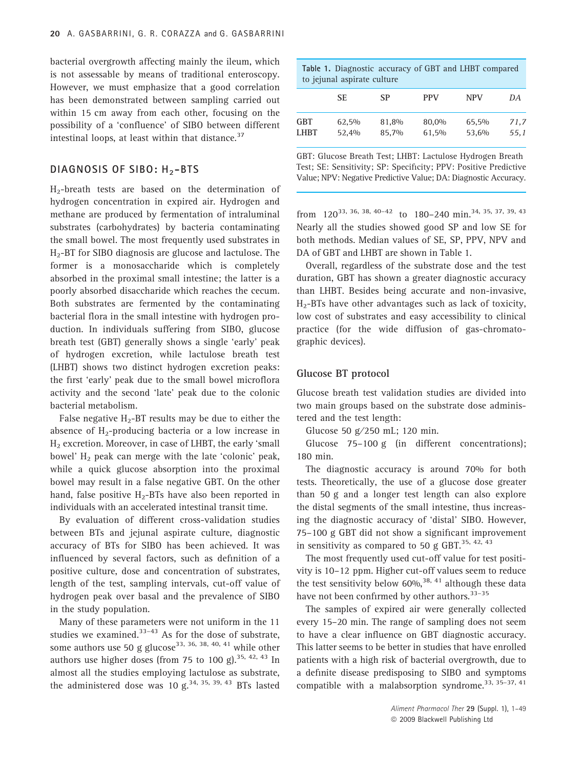bacterial overgrowth affecting mainly the ileum, which is not assessable by means of traditional enteroscopy. However, we must emphasize that a good correlation has been demonstrated between sampling carried out within 15 cm away from each other, focusing on the possibility of a 'confluence' of SIBO between different intestinal loops, at least within that distance.[37]

## DIAGNOSIS OF SIBO: $H_2$-BTS

$H_2$-breath tests are based on the determination of hydrogen concentration in expired air. Hydrogen and methane are produced by fermentation of intraluminal substrates (carbohydrates) by bacteria contaminating the small bowel. The most frequently used substrates in $H_2$-BT for SIBO diagnosis are glucose and lactulose. The former is a monosaccharide which is completely absorbed in the proximal small intestine; the latter is a poorly absorbed disaccharide which reaches the cecum. Both substrates are fermented by the contaminating bacterial flora in the small intestine with hydrogen production. In individuals suffering from SIBO, glucose breath test (GBT) generally shows a single 'early' peak of hydrogen excretion, while lactulose breath test (LHBT) shows two distinct hydrogen excretion peaks: the first 'early' peak due to the small bowel microflora activity and the second 'late' peak due to the colonic bacterial metabolism.

False negative $H_2$-BT results may be due to either the absence of $H_2$-producing bacteria or a low increase in $H_2$ excretion. Moreover, in case of LHBT, the early 'small bowel' $H_2$ peak can merge with the late 'colonic' peak, while a quick glucose absorption into the proximal bowel may result in a false negative GBT. On the other hand, false positive $H_2$-BTs have also been reported in individuals with an accelerated intestinal transit time.

By evaluation of different cross-validation studies between BTs and jejunal aspirate culture, diagnostic accuracy of BTs for SIBO has been achieved. It was influenced by several factors, such as definition of a positive culture, dose and concentration of substrates, length of the test, sampling intervals, cut-off value of hydrogen peak over basal and the prevalence of SIBO in the study population.

Many of these parameters were not uniform in the 11 studies we examined.[33–43] As for the dose of substrate, some authors use 50 g glucose[33, 36, 38, 40, 41] while other authors use higher doses (from 75 to 100 g).[35, 42, 43] In almost all the studies employing lactulose as substrate, the administered dose was 10 g.[34, 35, 39, 43] BTs lasted from 120[33, 36, 38, 40–42] to 180–240 min.[34, 35, 37, 39, 43] Nearly all the studies showed good SP and low SE for both methods. Median values of SE, SP, PPV, NPV and DA of GBT and LHBT are shown in Table 1.

**Table 1.** Diagnostic accuracy of GBT and LHBT compared to jejunal aspirate culture

| | SE | SP | PPV | NPV | *DA* |
|---|---|---|---|---|---|
| GBT | 62,5% | 81,8% | 80,0% | 65,5% | *71,7* |
| LHBT | 52,4% | 85,7% | 61,5% | 53,6% | *55,1* |

GBT: Glucose Breath Test; LHBT: Lactulose Hydrogen Breath Test; SE: Sensitivity; SP: Specificity; PPV: Positive Predictive Value; NPV: Negative Predictive Value; DA: Diagnostic Accuracy.

Overall, regardless of the substrate dose and the test duration, GBT has shown a greater diagnostic accuracy than LHBT. Besides being accurate and non-invasive, $H_2$-BTs have other advantages such as lack of toxicity, low cost of substrates and easy accessibility to clinical practice (for the wide diffusion of gas-chromatographic devices).

### Glucose BT protocol

Glucose breath test validation studies are divided into two main groups based on the substrate dose administered and the test length:

Glucose 50 g/250 mL; 120 min.

Glucose 75–100 g (in different concentrations); 180 min.

The diagnostic accuracy is around 70% for both tests. Theoretically, the use of a glucose dose greater than 50 g and a longer test length can also explore the distal segments of the small intestine, thus increasing the diagnostic accuracy of 'distal' SIBO. However, 75–100 g GBT did not show a significant improvement in sensitivity as compared to 50 g GBT.[35, 42, 43]

The most frequently used cut-off value for test positivity is 10–12 ppm. Higher cut-off values seem to reduce the test sensitivity below 60%,[38, 41] although these data have not been confirmed by other authors.[33–35]

The samples of expired air were generally collected every 15–20 min. The range of sampling does not seem to have a clear influence on GBT diagnostic accuracy. This latter seems to be better in studies that have enrolled patients with a high risk of bacterial overgrowth, due to a definite disease predisposing to SIBO and symptoms compatible with a malabsorption syndrome.[33, 35–37, 41]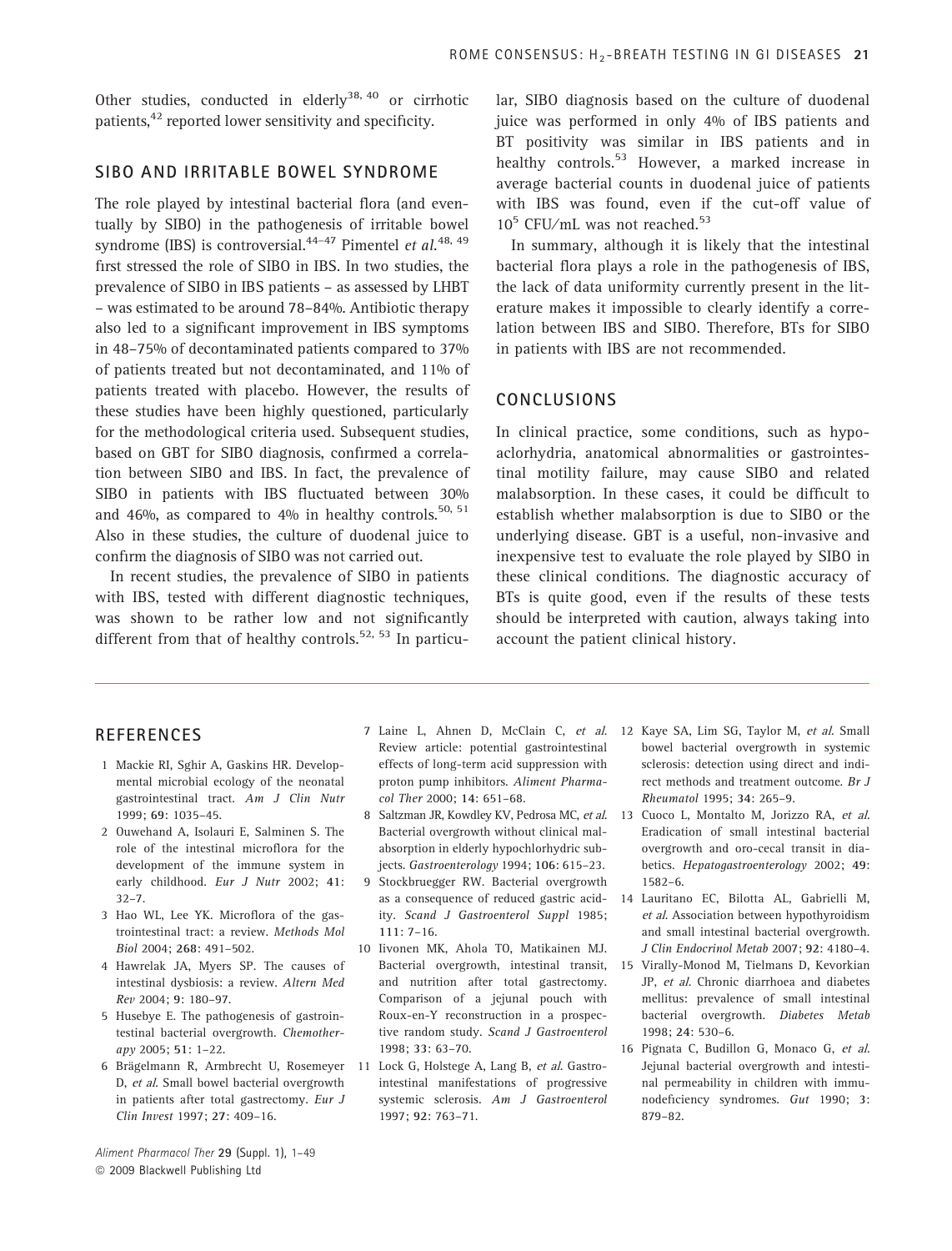Other studies, conducted in elderly[38, 40] or cirrhotic patients,[42] reported lower sensitivity and specificity.

## SIBO AND IRRITABLE BOWEL SYNDROME

The role played by intestinal bacterial flora (and eventually by SIBO) in the pathogenesis of irritable bowel syndrome (IBS) is controversial.[44–47] Pimentel *et al.*[48, 49] first stressed the role of SIBO in IBS. In two studies, the prevalence of SIBO in IBS patients – as assessed by LHBT – was estimated to be around 78–84%. Antibiotic therapy also led to a significant improvement in IBS symptoms in 48–75% of decontaminated patients compared to 37% of patients treated but not decontaminated, and 11% of patients treated with placebo. However, the results of these studies have been highly questioned, particularly for the methodological criteria used. Subsequent studies, based on GBT for SIBO diagnosis, confirmed a correlation between SIBO and IBS. In fact, the prevalence of SIBO in patients with IBS fluctuated between 30% and 46%, as compared to 4% in healthy controls.[50, 51] Also in these studies, the culture of duodenal juice to confirm the diagnosis of SIBO was not carried out.

In recent studies, the prevalence of SIBO in patients with IBS, tested with different diagnostic techniques, was shown to be rather low and not significantly different from that of healthy controls.[52, 53] In particular, SIBO diagnosis based on the culture of duodenal juice was performed in only 4% of IBS patients and BT positivity was similar in IBS patients and in healthy controls.[53] However, a marked increase in average bacterial counts in duodenal juice of patients with IBS was found, even if the cut-off value of $10^5$ CFU/mL was not reached.[53]

In summary, although it is likely that the intestinal bacterial flora plays a role in the pathogenesis of IBS, the lack of data uniformity currently present in the literature makes it impossible to clearly identify a correlation between IBS and SIBO. Therefore, BTs for SIBO in patients with IBS are not recommended.

## CONCLUSIONS

In clinical practice, some conditions, such as hypoaclorhydria, anatomical abnormalities or gastrointestinal motility failure, may cause SIBO and related malabsorption. In these cases, it could be difficult to establish whether malabsorption is due to SIBO or the underlying disease. GBT is a useful, non-invasive and inexpensive test to evaluate the role played by SIBO in these clinical conditions. The diagnostic accuracy of BTs is quite good, even if the results of these tests should be interpreted with caution, always taking into account the patient clinical history.

## REFERENCES

1 Mackie RI, Sghir A, Gaskins HR. Developmental microbial ecology of the neonatal gastrointestinal tract. *Am J Clin Nutr* 1999; **69**: 1035–45.

2 Ouwehand A, Isolauri E, Salminen S. The role of the intestinal microflora for the development of the immune system in early childhood. *Eur J Nutr* 2002; **41**: 32–7.

3 Hao WL, Lee YK. Microflora of the gastrointestinal tract: a review. *Methods Mol Biol* 2004; **268**: 491–502.

4 Hawrelak JA, Myers SP. The causes of intestinal dysbiosis: a review. *Altern Med Rev* 2004; **9**: 180–97.

5 Husebye E. The pathogenesis of gastrointestinal bacterial overgrowth. *Chemotherapy* 2005; **51**: 1–22.

6 Brägelmann R, Armbrecht U, Rosemeyer D, *et al.* Small bowel bacterial overgrowth in patients after total gastrectomy. *Eur J Clin Invest* 1997; **27**: 409–16.

7 Laine L, Ahnen D, McClain C, *et al.* Review article: potential gastrointestinal effects of long-term acid suppression with proton pump inhibitors. *Aliment Pharmacol Ther* 2000; **14**: 651–68.

8 Saltzman JR, Kowdley KV, Pedrosa MC, *et al.* Bacterial overgrowth without clinical malabsorption in elderly hypochlorhydric subjects. *Gastroenterology* 1994; **106**: 615–23.

9 Stockbruegger RW. Bacterial overgrowth as a consequence of reduced gastric acidity. *Scand J Gastroenterol Suppl* 1985; **111**: 7–16.

10 Iivonen MK, Ahola TO, Matikainen MJ. Bacterial overgrowth, intestinal transit, and nutrition after total gastrectomy. Comparison of a jejunal pouch with Roux-en-Y reconstruction in a prospective random study. *Scand J Gastroenterol* 1998; **33**: 63–70.

11 Lock G, Holstege A, Lang B, *et al.* Gastrointestinal manifestations of progressive systemic sclerosis. *Am J Gastroenterol* 1997; **92**: 763–71.

12 Kaye SA, Lim SG, Taylor M, *et al.* Small bowel bacterial overgrowth in systemic sclerosis: detection using direct and indirect methods and treatment outcome. *Br J Rheumatol* 1995; **34**: 265–9.

13 Cuoco L, Montalto M, Jorizzo RA, *et al.* Eradication of small intestinal bacterial overgrowth and oro-cecal transit in diabetics. *Hepatogastroenterology* 2002; **49**: 1582–6.

14 Lauritano EC, Bilotta AL, Gabrielli M, *et al.* Association between hypothyroidism and small intestinal bacterial overgrowth. *J Clin Endocrinol Metab* 2007; **92**: 4180–4.

15 Virally-Monod M, Tielmans D, Kevorkian JP, *et al.* Chronic diarrhoea and diabetes mellitus: prevalence of small intestinal bacterial overgrowth. *Diabetes Metab* 1998; **24**: 530–6.

16 Pignata C, Budillon G, Monaco G, *et al.* Jejunal bacterial overgrowth and intestinal permeability in children with immunodeficiency syndromes. *Gut* 1990; **3**: 879–82.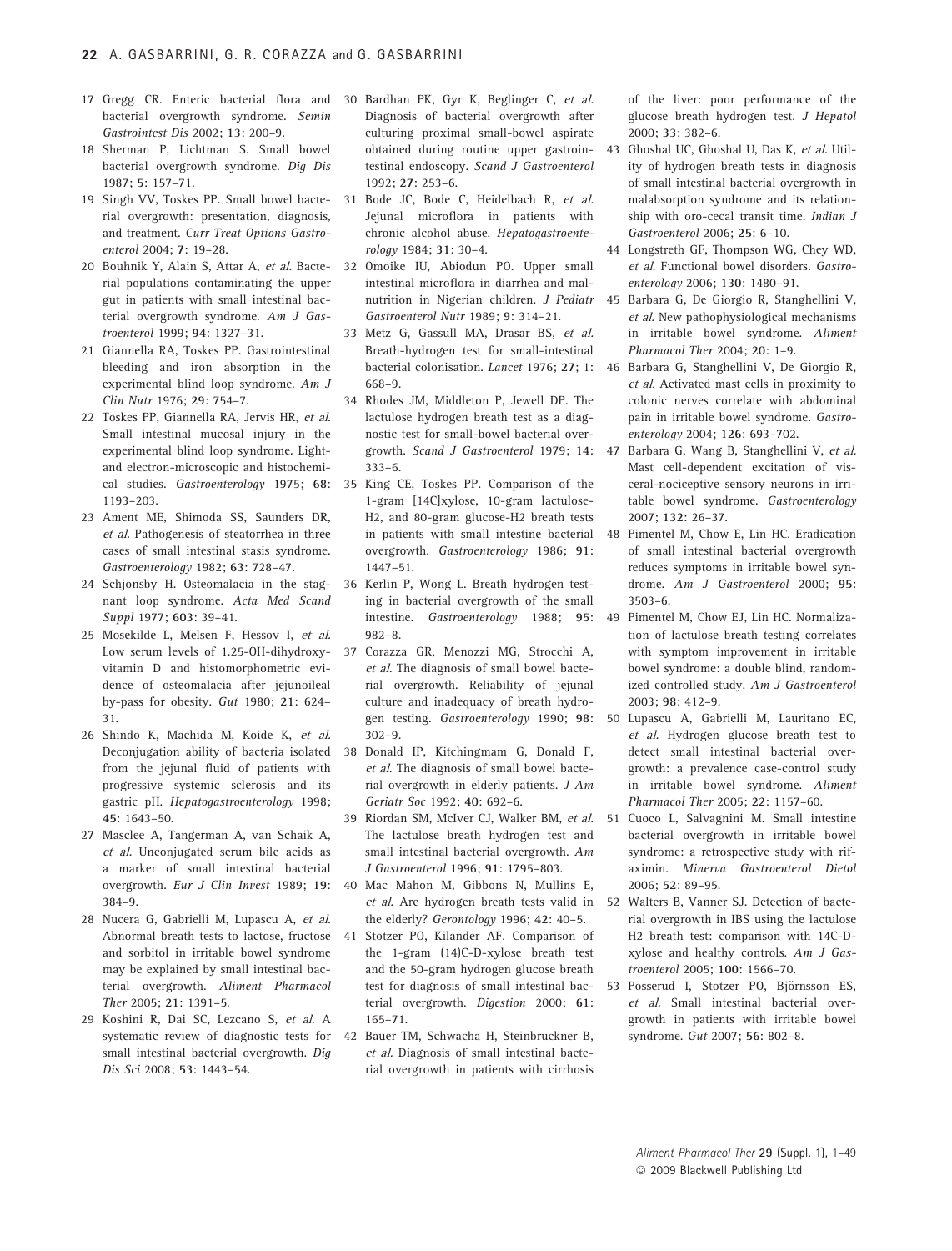17 Gregg CR. Enteric bacterial flora and bacterial overgrowth syndrome. *Semin Gastrointest Dis* 2002; **13**: 200–9.

18 Sherman P, Lichtman S. Small bowel bacterial overgrowth syndrome. *Dig Dis* 1987; **5**: 157–71.

19 Singh VV, Toskes PP. Small bowel bacterial overgrowth: presentation, diagnosis, and treatment. *Curr Treat Options Gastroenterol* 2004; **7**: 19–28.

20 Bouhnik Y, Alain S, Attar A, *et al.* Bacterial populations contaminating the upper gut in patients with small intestinal bacterial overgrowth syndrome. *Am J Gastroenterol* 1999; **94**: 1327–31.

21 Giannella RA, Toskes PP. Gastrointestinal bleeding and iron absorption in the experimental blind loop syndrome. *Am J Clin Nutr* 1976; **29**: 754–7.

22 Toskes PP, Giannella RA, Jervis HR, *et al.* Small intestinal mucosal injury in the experimental blind loop syndrome. Light- and electron-microscopic and histochemical studies. *Gastroenterology* 1975; **68**: 1193–203.

23 Ament ME, Shimoda SS, Saunders DR, *et al.* Pathogenesis of steatorrhea in three cases of small intestinal stasis syndrome. *Gastroenterology* 1982; **63**: 728–47.

24 Schjonsby H. Osteomalacia in the stagnant loop syndrome. *Acta Med Scand Suppl* 1977; **603**: 39–41.

25 Mosekilde L, Melsen F, Hessov I, *et al.* Low serum levels of 1.25-OH-dihydroxy-vitamin D and histomorphometric evidence of osteomalacia after jejunoileal by-pass for obesity. *Gut* 1980; **21**: 624–31.

26 Shindo K, Machida M, Koide K, *et al.* Deconjugation ability of bacteria isolated from the jejunal fluid of patients with progressive systemic sclerosis and its gastric pH. *Hepatogastroenterology* 1998; **45**: 1643–50.

27 Masclee A, Tangerman A, van Schaik A, *et al.* Unconjugated serum bile acids as a marker of small intestinal bacterial overgrowth. *Eur J Clin Invest* 1989; **19**: 384–9.

28 Nucera G, Gabrielli M, Lupascu A, *et al.* Abnormal breath tests to lactose, fructose and sorbitol in irritable bowel syndrome may be explained by small intestinal bacterial overgrowth. *Aliment Pharmacol Ther* 2005; **21**: 1391–5.

29 Koshini R, Dai SC, Lezcano S, *et al.* A systematic review of diagnostic tests for small intestinal bacterial overgrowth. *Dig Dis Sci* 2008; **53**: 1443–54.

30 Bardhan PK, Gyr K, Beglinger C, *et al.* Diagnosis of bacterial overgrowth after culturing proximal small-bowel aspirate obtained during routine upper gastrointestinal endoscopy. *Scand J Gastroenterol* 1992; **27**: 253–6.

31 Bode JC, Bode C, Heidelbach R, *et al.* Jejunal microflora in patients with chronic alcohol abuse. *Hepatogastroenterology* 1984; **31**: 30–4.

32 Omoike IU, Abiodun PO. Upper small intestinal microflora in diarrhea and malnutrition in Nigerian children. *J Pediatr Gastroenterol Nutr* 1989; **9**: 314–21.

33 Metz G, Gassull MA, Drasar BS, *et al.* Breath-hydrogen test for small-intestinal bacterial colonisation. *Lancet* 1976; **27**; 1: 668–9.

34 Rhodes JM, Middleton P, Jewell DP. The lactulose hydrogen breath test as a diagnostic test for small-bowel bacterial overgrowth. *Scand J Gastroenterol* 1979; **14**: 333–6.

35 King CE, Toskes PP. Comparison of the 1-gram [14C]xylose, 10-gram lactulose-H2, and 80-gram glucose-H2 breath tests in patients with small intestine bacterial overgrowth. *Gastroenterology* 1986; **91**: 1447–51.

36 Kerlin P, Wong L. Breath hydrogen testing in bacterial overgrowth of the small intestine. *Gastroenterology* 1988; **95**: 982–8.

37 Corazza GR, Menozzi MG, Strocchi A, *et al.* The diagnosis of small bowel bacterial overgrowth. Reliability of jejunal culture and inadequacy of breath hydrogen testing. *Gastroenterology* 1990; **98**: 302–9.

38 Donald IP, Kitchingmam G, Donald F, *et al.* The diagnosis of small bowel bacterial overgrowth in elderly patients. *J Am Geriatr Soc* 1992; **40**: 692–6.

39 Riordan SM, McIver CJ, Walker BM, *et al.* The lactulose breath hydrogen test and small intestinal bacterial overgrowth. *Am J Gastroenterol* 1996; **91**: 1795–803.

40 Mac Mahon M, Gibbons N, Mullins E, *et al.* Are hydrogen breath tests valid in the elderly? *Gerontology* 1996; **42**: 40–5.

41 Stotzer PO, Kilander AF. Comparison of the 1-gram (14)C-D-xylose breath test and the 50-gram hydrogen glucose breath test for diagnosis of small intestinal bacterial overgrowth. *Digestion* 2000; **61**: 165–71.

42 Bauer TM, Schwacha H, Steinbruckner B, *et al.* Diagnosis of small intestinal bacterial overgrowth in patients with cirrhosis of the liver: poor performance of the glucose breath hydrogen test. *J Hepatol* 2000; **33**: 382–6.

43 Ghoshal UC, Ghoshal U, Das K, *et al.* Utility of hydrogen breath tests in diagnosis of small intestinal bacterial overgrowth in malabsorption syndrome and its relationship with oro-cecal transit time. *Indian J Gastroenterol* 2006; **25**: 6–10.

44 Longstreth GF, Thompson WG, Chey WD, *et al.* Functional bowel disorders. *Gastroenterology* 2006; **130**: 1480–91.

45 Barbara G, De Giorgio R, Stanghellini V, *et al.* New pathophysiological mechanisms in irritable bowel syndrome. *Aliment Pharmacol Ther* 2004; **20**: 1–9.

46 Barbara G, Stanghellini V, De Giorgio R, *et al.* Activated mast cells in proximity to colonic nerves correlate with abdominal pain in irritable bowel syndrome. *Gastroenterology* 2004; **126**: 693–702.

47 Barbara G, Wang B, Stanghellini V, *et al.* Mast cell-dependent excitation of visceral-nociceptive sensory neurons in irritable bowel syndrome. *Gastroenterology* 2007; **132**: 26–37.

48 Pimentel M, Chow E, Lin HC. Eradication of small intestinal bacterial overgrowth reduces symptoms in irritable bowel syndrome. *Am J Gastroenterol* 2000; **95**: 3503–6.

49 Pimentel M, Chow EJ, Lin HC. Normalization of lactulose breath testing correlates with symptom improvement in irritable bowel syndrome: a double blind, randomized controlled study. *Am J Gastroenterol* 2003; **98**: 412–9.

50 Lupascu A, Gabrielli M, Lauritano EC, *et al.* Hydrogen glucose breath test to detect small intestinal bacterial overgrowth: a prevalence case-control study in irritable bowel syndrome. *Aliment Pharmacol Ther* 2005; **22**: 1157–60.

51 Cuoco L, Salvagnini M. Small intestine bacterial overgrowth in irritable bowel syndrome: a retrospective study with rifaximin. *Minerva Gastroenterol Dietol* 2006; **52**: 89–95.

52 Walters B, Vanner SJ. Detection of bacterial overgrowth in IBS using the lactulose H2 breath test: comparison with 14C-D-xylose and healthy controls. *Am J Gastroenterol* 2005; **100**: 1566–70.

53 Posserud I, Stotzer PO, Björnsson ES, *et al.* Small intestinal bacterial overgrowth in patients with irritable bowel syndrome. *Gut* 2007; **56**: 802–8.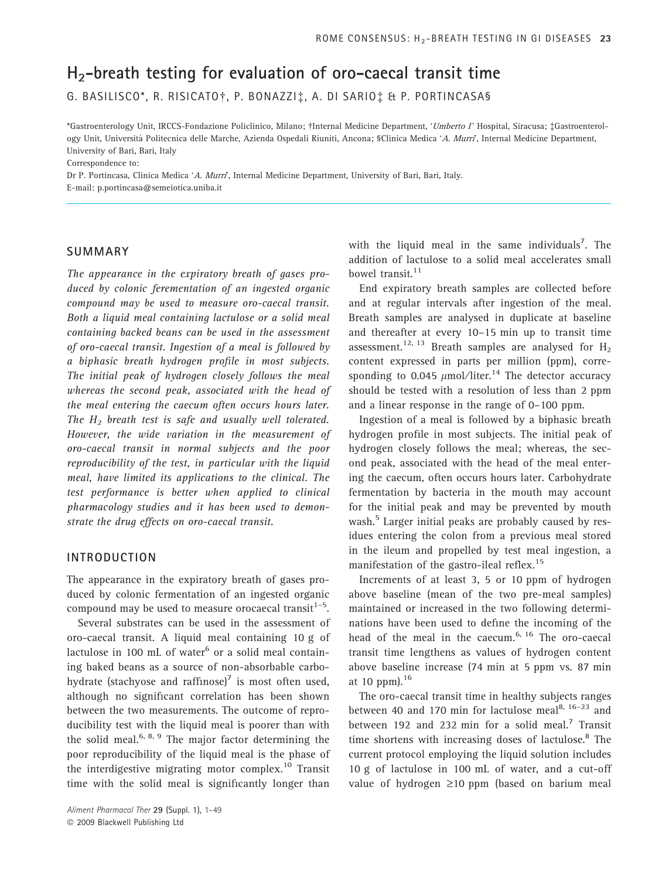# $H_2$-breath testing for evaluation of oro-caecal transit time

G. BASILISCO*, R. RISICATO†, P. BONAZZI‡, A. DI SARIO‡ & P. PORTINCASA§

*Gastroenterology Unit, IRCCS-Fondazione Policlinico, Milano; †Internal Medicine Department, '*Umberto I*' Hospital, Siracusa; ‡Gastroenterology Unit, Università Politecnica delle Marche, Azienda Ospedali Riuniti, Ancona; §Clinica Medica '*A. Murri*', Internal Medicine Department, University of Bari, Bari, Italy

Correspondence to:
Dr P. Portincasa, Clinica Medica '*A. Murri*', Internal Medicine Department, University of Bari, Bari, Italy.
E-mail: p.portincasa@semeiotica.uniba.it

## SUMMARY

*The appearance in the expiratory breath of gases produced by colonic feremementation of an ingested organic compound may be used to measure oro-caecal transit. Both a liquid meal containing lactulose or a solid meal containing backed beans can be used in the assessment of oro-caecal transit. Ingestion of a meal is followed by a biphasic breath hydrogen profile in most subjects. The initial peak of hydrogen closely follows the meal whereas the second peak, associated with the head of the meal entering the caecum often occurs hours later. The $H_2$ breath test is safe and usually well tolerated. However, the wide variation in the measurement of oro-caecal transit in normal subjects and the poor reproducibility of the test, in particular with the liquid meal, have limited its applications to the clinical. The test performance is better when applied to clinical pharmacology studies and it has been used to demonstrate the drug effects on oro-caecal transit.*

## INTRODUCTION

The appearance in the expiratory breath of gases produced by colonic fermentation of an ingested organic compound may be used to measure orocaecal transit[1–5].

Several substrates can be used in the assessment of oro-caecal transit. A liquid meal containing 10 g of lactulose in 100 mL of water[6] or a solid meal containing baked beans as a source of non-absorbable carbohydrate (stachyose and raffinose)[7] is most often used, although no significant correlation has been shown between the two measurements. The outcome of reproducibility test with the liquid meal is poorer than with the solid meal.[6, 8, 9] The major factor determining the poor reproducibility of the liquid meal is the phase of the interdigestive migrating motor complex.[10] Transit time with the solid meal is significantly longer than with the liquid meal in the same individuals[7]. The addition of lactulose to a solid meal accelerates small bowel transit.[11]

End expiratory breath samples are collected before and at regular intervals after ingestion of the meal. Breath samples are analysed in duplicate at baseline and thereafter at every 10–15 min up to transit time assessment.[12, 13] Breath samples are analysed for $H_2$ content expressed in parts per million (ppm), corresponding to 0.045 $\mu$mol/liter.[14] The detector accuracy should be tested with a resolution of less than 2 ppm and a linear response in the range of 0–100 ppm.

Ingestion of a meal is followed by a biphasic breath hydrogen profile in most subjects. The initial peak of hydrogen closely follows the meal; whereas, the second peak, associated with the head of the meal entering the caecum, often occurs hours later. Carbohydrate fermentation by bacteria in the mouth may account for the initial peak and may be prevented by mouth wash.[5] Larger initial peaks are probably caused by residues entering the colon from a previous meal stored in the ileum and propelled by test meal ingestion, a manifestation of the gastro-ileal reflex.[15]

Increments of at least 3, 5 or 10 ppm of hydrogen above baseline (mean of the two pre-meal samples) maintained or increased in the two following determinations have been used to define the incoming of the head of the meal in the caecum.[6, 16] The oro-caecal transit time lengthens as values of hydrogen content above baseline increase (74 min at 5 ppm vs. 87 min at 10 ppm).[16]

The oro-caecal transit time in healthy subjects ranges between 40 and 170 min for lactulose meal[8, 16–23] and between 192 and 232 min for a solid meal.[7] Transit time shortens with increasing doses of lactulose.[8] The current protocol employing the liquid solution includes 10 g of lactulose in 100 mL of water, and a cut-off value of hydrogen ≥10 ppm (based on barium meal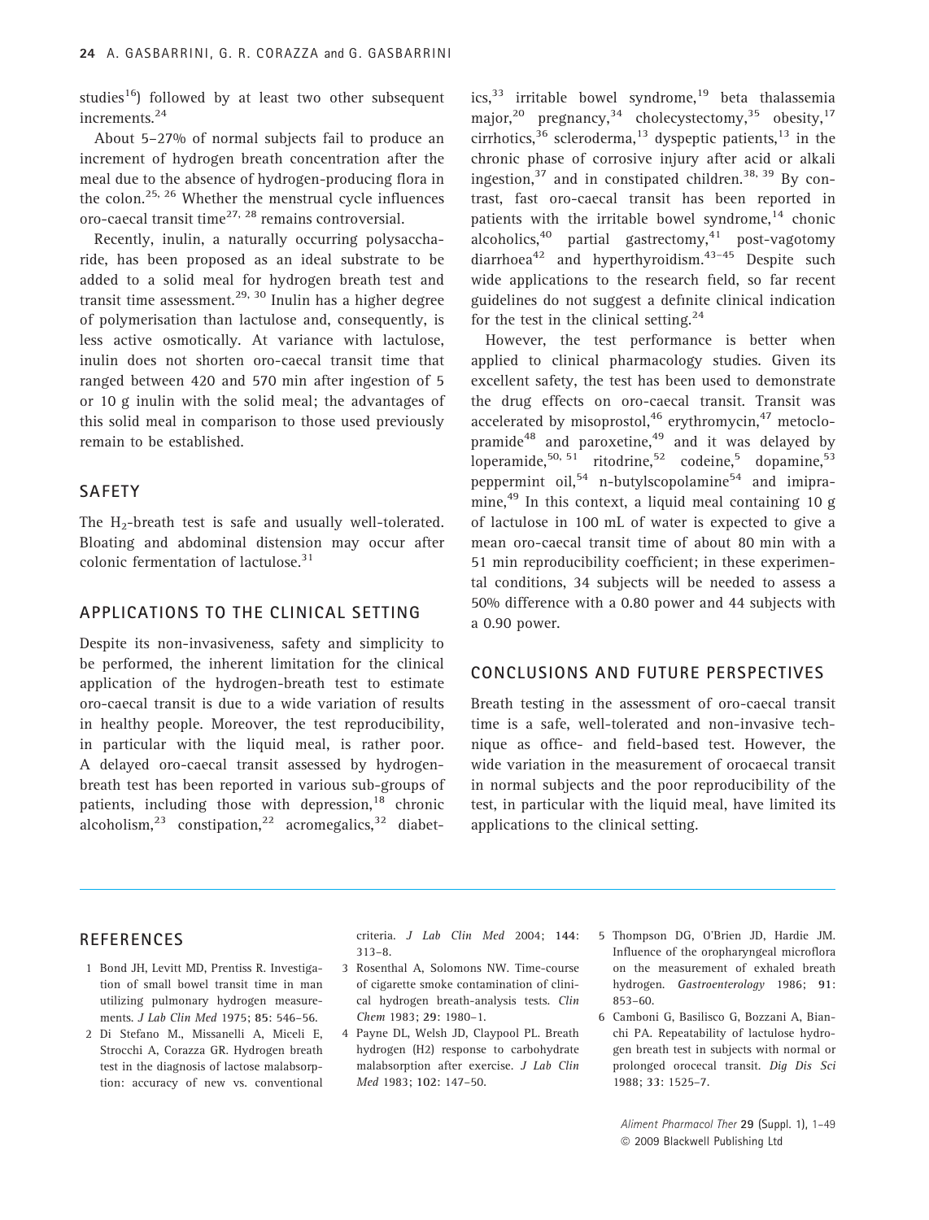studies[16]) followed by at least two other subsequent increments.[24]

About 5–27% of normal subjects fail to produce an increment of hydrogen breath concentration after the meal due to the absence of hydrogen-producing flora in the colon.[25, 26] Whether the menstrual cycle influences oro-caecal transit time[27, 28] remains controversial.

Recently, inulin, a naturally occurring polysaccharide, has been proposed as an ideal substrate to be added to a solid meal for hydrogen breath test and transit time assessment.[29, 30] Inulin has a higher degree of polymerisation than lactulose and, consequently, is less active osmotically. At variance with lactulose, inulin does not shorten oro-caecal transit time that ranged between 420 and 570 min after ingestion of 5 or 10 g inulin with the solid meal; the advantages of this solid meal in comparison to those used previously remain to be established.

## SAFETY

The $H_2$-breath test is safe and usually well-tolerated. Bloating and abdominal distension may occur after colonic fermentation of lactulose.[31]

## APPLICATIONS TO THE CLINICAL SETTING

Despite its non-invasiveness, safety and simplicity to be performed, the inherent limitation for the clinical application of the hydrogen-breath test to estimate oro-caecal transit is due to a wide variation of results in healthy people. Moreover, the test reproducibility, in particular with the liquid meal, is rather poor. A delayed oro-caecal transit assessed by hydrogen-breath test has been reported in various sub-groups of patients, including those with depression,[18] chronic alcoholism,[23] constipation,[22] acromegalics,[32] diabetics,[33] irritable bowel syndrome,[19] beta thalassemia major,[20] pregnancy,[34] cholecystectomy,[35] obesity,[17] cirrhotics,[36] scleroderma,[13] dyspeptic patients,[13] in the chronic phase of corrosive injury after acid or alkali ingestion,[37] and in constipated children.[38, 39] By contrast, fast oro-caecal transit has been reported in patients with the irritable bowel syndrome,[14] chonic alcoholics,[40] partial gastrectomy,[41] post-vagotomy diarrhoea[42] and hyperthyroidism.[43–45] Despite such wide applications to the research field, so far recent guidelines do not suggest a definite clinical indication for the test in the clinical setting.[24]

However, the test performance is better when applied to clinical pharmacology studies. Given its excellent safety, the test has been used to demonstrate the drug effects on oro-caecal transit. Transit was accelerated by misoprostol,[46] erythromycin,[47] metoclopramide[48] and paroxetine,[49] and it was delayed by loperamide,[50, 51] ritodrine,[52] codeine,[5] dopamine,[53] peppermint oil,[54] n-butylscopolamine[54] and imipramine.[49] In this context, a liquid meal containing 10 g of lactulose in 100 mL of water is expected to give a mean oro-caecal transit time of about 80 min with a 51 min reproducibility coefficient; in these experimental conditions, 34 subjects will be needed to assess a 50% difference with a 0.80 power and 44 subjects with a 0.90 power.

## CONCLUSIONS AND FUTURE PERSPECTIVES

Breath testing in the assessment of oro-caecal transit time is a safe, well-tolerated and non-invasive technique as office- and field-based test. However, the wide variation in the measurement of orocaecal transit in normal subjects and the poor reproducibility of the test, in particular with the liquid meal, have limited its applications to the clinical setting.

## REFERENCES

1 Bond JH, Levitt MD, Prentiss R. Investigation of small bowel transit time in man utilizing pulmonary hydrogen measurements. *J Lab Clin Med* 1975; **85**: 546–56.

2 Di Stefano M., Missanelli A, Miceli E, Strocchi A, Corazza GR. Hydrogen breath test in the diagnosis of lactose malabsorption: accuracy of new vs. conventional criteria. *J Lab Clin Med* 2004; **144**: 313–8.

3 Rosenthal A, Solomons NW. Time-course of cigarette smoke contamination of clinical hydrogen breath-analysis tests. *Clin Chem* 1983; **29**: 1980–1.

4 Payne DL, Welsh JD, Claypool PL. Breath hydrogen (H2) response to carbohydrate malabsorption after exercise. *J Lab Clin Med* 1983; **102**: 147–50.

5 Thompson DG, O'Brien JD, Hardie JM. Influence of the oropharyngeal microflora on the measurement of exhaled breath hydrogen. *Gastroenterology* 1986; **91**: 853–60.

6 Camboni G, Basilisco G, Bozzani A, Bianchi PA. Repeatability of lactulose hydrogen breath test in subjects with normal or prolonged orocecal transit. *Dig Dis Sci* 1988; **33**: 1525–7.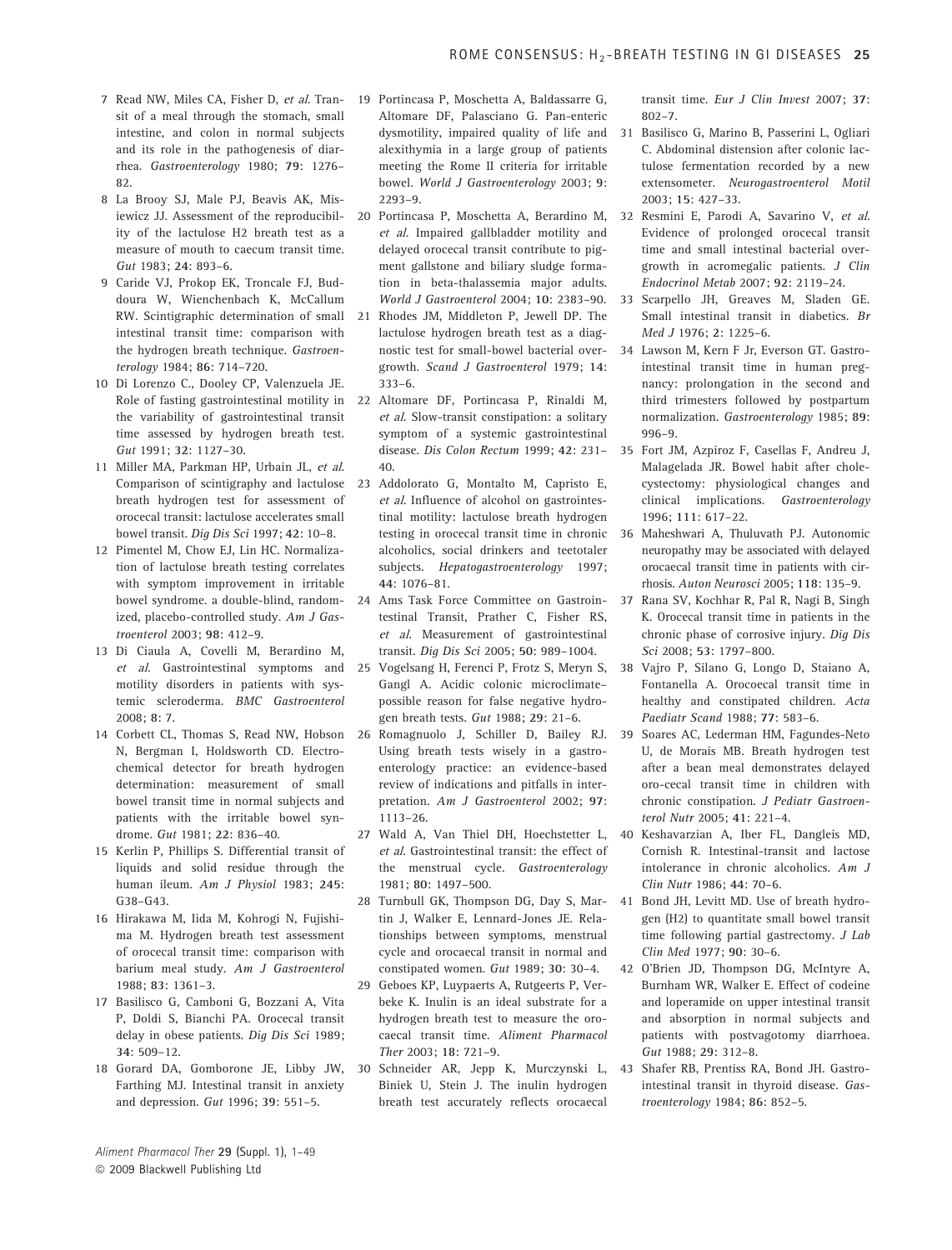7 Read NW, Miles CA, Fisher D, *et al.* Transit of a meal through the stomach, small intestine, and colon in normal subjects and its role in the pathogenesis of diarrhea. *Gastroenterology* 1980; **79**: 1276–82.

8 La Brooy SJ, Male PJ, Beavis AK, Misiewicz JJ. Assessment of the reproducibility of the lactulose H2 breath test as a measure of mouth to caecum transit time. *Gut* 1983; **24**: 893–6.

9 Caride VJ, Prokop EK, Troncale FJ, Buddoura W, Wienchenbach K, McCallum RW. Scintigraphic determination of small intestinal transit time: comparison with the hydrogen breath technique. *Gastroenterology* 1984; **86**: 714–720.

10 Di Lorenzo C., Dooley CP, Valenzuela JE. Role of fasting gastrointestinal motility in the variability of gastrointestinal transit time assessed by hydrogen breath test. *Gut* 1991; **32**: 1127–30.

11 Miller MA, Parkman HP, Urbain JL, *et al.* Comparison of scintigraphy and lactulose breath hydrogen test for assessment of orocecal transit: lactulose accelerates small bowel transit. *Dig Dis Sci* 1997; **42**: 10–8.

12 Pimentel M, Chow EJ, Lin HC. Normalization of lactulose breath testing correlates with symptom improvement in irritable bowel syndrome. a double-blind, randomized, placebo-controlled study. *Am J Gastroenterol* 2003; **98**: 412–9.

13 Di Ciaula A, Covelli M, Berardino M, *et al.* Gastrointestinal symptoms and motility disorders in patients with systemic scleroderma. *BMC Gastroenterol* 2008; **8**: 7.

14 Corbett CL, Thomas S, Read NW, Hobson N, Bergman I, Holdsworth CD. Electrochemical detector for breath hydrogen determination: measurement of small bowel transit time in normal subjects and patients with the irritable bowel syndrome. *Gut* 1981; **22**: 836–40.

15 Kerlin P, Phillips S. Differential transit of liquids and solid residue through the human ileum. *Am J Physiol* 1983; **245**: G38–G43.

16 Hirakawa M, Iida M, Kohrogi N, Fujishima M. Hydrogen breath test assessment of orocecal transit time: comparison with barium meal study. *Am J Gastroenterol* 1988; **83**: 1361–3.

17 Basilisco G, Camboni G, Bozzani A, Vita P, Doldi S, Bianchi PA. Orocecal transit delay in obese patients. *Dig Dis Sci* 1989; **34**: 509–12.

18 Gorard DA, Gomborone JE, Libby JW, Farthing MJ. Intestinal transit in anxiety and depression. *Gut* 1996; **39**: 551–5.

19 Portincasa P, Moschetta A, Baldassarre G, Altomare DF, Palasciano G. Pan-enteric dysmotility, impaired quality of life and alexithymia in a large group of patients meeting the Rome II criteria for irritable bowel. *World J Gastroenterology* 2003; **9**: 2293–9.

20 Portincasa P, Moschetta A, Berardino M, *et al.* Impaired gallbladder motility and delayed orocecal transit contribute to pigment gallstone and biliary sludge formation in beta-thalassemia major adults. *World J Gastroenterol* 2004; **10**: 2383–90.

21 Rhodes JM, Middleton P, Jewell DP. The lactulose hydrogen breath test as a diagnostic test for small-bowel bacterial overgrowth. *Scand J Gastroenterol* 1979; **14**: 333–6.

22 Altomare DF, Portincasa P, Rinaldi M, *et al.* Slow-transit constipation: a solitary symptom of a systemic gastrointestinal disease. *Dis Colon Rectum* 1999; **42**: 231–40.

23 Addolorato G, Montalto M, Capristo E, *et al.* Influence of alcohol on gastrointestinal motility: lactulose breath hydrogen testing in orocecal transit time in chronic alcoholics, social drinkers and teetotaler subjects. *Hepatogastroenterology* 1997; **44**: 1076–81.

24 Ams Task Force Committee on Gastrointestinal Transit, Prather C, Fisher RS, *et al.* Measurement of gastrointestinal transit. *Dig Dis Sci* 2005; **50**: 989–1004.

25 Vogelsang H, Ferenci P, Frotz S, Meryn S, Gangl A. Acidic colonic microclimate–possible reason for false negative hydrogen breath tests. *Gut* 1988; **29**: 21–6.

26 Romagnuolo J, Schiller D, Bailey RJ. Using breath tests wisely in a gastroenterology practice: an evidence-based review of indications and pitfalls in interpretation. *Am J Gastroenterol* 2002; **97**: 1113–26.

27 Wald A, Van Thiel DH, Hoechstetter L, *et al.* Gastrointestinal transit: the effect of the menstrual cycle. *Gastroenterology* 1981; **80**: 1497–500.

28 Turnbull GK, Thompson DG, Day S, Martin J, Walker E, Lennard-Jones JE. Relationships between symptoms, menstrual cycle and orocaecal transit in normal and constipated women. *Gut* 1989; **30**: 30–4.

29 Geboes KP, Luypaerts A, Rutgeerts P, Verbeke K. Inulin is an ideal substrate for a hydrogen breath test to measure the orocaecal transit time. *Aliment Pharmacol Ther* 2003; **18**: 721–9.

30 Schneider AR, Jepp K, Murczynski L, Biniek U, Stein J. The inulin hydrogen breath test accurately reflects orocaecal transit time. *Eur J Clin Invest* 2007; **37**: 802–7.

31 Basilisco G, Marino B, Passerini L, Ogliari C. Abdominal distension after colonic lactulose fermentation recorded by a new extensometer. *Neurogastroenterol Motil* 2003; **15**: 427–33.

32 Resmini E, Parodi A, Savarino V, *et al.* Evidence of prolonged orocecal transit time and small intestinal bacterial overgrowth in acromegalic patients. *J Clin Endocrinol Metab* 2007; **92**: 2119–24.

33 Scarpello JH, Greaves M, Sladen GE. Small intestinal transit in diabetics. *Br Med J* 1976; **2**: 1225–6.

34 Lawson M, Kern F Jr, Everson GT. Gastrointestinal transit time in human pregnancy: prolongation in the second and third trimesters followed by postpartum normalization. *Gastroenterology* 1985; **89**: 996–9.

35 Fort JM, Azpiroz F, Casellas F, Andreu J, Malagelada JR. Bowel habit after cholecystectomy: physiological changes and clinical implications. *Gastroenterology* 1996; **111**: 617–22.

36 Maheshwari A, Thuluvath PJ. Autonomic neuropathy may be associated with delayed orocaecal transit time in patients with cirrhosis. *Auton Neurosci* 2005; **118**: 135–9.

37 Rana SV, Kochhar R, Pal R, Nagi B, Singh K. Orocecal transit time in patients in the chronic phase of corrosive injury. *Dig Dis Sci* 2008; **53**: 1797–800.

38 Vajro P, Silano G, Longo D, Staiano A, Fontanella A. Orocoecal transit time in healthy and constipated children. *Acta Paediatr Scand* 1988; **77**: 583–6.

39 Soares AC, Lederman HM, Fagundes-Neto U, de Morais MB. Breath hydrogen test after a bean meal demonstrates delayed oro-cecal transit time in children with chronic constipation. *J Pediatr Gastroenterol Nutr* 2005; **41**: 221–4.

40 Keshavarzian A, Iber FL, Dangleis MD, Cornish R. Intestinal-transit and lactose intolerance in chronic alcoholics. *Am J Clin Nutr* 1986; **44**: 70–6.

41 Bond JH, Levitt MD. Use of breath hydrogen (H2) to quantitate small bowel transit time following partial gastrectomy. *J Lab Clin Med* 1977; **90**: 30–6.

42 O'Brien JD, Thompson DG, McIntyre A, Burnham WR, Walker E. Effect of codeine and loperamide on upper intestinal transit and absorption in normal subjects and patients with postvagotomy diarrhoea. *Gut* 1988; **29**: 312–8.

43 Shafer RB, Prentiss RA, Bond JH. Gastrointestinal transit in thyroid disease. *Gastroenterology* 1984; **86**: 852–5.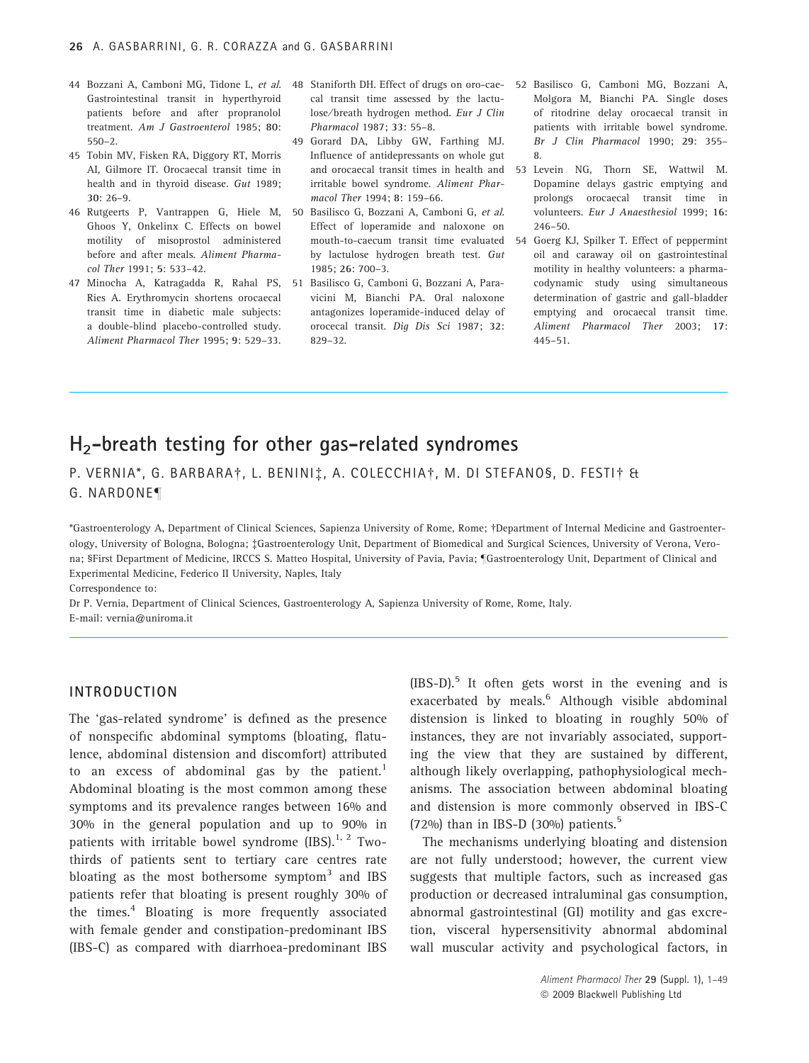44 Bozzani A, Camboni MG, Tidone L, *et al.* Gastrointestinal transit in hyperthyroid patients before and after propranolol treatment. *Am J Gastroenterol* 1985; **80**: 550–2.

45 Tobin MV, Fisken RA, Diggory RT, Morris AI, Gilmore IT. Orocaecal transit time in health and in thyroid disease. *Gut* 1989; **30**: 26–9.

46 Rutgeerts P, Vantrappen G, Hiele M, Ghoos Y, Onkelinx C. Effects on bowel motility of misoprostol administered before and after meals. *Aliment Pharmacol Ther* 1991; **5**: 533–42.

47 Minocha A, Katragadda R, Rahal PS, Ries A. Erythromycin shortens orocaecal transit time in diabetic male subjects: a double-blind placebo-controlled study. *Aliment Pharmacol Ther* 1995; **9**: 529–33.

48 Staniforth DH. Effect of drugs on oro-caecal transit time assessed by the lactulose/breath hydrogen method. *Eur J Clin Pharmacol* 1987; **33**: 55–8.

49 Gorard DA, Libby GW, Farthing MJ. Influence of antidepressants on whole gut and orocaecal transit times in health and irritable bowel syndrome. *Aliment Pharmacol Ther* 1994; **8**: 159–66.

50 Basilisco G, Bozzani A, Camboni G, *et al.* Effect of loperamide and naloxone on mouth-to-caecum transit time evaluated by lactulose hydrogen breath test. *Gut* 1985; **26**: 700–3.

51 Basilisco G, Camboni G, Bozzani A, Paravicini M, Bianchi PA. Oral naloxone antagonizes loperamide-induced delay of orocecal transit. *Dig Dis Sci* 1987; **32**: 829–32.

52 Basilisco G, Camboni MG, Bozzani A, Molgora M, Bianchi PA. Single doses of ritodrine delay orocaecal transit in patients with irritable bowel syndrome. *Br J Clin Pharmacol* 1990; **29**: 355–8.

53 Levein NG, Thorn SE, Wattwil M. Dopamine delays gastric emptying and prolongs orocaecal transit time in volunteers. *Eur J Anaesthesiol* 1999; **16**: 246–50.

54 Goerg KJ, Spilker T. Effect of peppermint oil and caraway oil on gastrointestinal motility in healthy volunteers: a pharmacodynamic study using simultaneous determination of gastric and gall-bladder emptying and orocaecal transit time. *Aliment Pharmacol Ther* 2003; **17**: 445–51.

---

# $H_2$-breath testing for other gas-related syndromes

P. VERNIA*, G. BARBARA†, L. BENINI‡, A. COLECCHIA†, M. DI STEFANO§, D. FESTI† & G. NARDONE¶

*Gastroenterology A, Department of Clinical Sciences, Sapienza University of Rome, Rome; †Department of Internal Medicine and Gastroenterology, University of Bologna, Bologna; ‡Gastroenterology Unit, Department of Biomedical and Surgical Sciences, University of Verona, Verona; §First Department of Medicine, IRCCS S. Matteo Hospital, University of Pavia, Pavia; ¶Gastroenterology Unit, Department of Clinical and Experimental Medicine, Federico II University, Naples, Italy

Correspondence to:
Dr P. Vernia, Department of Clinical Sciences, Gastroenterology A, Sapienza University of Rome, Rome, Italy.
E-mail: vernia@uniroma.it

---

## INTRODUCTION

The 'gas-related syndrome' is defined as the presence of nonspecific abdominal symptoms (bloating, flatulence, abdominal distension and discomfort) attributed to an excess of abdominal gas by the patient.[1] Abdominal bloating is the most common among these symptoms and its prevalence ranges between 16% and 30% in the general population and up to 90% in patients with irritable bowel syndrome (IBS).[1,2] Two-thirds of patients sent to tertiary care centres rate bloating as the most bothersome symptom[3] and IBS patients refer that bloating is present roughly 30% of the times.[4] Bloating is more frequently associated with female gender and constipation-predominant IBS (IBS-C) as compared with diarrhoea-predominant IBS (IBS-D).[5] It often gets worst in the evening and is exacerbated by meals.[6] Although visible abdominal distension is linked to bloating in roughly 50% of instances, they are not invariably associated, supporting the view that they are sustained by different, although likely overlapping, pathophysiological mechanisms. The association between abdominal bloating and distension is more commonly observed in IBS-C (72%) than in IBS-D (30%) patients.[5]

The mechanisms underlying bloating and distension are not fully understood; however, the current view suggests that multiple factors, such as increased gas production or decreased intraluminal gas consumption, abnormal gastrointestinal (GI) motility and gas excretion, visceral hypersensitivity abnormal abdominal wall muscular activity and psychological factors, in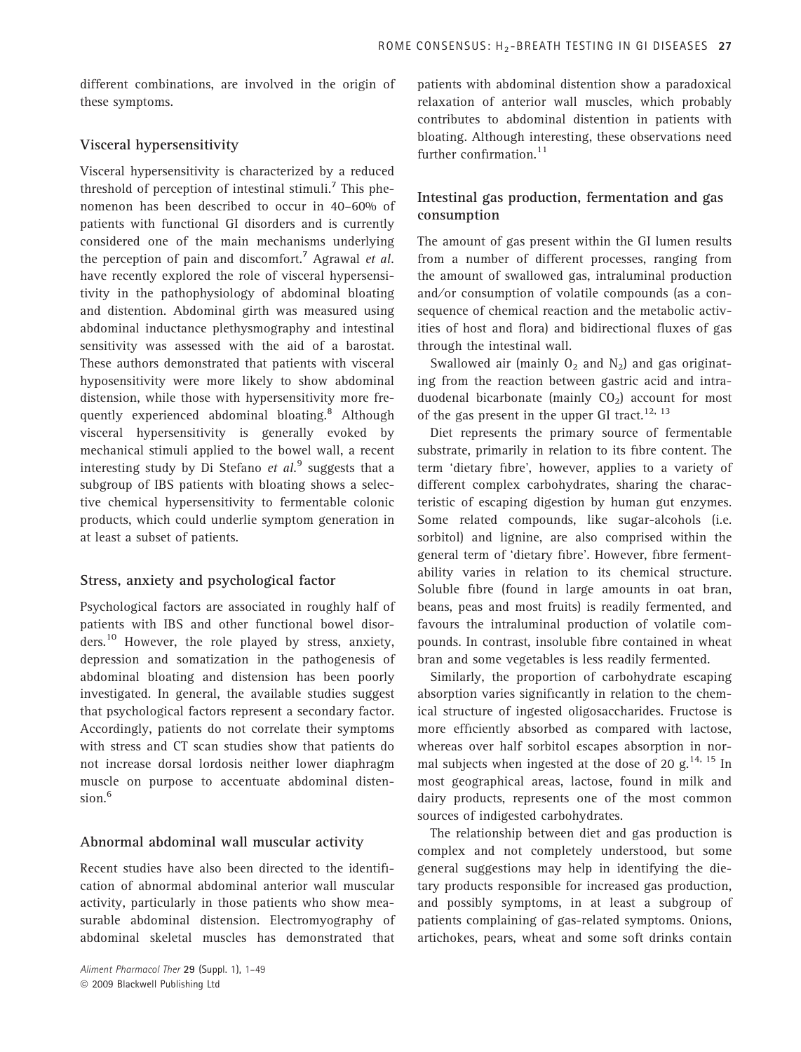different combinations, are involved in the origin of these symptoms.

### Visceral hypersensitivity

Visceral hypersensitivity is characterized by a reduced threshold of perception of intestinal stimuli.[7] This phenomenon has been described to occur in 40–60% of patients with functional GI disorders and is currently considered one of the main mechanisms underlying the perception of pain and discomfort.[7] Agrawal *et al.* have recently explored the role of visceral hypersensitivity in the pathophysiology of abdominal bloating and distention. Abdominal girth was measured using abdominal inductance plethysmography and intestinal sensitivity was assessed with the aid of a barostat. These authors demonstrated that patients with visceral hyposensitivity were more likely to show abdominal distension, while those with hypersensitivity more frequently experienced abdominal bloating.[8] Although visceral hypersensitivity is generally evoked by mechanical stimuli applied to the bowel wall, a recent interesting study by Di Stefano *et al.*[9] suggests that a subgroup of IBS patients with bloating shows a selective chemical hypersensitivity to fermentable colonic products, which could underlie symptom generation in at least a subset of patients.

### Stress, anxiety and psychological factor

Psychological factors are associated in roughly half of patients with IBS and other functional bowel disorders.[10] However, the role played by stress, anxiety, depression and somatization in the pathogenesis of abdominal bloating and distension has been poorly investigated. In general, the available studies suggest that psychological factors represent a secondary factor. Accordingly, patients do not correlate their symptoms with stress and CT scan studies show that patients do not increase dorsal lordosis neither lower diaphragm muscle on purpose to accentuate abdominal distension.[6]

### Abnormal abdominal wall muscular activity

Recent studies have also been directed to the identification of abnormal abdominal anterior wall muscular activity, particularly in those patients who show measurable abdominal distension. Electromyography of abdominal skeletal muscles has demonstrated that patients with abdominal distention show a paradoxical relaxation of anterior wall muscles, which probably contributes to abdominal distention in patients with bloating. Although interesting, these observations need further confirmation.[11]

### Intestinal gas production, fermentation and gas consumption

The amount of gas present within the GI lumen results from a number of different processes, ranging from the amount of swallowed gas, intraluminal production and/or consumption of volatile compounds (as a consequence of chemical reaction and the metabolic activities of host and flora) and bidirectional fluxes of gas through the intestinal wall.

Swallowed air (mainly $O_2$ and $N_2$) and gas originating from the reaction between gastric acid and intraduodenal bicarbonate (mainly $CO_2$) account for most of the gas present in the upper GI tract.[12, 13]

Diet represents the primary source of fermentable substrate, primarily in relation to its fibre content. The term 'dietary fibre', however, applies to a variety of different complex carbohydrates, sharing the characteristic of escaping digestion by human gut enzymes. Some related compounds, like sugar-alcohols (i.e. sorbitol) and lignine, are also comprised within the general term of 'dietary fibre'. However, fibre fermentability varies in relation to its chemical structure. Soluble fibre (found in large amounts in oat bran, beans, peas and most fruits) is readily fermented, and favours the intraluminal production of volatile compounds. In contrast, insoluble fibre contained in wheat bran and some vegetables is less readily fermented.

Similarly, the proportion of carbohydrate escaping absorption varies significantly in relation to the chemical structure of ingested oligosaccharides. Fructose is more efficiently absorbed as compared with lactose, whereas over half sorbitol escapes absorption in normal subjects when ingested at the dose of 20 g.[14, 15] In most geographical areas, lactose, found in milk and dairy products, represents one of the most common sources of indigested carbohydrates.

The relationship between diet and gas production is complex and not completely understood, but some general suggestions may help in identifying the dietary products responsible for increased gas production, and possibly symptoms, in at least a subgroup of patients complaining of gas-related symptoms. Onions, artichokes, pears, wheat and some soft drinks contain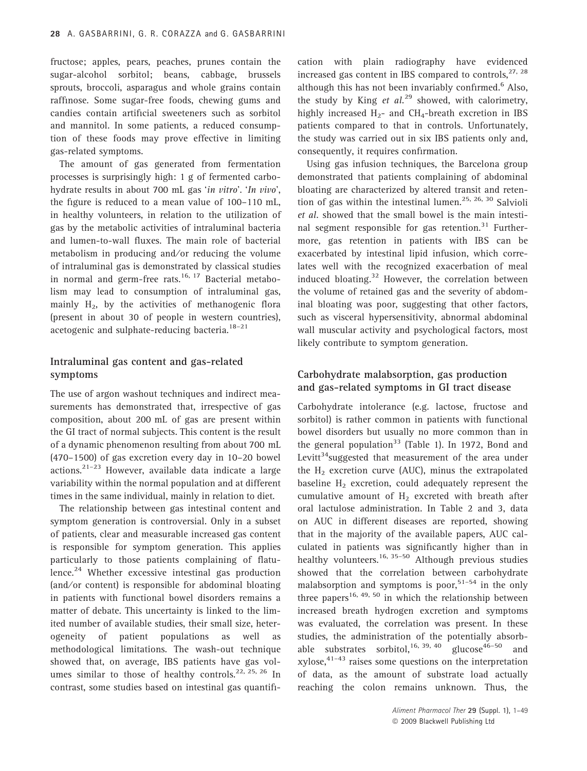fructose; apples, pears, peaches, prunes contain the sugar-alcohol sorbitol; beans, cabbage, brussels sprouts, broccoli, asparagus and whole grains contain raffinose. Some sugar-free foods, chewing gums and candies contain artificial sweeteners such as sorbitol and mannitol. In some patients, a reduced consumption of these foods may prove effective in limiting gas-related symptoms.

The amount of gas generated from fermentation processes is surprisingly high: 1 g of fermented carbohydrate results in about 700 mL gas '*in vitro*'. '*In vivo*', the figure is reduced to a mean value of 100–110 mL, in healthy volunteers, in relation to the utilization of gas by the metabolic activities of intraluminal bacteria and lumen-to-wall fluxes. The main role of bacterial metabolism in producing and/or reducing the volume of intraluminal gas is demonstrated by classical studies in normal and germ-free rats.[16, 17] Bacterial metabolism may lead to consumption of intraluminal gas, mainly $H_2$, by the activities of methanogenic flora (present in about 30 of people in western countries), acetogenic and sulphate-reducing bacteria.[18–21]

## Intraluminal gas content and gas-related symptoms

The use of argon washout techniques and indirect measurements has demonstrated that, irrespective of gas composition, about 200 mL of gas are present within the GI tract of normal subjects. This content is the result of a dynamic phenomenon resulting from about 700 mL (470–1500) of gas excretion every day in 10–20 bowel actions.[21–23] However, available data indicate a large variability within the normal population and at different times in the same individual, mainly in relation to diet.

The relationship between gas intestinal content and symptom generation is controversial. Only in a subset of patients, clear and measurable increased gas content is responsible for symptom generation. This applies particularly to those patients complaining of flatulence.[24] Whether excessive intestinal gas production (and/or content) is responsible for abdominal bloating in patients with functional bowel disorders remains a matter of debate. This uncertainty is linked to the limited number of available studies, their small size, heterogeneity of patient populations as well as methodological limitations. The wash-out technique showed that, on average, IBS patients have gas volumes similar to those of healthy controls.[22, 25, 26] In contrast, some studies based on intestinal gas quantification with plain radiography have evidenced increased gas content in IBS compared to controls,[27, 28] although this has not been invariably confirmed.[6] Also, the study by King *et al.*[29] showed, with calorimetry, highly increased $H_2$- and $CH_4$-breath excretion in IBS patients compared to that in controls. Unfortunately, the study was carried out in six IBS patients only and, consequently, it requires confirmation.

Using gas infusion techniques, the Barcelona group demonstrated that patients complaining of abdominal bloating are characterized by altered transit and retention of gas within the intestinal lumen.[25, 26, 30] Salvioli *et al.* showed that the small bowel is the main intestinal segment responsible for gas retention.[31] Furthermore, gas retention in patients with IBS can be exacerbated by intestinal lipid infusion, which correlates well with the recognized exacerbation of meal induced bloating.[32] However, the correlation between the volume of retained gas and the severity of abdominal bloating was poor, suggesting that other factors, such as visceral hypersensitivity, abnormal abdominal wall muscular activity and psychological factors, most likely contribute to symptom generation.

## Carbohydrate malabsorption, gas production and gas-related symptoms in GI tract disease

Carbohydrate intolerance (e.g. lactose, fructose and sorbitol) is rather common in patients with functional bowel disorders but usually no more common than in the general population[33] (Table 1). In 1972, Bond and Levitt[34]suggested that measurement of the area under the $H_2$ excretion curve (AUC), minus the extrapolated baseline $H_2$ excretion, could adequately represent the cumulative amount of $H_2$ excreted with breath after oral lactulose administration. In Table 2 and 3, data on AUC in different diseases are reported, showing that in the majority of the available papers, AUC calculated in patients was significantly higher than in healthy volunteers.[16, 35–50] Although previous studies showed that the correlation between carbohydrate malabsorption and symptoms is poor,[51–54] in the only three papers[16, 49, 50] in which the relationship between increased breath hydrogen excretion and symptoms was evaluated, the correlation was present. In these studies, the administration of the potentially absorbable substrates sorbitol,[16, 39, 40] glucose[46–50] and xylose,[41–43] raises some questions on the interpretation of data, as the amount of substrate load actually reaching the colon remains unknown. Thus, the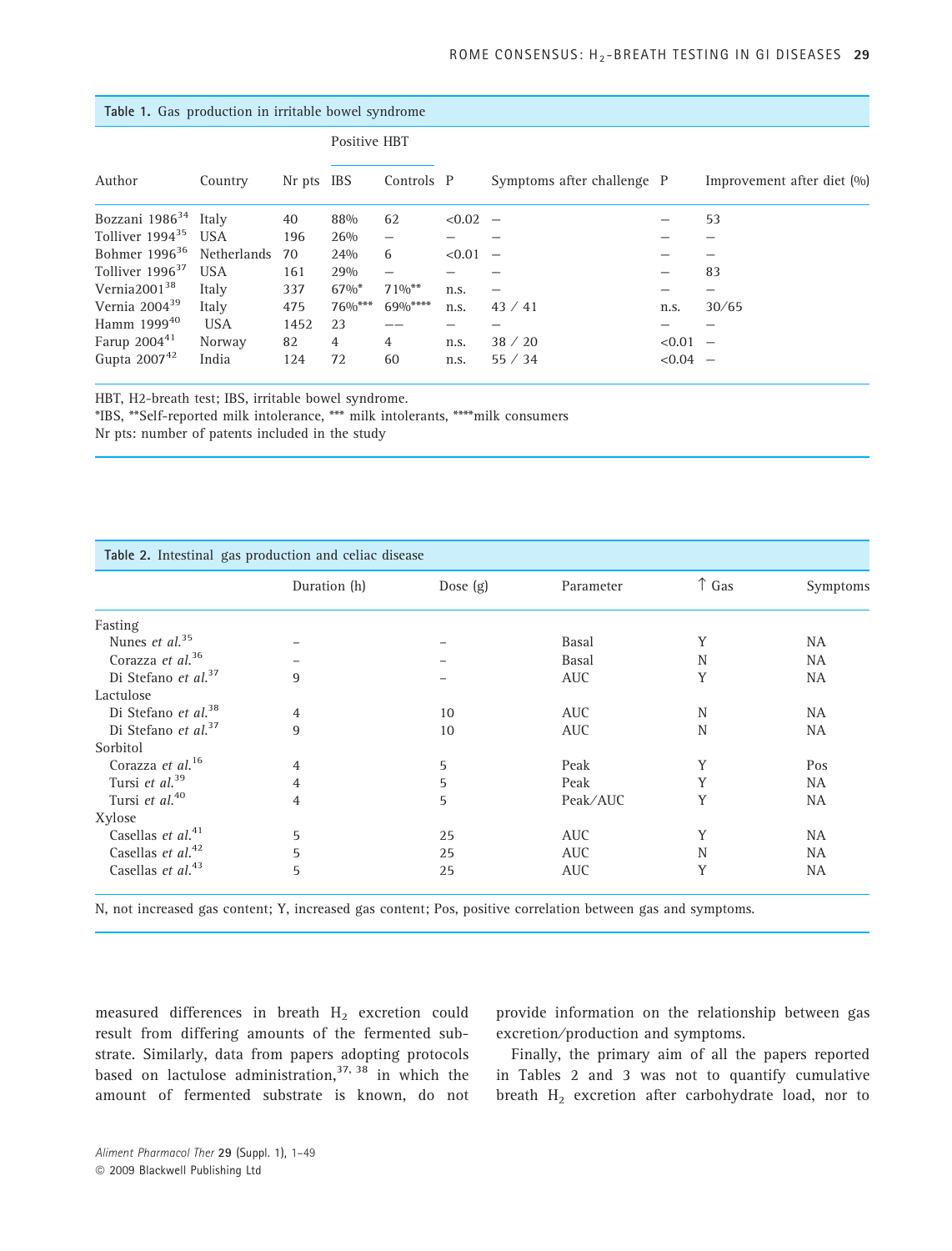**Table 1.** Gas production in irritable bowel syndrome

| Author | Country | Nr pts | Positive HBT | | P | Symptoms after challenge | P | Improvement after diet (%) |
|---|---|---|---|---|---|---|---|---|
| | | | IBS | Controls | | | | |
| Bozzani 1986[34] | Italy | 40 | 88% | 62 | <0.02 | – | – | 53 |
| Tolliver 1994[35] | USA | 196 | 26% | – | – | – | – | – |
| Bohmer 1996[36] | Netherlands | 70 | 24% | 6 | <0.01 | – | – | – |
| Tolliver 1996[37] | USA | 161 | 29% | – | – | – | – | 83 |
| Vernia2001[38] | Italy | 337 | 67%* | 71%** | n.s. | – | – | – |
| Vernia 2004[39] | Italy | 475 | 76%*** | 69%**** | n.s. | 43 / 41 | n.s. | 30/65 |
| Hamm 1999[40] | USA | 1452 | 23 | –– | – | – | – | – |
| Farup 2004[41] | Norway | 82 | 4 | 4 | n.s. | 38 / 20 | <0.01 | – |
| Gupta 2007[42] | India | 124 | 72 | 60 | n.s. | 55 / 34 | <0.04 | – |

HBT, H2-breath test; IBS, irritable bowel syndrome.
*IBS, **Self-reported milk intolerance, *** milk intolerants, ****milk consumers
Nr pts: number of patents included in the study

**Table 2.** Intestinal gas production and celiac disease

| | Duration (h) | Dose (g) | Parameter | ↑ Gas | Symptoms |
|---|---|---|---|---|---|
| Fasting | | | | | |
| Nunes *et al.*[35] | – | – | Basal | Y | NA |
| Corazza *et al.*[36] | – | – | Basal | N | NA |
| Di Stefano *et al.*[37] | 9 | – | AUC | Y | NA |
| Lactulose | | | | | |
| Di Stefano *et al.*[38] | 4 | 10 | AUC | N | NA |
| Di Stefano *et al.*[37] | 9 | 10 | AUC | N | NA |
| Sorbitol | | | | | |
| Corazza *et al.*[16] | 4 | 5 | Peak | Y | Pos |
| Tursi *et al.*[39] | 4 | 5 | Peak | Y | NA |
| Tursi *et al.*[40] | 4 | 5 | Peak/AUC | Y | NA |
| Xylose | | | | | |
| Casellas *et al.*[41] | 5 | 25 | AUC | Y | NA |
| Casellas *et al.*[42] | 5 | 25 | AUC | N | NA |
| Casellas *et al.*[43] | 5 | 25 | AUC | Y | NA |

N, not increased gas content; Y, increased gas content; Pos, positive correlation between gas and symptoms.

measured differences in breath $H_2$ excretion could result from differing amounts of the fermented substrate. Similarly, data from papers adopting protocols based on lactulose administration,[37, 38] in which the amount of fermented substrate is known, do not provide information on the relationship between gas excretion/production and symptoms.

Finally, the primary aim of all the papers reported in Tables 2 and 3 was not to quantify cumulative breath $H_2$ excretion after carbohydrate load, nor to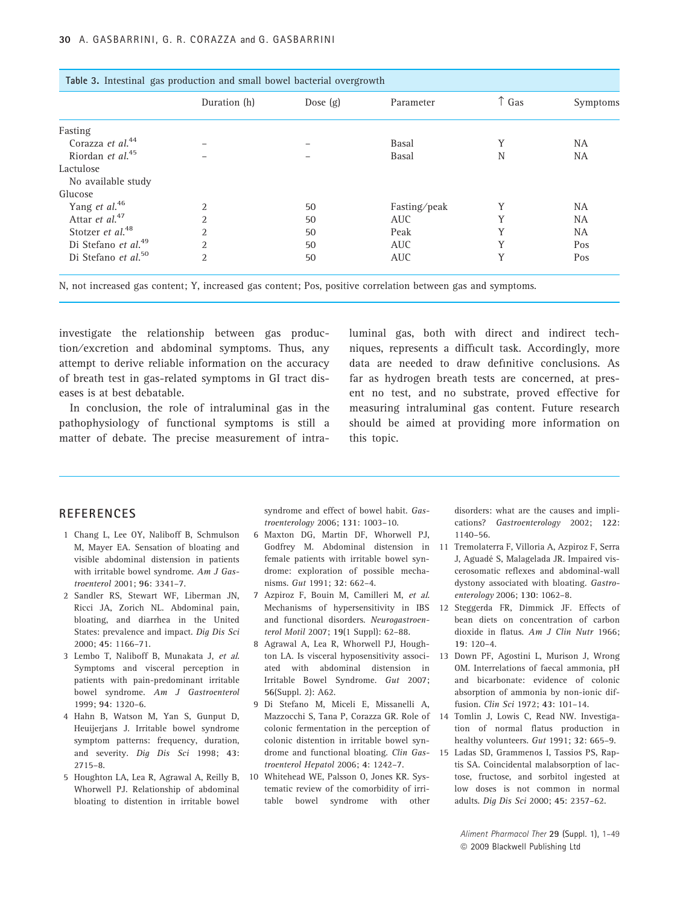**Table 3.** Intestinal gas production and small bowel bacterial overgrowth

| | Duration (h) | Dose (g) | Parameter | ↑ Gas | Symptoms |
|---|---|---|---|---|---|
| Fasting | | | | | |
| Corazza *et al.*[44] | – | – | Basal | Y | NA |
| Riordan *et al.*[45] | – | – | Basal | N | NA |
| Lactulose | | | | | |
| No available study | | | | | |
| Glucose | | | | | |
| Yang *et al.*[46] | 2 | 50 | Fasting/peak | Y | NA |
| Attar *et al.*[47] | 2 | 50 | AUC | Y | NA |
| Stotzer *et al.*[48] | 2 | 50 | Peak | Y | NA |
| Di Stefano *et al.*[49] | 2 | 50 | AUC | Y | Pos |
| Di Stefano *et al.*[50] | 2 | 50 | AUC | Y | Pos |

N, not increased gas content; Y, increased gas content; Pos, positive correlation between gas and symptoms.

investigate the relationship between gas production/excretion and abdominal symptoms. Thus, any attempt to derive reliable information on the accuracy of breath test in gas-related symptoms in GI tract diseases is at best debatable.

In conclusion, the role of intraluminal gas in the pathophysiology of functional symptoms is still a matter of debate. The precise measurement of intraluminal gas, both with direct and indirect techniques, represents a difficult task. Accordingly, more data are needed to draw definitive conclusions. As far as hydrogen breath tests are concerned, at present no test, and no substrate, proved effective for measuring intraluminal gas content. Future research should be aimed at providing more information on this topic.

## REFERENCES

1. Chang L, Lee OY, Naliboff B, Schmulson M, Mayer EA. Sensation of bloating and visible abdominal distension in patients with irritable bowel syndrome. *Am J Gastroenterol* 2001; **96**: 3341–7.
2. Sandler RS, Stewart WF, Liberman JN, Ricci JA, Zorich NL. Abdominal pain, bloating, and diarrhea in the United States: prevalence and impact. *Dig Dis Sci* 2000; **45**: 1166–71.
3. Lembo T, Naliboff B, Munakata J, *et al.* Symptoms and visceral perception in patients with pain-predominant irritable bowel syndrome. *Am J Gastroenterol* 1999; **94**: 1320–6.
4. Hahn B, Watson M, Yan S, Gunput D, Heuijerjans J. Irritable bowel syndrome symptom patterns: frequency, duration, and severity. *Dig Dis Sci* 1998; **43**: 2715–8.
5. Houghton LA, Lea R, Agrawal A, Reilly B, Whorwell PJ. Relationship of abdominal bloating to distention in irritable bowel syndrome and effect of bowel habit. *Gastroenterology* 2006; **131**: 1003–10.
6. Maxton DG, Martin DF, Whorwell PJ, Godfrey M. Abdominal distension in female patients with irritable bowel syndrome: exploration of possible mechanisms. *Gut* 1991; **32**: 662–4.
7. Azpiroz F, Bouin M, Camilleri M, *et al.* Mechanisms of hypersensitivity in IBS and functional disorders. *Neurogastroenterol Motil* 2007; **19**(1 Suppl): 62–88.
8. Agrawal A, Lea R, Whorwell PJ, Houghton LA. Is visceral hyposensitivity associated with abdominal distension in Irritable Bowel Syndrome. *Gut* 2007; **56**(Suppl. 2): A62.
9. Di Stefano M, Miceli E, Missanelli A, Mazzocchi S, Tana P, Corazza GR. Role of colonic fermentation in the perception of colonic distention in irritable bowel syndrome and functional bloating. *Clin Gastroenterol Hepatol* 2006; **4**: 1242–7.
10. Whitehead WE, Palsson O, Jones KR. Systematic review of the comorbidity of irritable bowel syndrome with other disorders: what are the causes and implications? *Gastroenterology* 2002; **122**: 1140–56.
11. Tremolaterra F, Villoria A, Azpiroz F, Serra J, Aguadé S, Malagelada JR. Impaired viscerosomatic reflexes and abdominal-wall dystony associated with bloating. *Gastroenterology* 2006; **130**: 1062–8.
12. Steggerda FR, Dimmick JF. Effects of bean diets on concentration of carbon dioxide in flatus. *Am J Clin Nutr* 1966; **19**: 120–4.
13. Down PF, Agostini L, Murison J, Wrong OM. Interrelations of faecal ammonia, pH and bicarbonate: evidence of colonic absorption of ammonia by non-ionic diffusion. *Clin Sci* 1972; **43**: 101–14.
14. Tomlin J, Lowis C, Read NW. Investigation of normal flatus production in healthy volunteers. *Gut* 1991; **32**: 665–9.
15. Ladas SD, Grammenos I, Tassios PS, Raptis SA. Coincidental malabsorption of lactose, fructose, and sorbitol ingested at low doses is not common in normal adults. *Dig Dis Sci* 2000; **45**: 2357–62.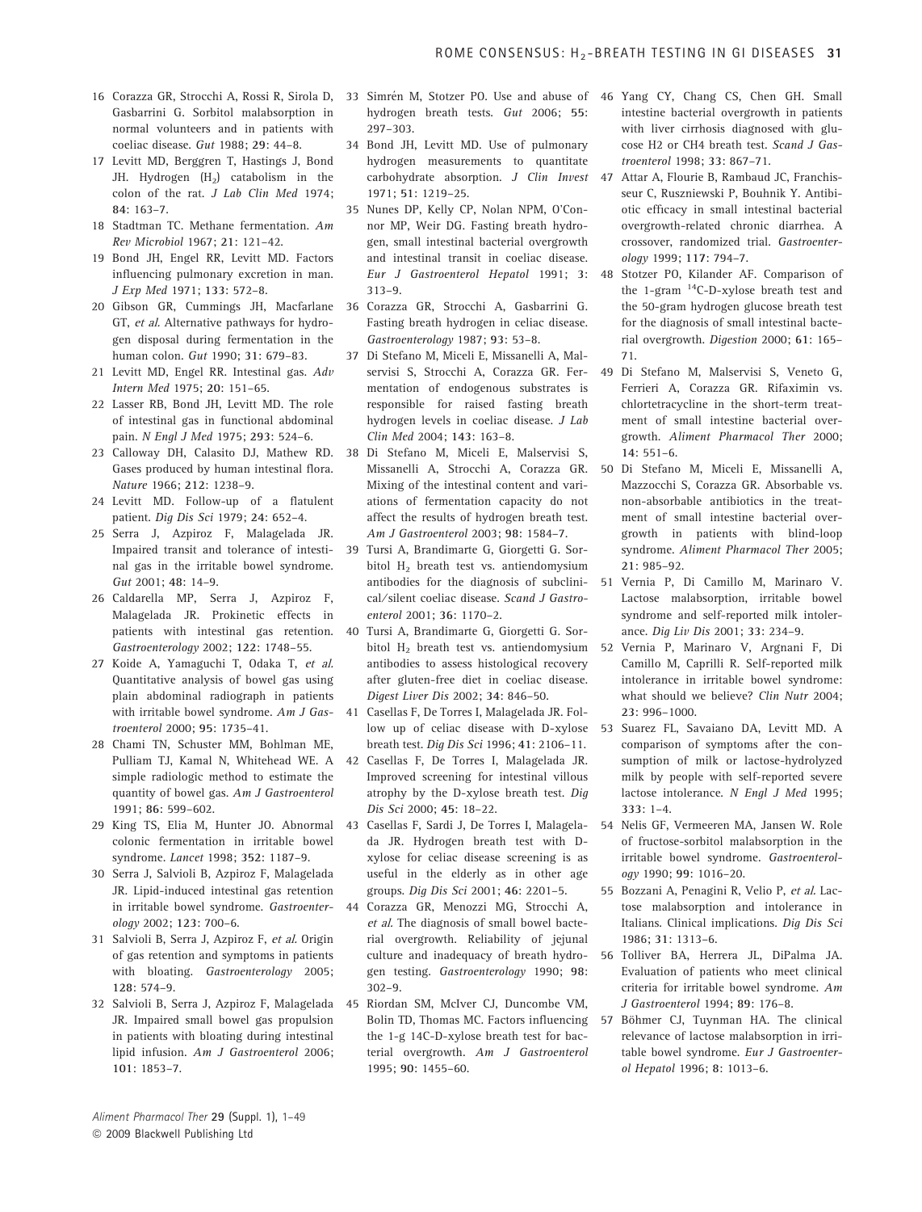16 Corazza GR, Strocchi A, Rossi R, Sirola D, Gasbarrini G. Sorbitol malabsorption in normal volunteers and in patients with coeliac disease. *Gut* 1988; **29**: 44–8.

17 Levitt MD, Berggren T, Hastings J, Bond JH. Hydrogen ($H_2$) catabolism in the colon of the rat. *J Lab Clin Med* 1974; **84**: 163–7.

18 Stadtman TC. Methane fermentation. *Am Rev Microbiol* 1967; **21**: 121–42.

19 Bond JH, Engel RR, Levitt MD. Factors influencing pulmonary excretion in man. *J Exp Med* 1971; **133**: 572–8.

20 Gibson GR, Cummings JH, Macfarlane GT, *et al.* Alternative pathways for hydrogen disposal during fermentation in the human colon. *Gut* 1990; **31**: 679–83.

21 Levitt MD, Engel RR. Intestinal gas. *Adv Intern Med* 1975; **20**: 151–65.

22 Lasser RB, Bond JH, Levitt MD. The role of intestinal gas in functional abdominal pain. *N Engl J Med* 1975; **293**: 524–6.

23 Calloway DH, Calasito DJ, Mathew RD. Gases produced by human intestinal flora. *Nature* 1966; **212**: 1238–9.

24 Levitt MD. Follow-up of a flatulent patient. *Dig Dis Sci* 1979; **24**: 652–4.

25 Serra J, Azpiroz F, Malagelada JR. Impaired transit and tolerance of intestinal gas in the irritable bowel syndrome. *Gut* 2001; **48**: 14–9.

26 Caldarella MP, Serra J, Azpiroz F, Malagelada JR. Prokinetic effects in patients with intestinal gas retention. *Gastroenterology* 2002; **122**: 1748–55.

27 Koide A, Yamaguchi T, Odaka T, *et al.* Quantitative analysis of bowel gas using plain abdominal radiograph in patients with irritable bowel syndrome. *Am J Gastroenterol* 2000; **95**: 1735–41.

28 Chami TN, Schuster MM, Bohlman ME, Pulliam TJ, Kamal N, Whitehead WE. A simple radiologic method to estimate the quantity of bowel gas. *Am J Gastroenterol* 1991; **86**: 599–602.

29 King TS, Elia M, Hunter JO. Abnormal colonic fermentation in irritable bowel syndrome. *Lancet* 1998; **352**: 1187–9.

30 Serra J, Salvioli B, Azpiroz F, Malagelada JR. Lipid-induced intestinal gas retention in irritable bowel syndrome. *Gastroenterology* 2002; **123**: 700–6.

31 Salvioli B, Serra J, Azpiroz F, *et al.* Origin of gas retention and symptoms in patients with bloating. *Gastroenterology* 2005; **128**: 574–9.

32 Salvioli B, Serra J, Azpiroz F, Malagelada JR. Impaired small bowel gas propulsion in patients with bloating during intestinal lipid infusion. *Am J Gastroenterol* 2006; **101**: 1853–7.

33 Simrén M, Stotzer PO. Use and abuse of hydrogen breath tests. *Gut* 2006; **55**: 297–303.

34 Bond JH, Levitt MD. Use of pulmonary hydrogen measurements to quantitate carbohydrate absorption. *J Clin Invest* 1971; **51**: 1219–25.

35 Nunes DP, Kelly CP, Nolan NPM, O'Connor MP, Weir DG. Fasting breath hydrogen, small intestinal bacterial overgrowth and intestinal transit in coeliac disease. *Eur J Gastroenterol Hepatol* 1991; **3**: 313–9.

36 Corazza GR, Strocchi A, Gasbarrini G. Fasting breath hydrogen in celiac disease. *Gastroenterology* 1987; **93**: 53–8.

37 Di Stefano M, Miceli E, Missanelli A, Malservisi S, Strocchi A, Corazza GR. Fermentation of endogenous substrates is responsible for raised fasting breath hydrogen levels in coeliac disease. *J Lab Clin Med* 2004; **143**: 163–8.

38 Di Stefano M, Miceli E, Malservisi S, Missanelli A, Strocchi A, Corazza GR. Mixing of the intestinal content and variations of fermentation capacity do not affect the results of hydrogen breath test. *Am J Gastroenterol* 2003; **98**: 1584–7.

39 Tursi A, Brandimarte G, Giorgetti G. Sorbitol $H_2$ breath test vs. antiendomysium antibodies for the diagnosis of subclinical/silent coeliac disease. *Scand J Gastroenterol* 2001; **36**: 1170–2.

40 Tursi A, Brandimarte G, Giorgetti G. Sorbitol $H_2$ breath test vs. antiendomysium antibodies to assess histological recovery after gluten-free diet in coeliac disease. *Digest Liver Dis* 2002; **34**: 846–50.

41 Casellas F, De Torres I, Malagelada JR. Follow up of celiac disease with D-xylose breath test. *Dig Dis Sci* 1996; **41**: 2106–11.

42 Casellas F, De Torres I, Malagelada JR. Improved screening for intestinal villous atrophy by the D-xylose breath test. *Dig Dis Sci* 2000; **45**: 18–22.

43 Casellas F, Sardi J, De Torres I, Malagelada JR. Hydrogen breath test with D-xylose for celiac disease screening is as useful in the elderly as in other age groups. *Dig Dis Sci* 2001; **46**: 2201–5.

44 Corazza GR, Menozzi MG, Strocchi A, *et al.* The diagnosis of small bowel bacterial overgrowth. Reliability of jejunal culture and inadequacy of breath hydrogen testing. *Gastroenterology* 1990; **98**: 302–9.

45 Riordan SM, McIver CJ, Duncombe VM, Bolin TD, Thomas MC. Factors influencing the 1-g 14C-D-xylose breath test for bacterial overgrowth. *Am J Gastroenterol* 1995; **90**: 1455–60.

46 Yang CY, Chang CS, Chen GH. Small intestine bacterial overgrowth in patients with liver cirrhosis diagnosed with glucose H2 or CH4 breath test. *Scand J Gastroenterol* 1998; **33**: 867–71.

47 Attar A, Flourie B, Rambaud JC, Franchisseur C, Ruszniewski P, Bouhnik Y. Antibiotic efficacy in small intestinal bacterial overgrowth-related chronic diarrhea. A crossover, randomized trial. *Gastroenterology* 1999; **117**: 794–7.

48 Stotzer PO, Kilander AF. Comparison of the 1-gram $^{14}$C-D-xylose breath test and the 50-gram hydrogen glucose breath test for the diagnosis of small intestinal bacterial overgrowth. *Digestion* 2000; **61**: 165–71.

49 Di Stefano M, Malservisi S, Veneto G, Ferrieri A, Corazza GR. Rifaximin vs. chlortetracycline in the short-term treatment of small intestine bacterial overgrowth. *Aliment Pharmacol Ther* 2000; **14**: 551–6.

50 Di Stefano M, Miceli E, Missanelli A, Mazzocchi S, Corazza GR. Absorbable vs. non-absorbable antibiotics in the treatment of small intestine bacterial overgrowth in patients with blind-loop syndrome. *Aliment Pharmacol Ther* 2005; **21**: 985–92.

51 Vernia P, Di Camillo M, Marinaro V. Lactose malabsorption, irritable bowel syndrome and self-reported milk intolerance. *Dig Liv Dis* 2001; **33**: 234–9.

52 Vernia P, Marinaro V, Argnani F, Di Camillo M, Caprilli R. Self-reported milk intolerance in irritable bowel syndrome: what should we believe? *Clin Nutr* 2004; **23**: 996–1000.

53 Suarez FL, Savaiano DA, Levitt MD. A comparison of symptoms after the consumption of milk or lactose-hydrolyzed milk by people with self-reported severe lactose intolerance. *N Engl J Med* 1995; **333**: 1–4.

54 Nelis GF, Vermeeren MA, Jansen W. Role of fructose-sorbitol malabsorption in the irritable bowel syndrome. *Gastroenterology* 1990; **99**: 1016–20.

55 Bozzani A, Penagini R, Velio P, *et al.* Lactose malabsorption and intolerance in Italians. Clinical implications. *Dig Dis Sci* 1986; **31**: 1313–6.

56 Tolliver BA, Herrera JL, DiPalma JA. Evaluation of patients who meet clinical criteria for irritable bowel syndrome. *Am J Gastroenterol* 1994; **89**: 176–8.

57 Böhmer CJ, Tuynman HA. The clinical relevance of lactose malabsorption in irritable bowel syndrome. *Eur J Gastroenterol Hepatol* 1996; **8**: 1013–6.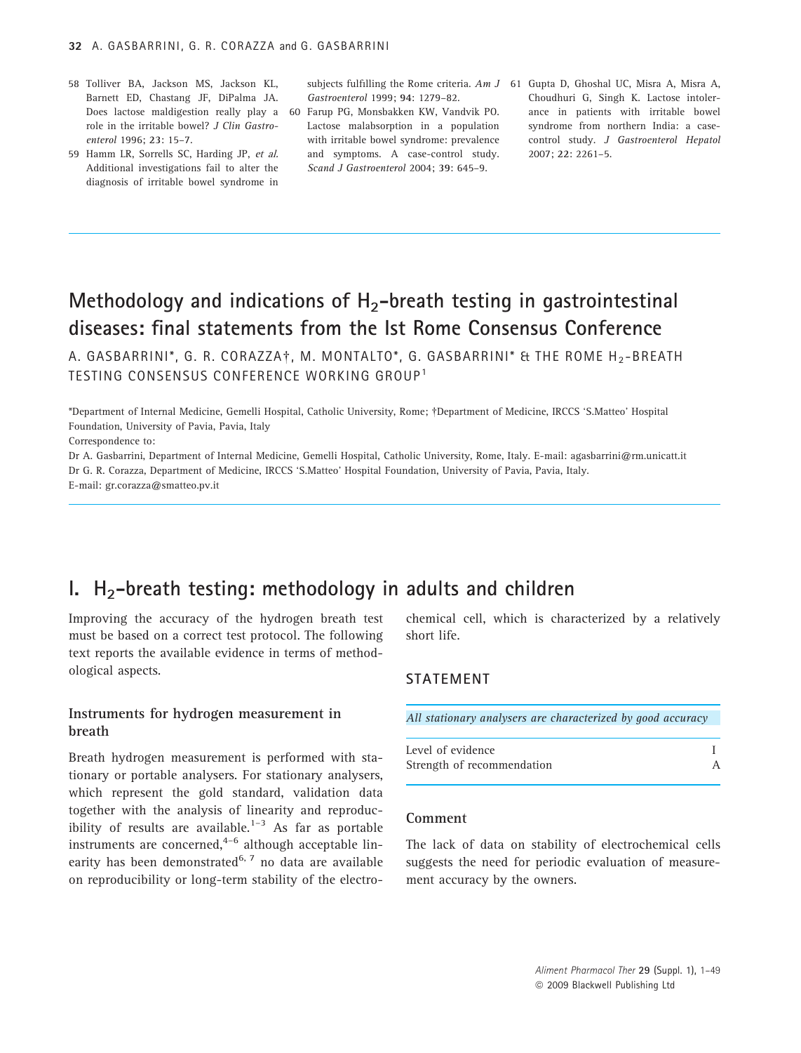58 Tolliver BA, Jackson MS, Jackson KL, Barnett ED, Chastang JF, DiPalma JA. Does lactose maldigestion really play a role in the irritable bowel? *J Clin Gastroenterol* 1996; **23**: 15–7.

59 Hamm LR, Sorrells SC, Harding JP, *et al*. Additional investigations fail to alter the diagnosis of irritable bowel syndrome in subjects fulfilling the Rome criteria. *Am J Gastroenterol* 1999; **94**: 1279–82.

60 Farup PG, Monsbakken KW, Vandvik PO. Lactose malabsorption in a population with irritable bowel syndrome: prevalence and symptoms. A case-control study. *Scand J Gastroenterol* 2004; **39**: 645–9.

61 Gupta D, Ghoshal UC, Misra A, Misra A, Choudhuri G, Singh K. Lactose intolerance in patients with irritable bowel syndrome from northern India: a case-control study. *J Gastroenterol Hepatol* 2007; **22**: 2261–5.

# Methodology and indications of $H_2$-breath testing in gastrointestinal diseases: final statements from the Ist Rome Consensus Conference

A. GASBARRINI*, G. R. CORAZZA†, M. MONTALTO*, G. GASBARRINI* & THE ROME $H_2$-BREATH TESTING CONSENSUS CONFERENCE WORKING GROUP[1]

*Department of Internal Medicine, Gemelli Hospital, Catholic University, Rome; †Department of Medicine, IRCCS 'S.Matteo' Hospital Foundation, University of Pavia, Pavia, Italy

Correspondence to:

Dr A. Gasbarrini, Department of Internal Medicine, Gemelli Hospital, Catholic University, Rome, Italy. E-mail: agasbarrini@rm.unicatt.it

Dr G. R. Corazza, Department of Medicine, IRCCS 'S.Matteo' Hospital Foundation, University of Pavia, Pavia, Italy.

E-mail: gr.corazza@smatteo.pv.it

## I. $H_2$-breath testing: methodology in adults and children

Improving the accuracy of the hydrogen breath test must be based on a correct test protocol. The following text reports the available evidence in terms of methodological aspects.

### Instruments for hydrogen measurement in breath

Breath hydrogen measurement is performed with stationary or portable analysers. For stationary analysers, which represent the gold standard, validation data together with the analysis of linearity and reproducibility of results are available.[1–3] As far as portable instruments are concerned,[4–6] although acceptable linearity has been demonstrated[6, 7] no data are available on reproducibility or long-term stability of the electrochemical cell, which is characterized by a relatively short life.

### STATEMENT

*All stationary analysers are characterized by good accuracy*

| | |
|---|---|
| Level of evidence | I |
| Strength of recommendation | A |

### Comment

The lack of data on stability of electrochemical cells suggests the need for periodic evaluation of measurement accuracy by the owners.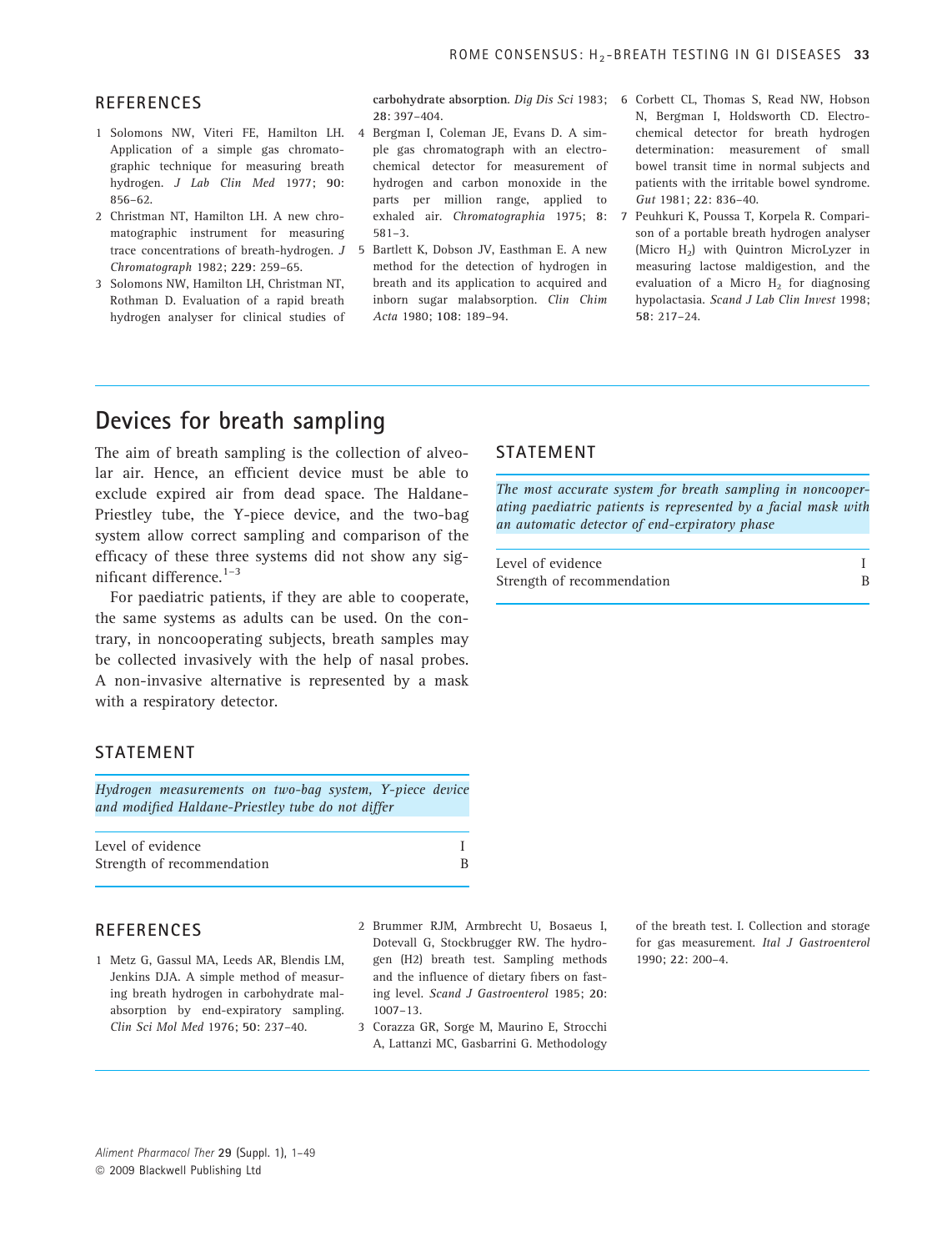## REFERENCES

1 Solomons NW, Viteri FE, Hamilton LH. Application of a simple gas chromatographic technique for measuring breath hydrogen. *J Lab Clin Med* 1977; **90**: 856–62.
2 Christman NT, Hamilton LH. A new chromatographic instrument for measuring trace concentrations of breath-hydrogen. *J Chromatograph* 1982; **229**: 259–65.
3 Solomons NW, Hamilton LH, Christman NT, Rothman D. Evaluation of a rapid breath hydrogen analyser for clinical studies of carbohydrate absorption. *Dig Dis Sci* 1983; **28**: 397–404.
4 Bergman I, Coleman JE, Evans D. A simple gas chromatograph with an electrochemical detector for measurement of hydrogen and carbon monoxide in the parts per million range, applied to exhaled air. *Chromatographia* 1975; **8**: 581–3.
5 Bartlett K, Dobson JV, Easthman E. A new method for the detection of hydrogen in breath and its application to acquired and inborn sugar malabsorption. *Clin Chim Acta* 1980; **108**: 189–94.
6 Corbett CL, Thomas S, Read NW, Hobson N, Bergman I, Holdsworth CD. Electrochemical detector for breath hydrogen determination: measurement of small bowel transit time in normal subjects and patients with the irritable bowel syndrome. *Gut* 1981; **22**: 836–40.
7 Peuhkuri K, Poussa T, Korpela R. Comparison of a portable breath hydrogen analyser (Micro $H_2$) with Quintron MicroLyzer in measuring lactose maldigestion, and the evaluation of a Micro $H_2$ for diagnosing hypolactasia. *Scand J Lab Clin Invest* 1998; **58**: 217–24.

# Devices for breath sampling

The aim of breath sampling is the collection of alveolar air. Hence, an efficient device must be able to exclude expired air from dead space. The Haldane-Priestley tube, the Y-piece device, and the two-bag system allow correct sampling and comparison of the efficacy of these three systems did not show any significant difference.[1–3]

For paediatric patients, if they are able to cooperate, the same systems as adults can be used. On the contrary, in noncooperating subjects, breath samples may be collected invasively with the help of nasal probes. A non-invasive alternative is represented by a mask with a respiratory detector.

## STATEMENT

*Hydrogen measurements on two-bag system, Y-piece device and modified Haldane-Priestley tube do not differ*

| | |
|---|---|
| Level of evidence | I |
| Strength of recommendation | B |

## STATEMENT

*The most accurate system for breath sampling in noncooperating paediatric patients is represented by a facial mask with an automatic detector of end-expiratory phase*

| | |
|---|---|
| Level of evidence | I |
| Strength of recommendation | B |

## REFERENCES

1 Metz G, Gassul MA, Leeds AR, Blendis LM, Jenkins DJA. A simple method of measuring breath hydrogen in carbohydrate malabsorption by end-expiratory sampling. *Clin Sci Mol Med* 1976; **50**: 237–40.
2 Brummer RJM, Armbrecht U, Bosaeus I, Dotevall G, Stockbrugger RW. The hydrogen (H2) breath test. Sampling methods and the influence of dietary fibers on fasting level. *Scand J Gastroenterol* 1985; **20**: 1007–13.
3 Corazza GR, Sorge M, Maurino E, Strocchi A, Lattanzi MC, Gasbarrini G. Methodology of the breath test. I. Collection and storage for gas measurement. *Ital J Gastroenterol* 1990; **22**: 200–4.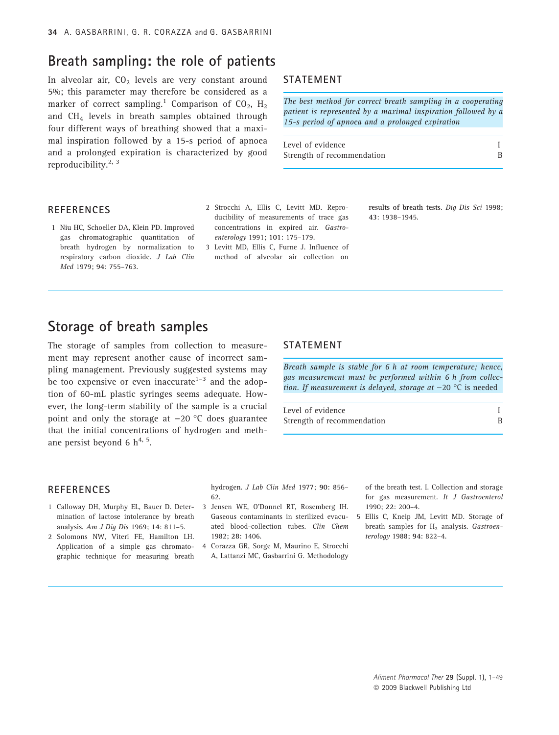## Breath sampling: the role of patients

In alveolar air, $CO_2$ levels are very constant around 5%; this parameter may therefore be considered as a marker of correct sampling.[1] Comparison of $CO_2$, $H_2$ and $CH_4$ levels in breath samples obtained through four different ways of breathing showed that a maximal inspiration followed by a 15-s period of apnoea and a prolonged expiration is characterized by good reproducibility.[2, 3]

### STATEMENT

*The best method for correct breath sampling in a cooperating patient is represented by a maximal inspiration followed by a 15-s period of apnoea and a prolonged expiration*

| | |
|---|---|
| Level of evidence | I |
| Strength of recommendation | B |

### REFERENCES

1 Niu HC, Schoeller DA, Klein PD. Improved gas chromatographic quantitation of breath hydrogen by normalization to respiratory carbon dioxide. *J Lab Clin Med* 1979; **94**: 755–763.

2 Strocchi A, Ellis C, Levitt MD. Reproducibility of measurements of trace gas concentrations in expired air. *Gastroenterology* 1991; **101**: 175–179.

3 Levitt MD, Ellis C, Furne J. Influence of method of alveolar air collection on results of breath tests. *Dig Dis Sci* 1998; **43**: 1938–1945.

## Storage of breath samples

The storage of samples from collection to measurement may represent another cause of incorrect sampling management. Previously suggested systems may be too expensive or even inaccurate[1–3] and the adoption of 60-mL plastic syringes seems adequate. However, the long-term stability of the sample is a crucial point and only the storage at −20 °C does guarantee that the initial concentrations of hydrogen and methane persist beyond 6 h[4, 5].

### STATEMENT

*Breath sample is stable for 6 h at room temperature; hence, gas measurement must be performed within 6 h from collection. If measurement is delayed, storage at −20 °C is needed*

| | |
|---|---|
| Level of evidence | I |
| Strength of recommendation | B |

### REFERENCES

1 Calloway DH, Murphy EL, Bauer D. Determination of lactose intolerance by breath analysis. *Am J Dig Dis* 1969; **14**: 811–5.

2 Solomons NW, Viteri FE, Hamilton LH. Application of a simple gas chromatographic technique for measuring breath hydrogen. *J Lab Clin Med* 1977; **90**: 856–62.

3 Jensen WE, O'Donnel RT, Rosemberg IH. Gaseous contaminants in sterilized evacuated blood-collection tubes. *Clin Chem* 1982; **28**: 1406.

4 Corazza GR, Sorge M, Maurino E, Strocchi A, Lattanzi MC, Gasbarrini G. Methodology of the breath test. I. Collection and storage for gas measurement. *It J Gastroenterol* 1990; **22**: 200–4.

5 Ellis C, Kneip JM, Levitt MD. Storage of breath samples for $H_2$ analysis. *Gastroenterology* 1988; **94**: 822–4.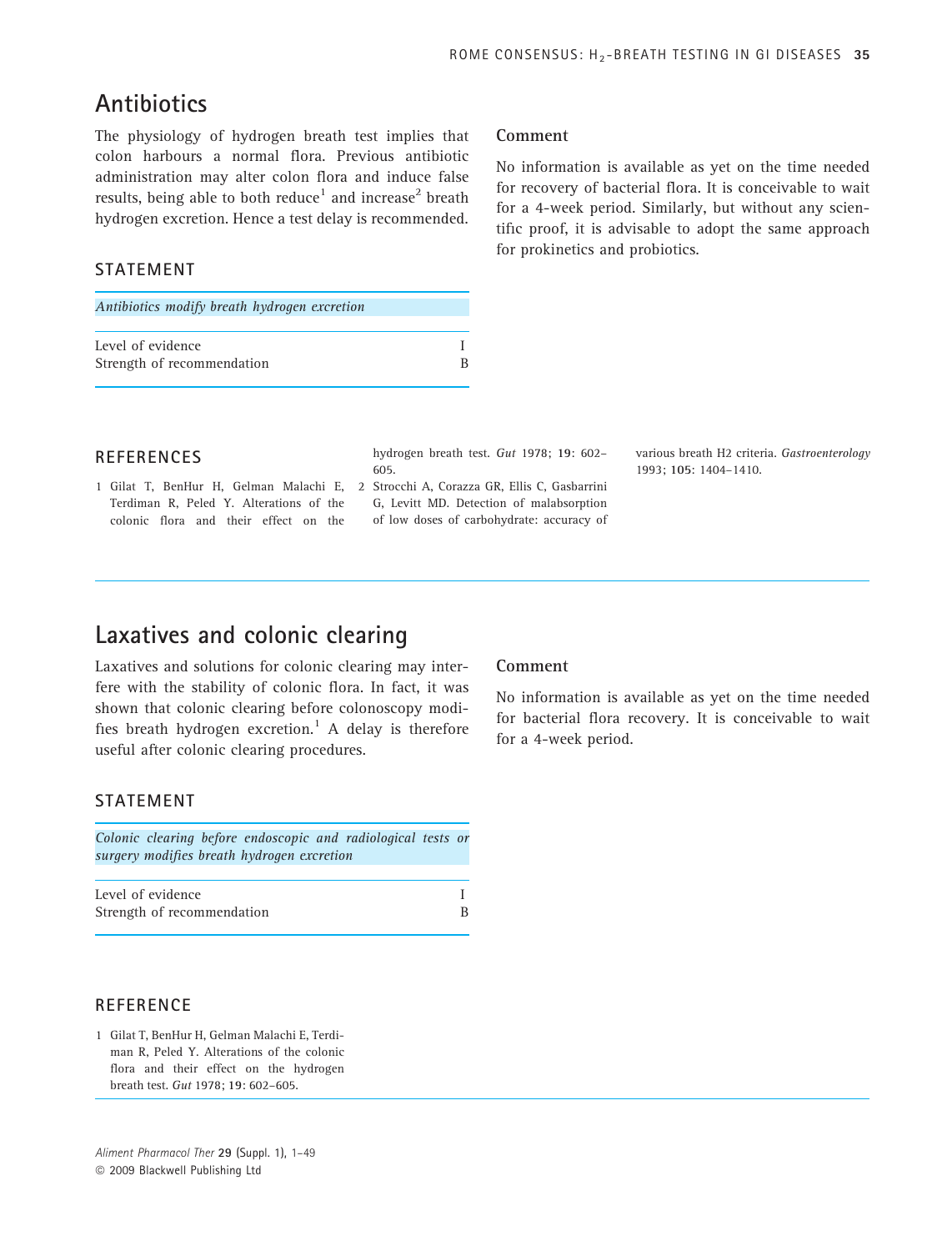## Antibiotics

The physiology of hydrogen breath test implies that colon harbours a normal flora. Previous antibiotic administration may alter colon flora and induce false results, being able to both reduce[1] and increase[2] breath hydrogen excretion. Hence a test delay is recommended.

### STATEMENT

*Antibiotics modify breath hydrogen excretion*

| | |
|---|---|
| Level of evidence | I |
| Strength of recommendation | B |

### Comment

No information is available as yet on the time needed for recovery of bacterial flora. It is conceivable to wait for a 4-week period. Similarly, but without any scientific proof, it is advisable to adopt the same approach for prokinetics and probiotics.

### REFERENCES

1 Gilat T, BenHur H, Gelman Malachi E, Terdiman R, Peled Y. Alterations of the colonic flora and their effect on the hydrogen breath test. *Gut* 1978; **19**: 602–605.

2 Strocchi A, Corazza GR, Ellis C, Gasbarrini G, Levitt MD. Detection of malabsorption of low doses of carbohydrate: accuracy of various breath H2 criteria. *Gastroenterology* 1993; **105**: 1404–1410.

## Laxatives and colonic clearing

Laxatives and solutions for colonic clearing may interfere with the stability of colonic flora. In fact, it was shown that colonic clearing before colonoscopy modifies breath hydrogen excretion.[1] A delay is therefore useful after colonic clearing procedures.

### STATEMENT

*Colonic clearing before endoscopic and radiological tests or surgery modifies breath hydrogen excretion*

| | |
|---|---|
| Level of evidence | I |
| Strength of recommendation | B |

### Comment

No information is available as yet on the time needed for bacterial flora recovery. It is conceivable to wait for a 4-week period.

### REFERENCE

1 Gilat T, BenHur H, Gelman Malachi E, Terdiman R, Peled Y. Alterations of the colonic flora and their effect on the hydrogen breath test. *Gut* 1978; **19**: 602–605.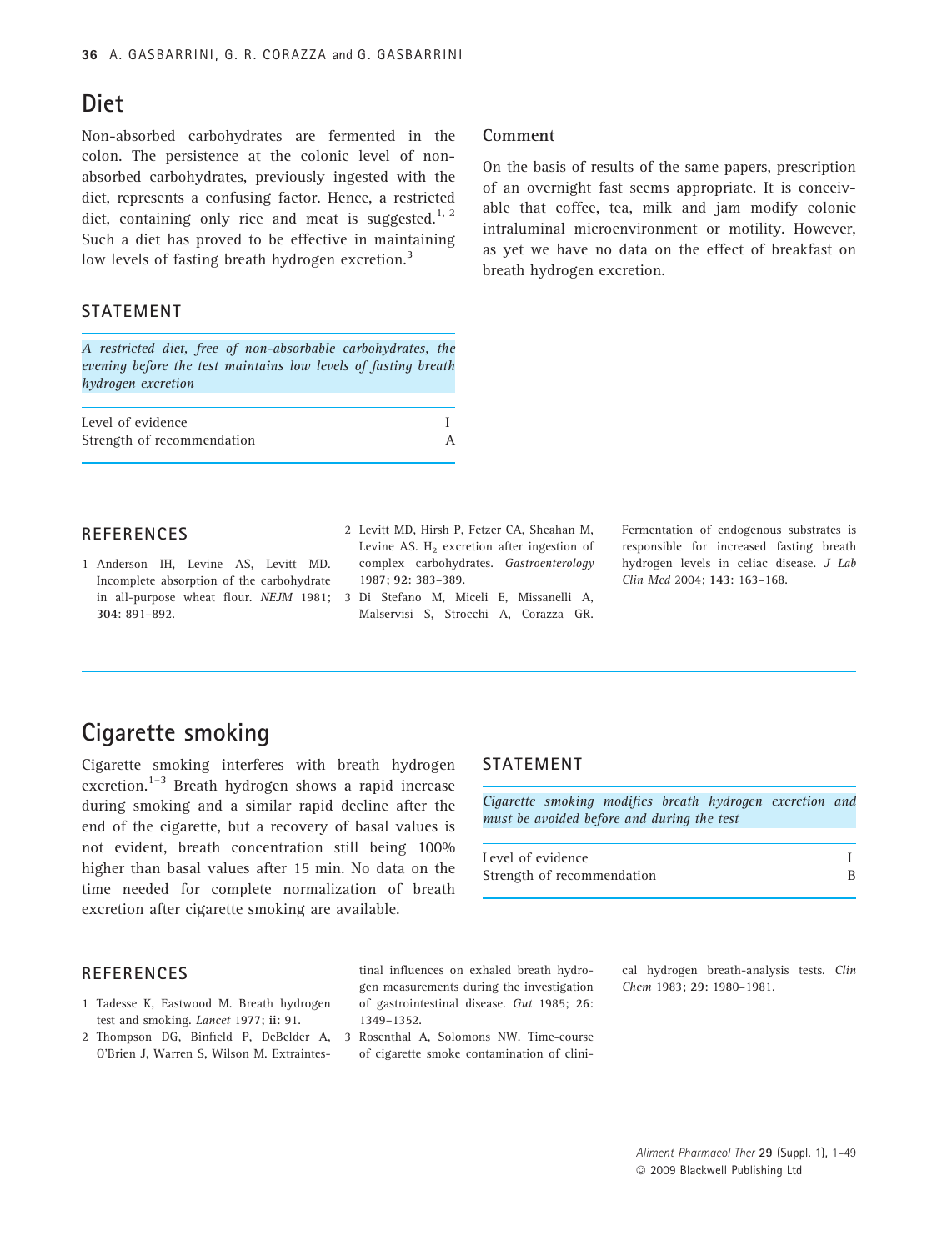## Diet

Non-absorbed carbohydrates are fermented in the colon. The persistence at the colonic level of non-absorbed carbohydrates, previously ingested with the diet, represents a confusing factor. Hence, a restricted diet, containing only rice and meat is suggested.[1, 2] Such a diet has proved to be effective in maintaining low levels of fasting breath hydrogen excretion.[3]

### STATEMENT

*A restricted diet, free of non-absorbable carbohydrates, the evening before the test maintains low levels of fasting breath hydrogen excretion*

| | |
|---|---|
| Level of evidence | I |
| Strength of recommendation | A |

### Comment

On the basis of results of the same papers, prescription of an overnight fast seems appropriate. It is conceivable that coffee, tea, milk and jam modify colonic intraluminal microenvironment or motility. However, as yet we have no data on the effect of breakfast on breath hydrogen excretion.

### REFERENCES

1 Anderson IH, Levine AS, Levitt MD. Incomplete absorption of the carbohydrate in all-purpose wheat flour. *NEJM* 1981; **304**: 891–892.

2 Levitt MD, Hirsh P, Fetzer CA, Sheahan M, Levine AS. $H_2$ excretion after ingestion of complex carbohydrates. *Gastroenterology* 1987; **92**: 383–389.

3 Di Stefano M, Miceli E, Missanelli A, Malservisi S, Strocchi A, Corazza GR. Fermentation of endogenous substrates is responsible for increased fasting breath hydrogen levels in celiac disease. *J Lab Clin Med* 2004; **143**: 163–168.

## Cigarette smoking

Cigarette smoking interferes with breath hydrogen excretion.[1–3] Breath hydrogen shows a rapid increase during smoking and a similar rapid decline after the end of the cigarette, but a recovery of basal values is not evident, breath concentration still being 100% higher than basal values after 15 min. No data on the time needed for complete normalization of breath excretion after cigarette smoking are available.

### STATEMENT

*Cigarette smoking modifies breath hydrogen excretion and must be avoided before and during the test*

| | |
|---|---|
| Level of evidence | I |
| Strength of recommendation | B |

### REFERENCES

1 Tadesse K, Eastwood M. Breath hydrogen test and smoking. *Lancet* 1977; **ii**: 91.

2 Thompson DG, Binfield P, DeBelder A, O'Brien J, Warren S, Wilson M. Extraintestinal influences on exhaled breath hydrogen measurements during the investigation of gastrointestinal disease. *Gut* 1985; **26**: 1349–1352.

3 Rosenthal A, Solomons NW. Time-course of cigarette smoke contamination of clinical hydrogen breath-analysis tests. *Clin Chem* 1983; **29**: 1980–1981.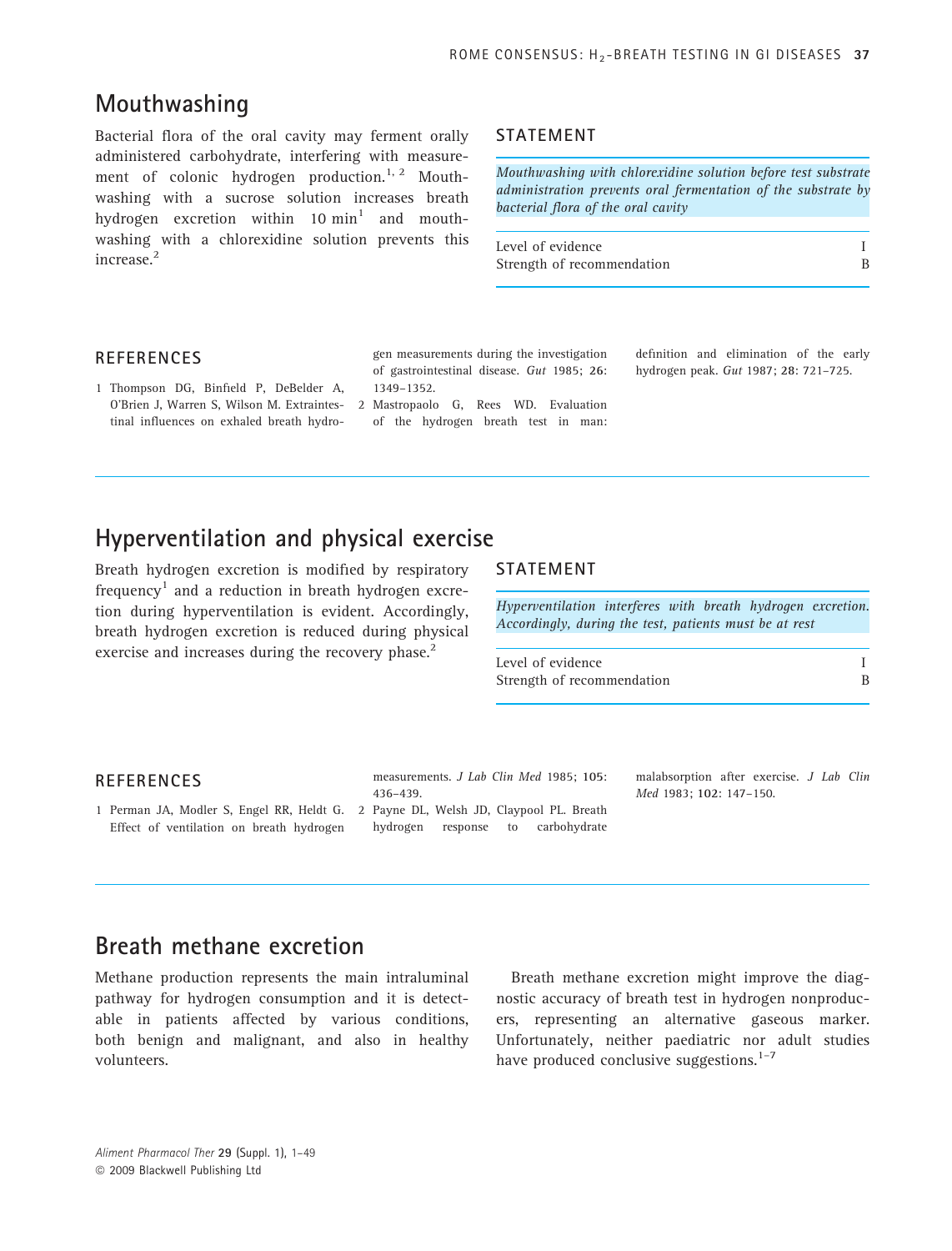## Mouthwashing

Bacterial flora of the oral cavity may ferment orally administered carbohydrate, interfering with measurement of colonic hydrogen production.[1, 2] Mouthwashing with a sucrose solution increases breath hydrogen excretion within 10 min[1] and mouthwashing with a chlorexidine solution prevents this increase.[2]

### STATEMENT

*Mouthwashing with chlorexidine solution before test substrate administration prevents oral fermentation of the substrate by bacterial flora of the oral cavity*

| | |
|---|---|
| Level of evidence | I |
| Strength of recommendation | B |

### REFERENCES

1 Thompson DG, Binfield P, DeBelder A, O'Brien J, Warren S, Wilson M. Extraintestinal influences on exhaled breath hydrogen measurements during the investigation of gastrointestinal disease. *Gut* 1985; **26**: 1349–1352.

2 Mastropaolo G, Rees WD. Evaluation of the hydrogen breath test in man: definition and elimination of the early hydrogen peak. *Gut* 1987; **28**: 721–725.

## Hyperventilation and physical exercise

Breath hydrogen excretion is modified by respiratory frequency[1] and a reduction in breath hydrogen excretion during hyperventilation is evident. Accordingly, breath hydrogen excretion is reduced during physical exercise and increases during the recovery phase.[2]

### STATEMENT

*Hyperventilation interferes with breath hydrogen excretion. Accordingly, during the test, patients must be at rest*

| | |
|---|---|
| Level of evidence | I |
| Strength of recommendation | B |

### REFERENCES

1 Perman JA, Modler S, Engel RR, Heldt G. Effect of ventilation on breath hydrogen measurements. *J Lab Clin Med* 1985; **105**: 436–439.

2 Payne DL, Welsh JD, Claypool PL. Breath hydrogen response to carbohydrate malabsorption after exercise. *J Lab Clin Med* 1983; **102**: 147–150.

## Breath methane excretion

Methane production represents the main intraluminal pathway for hydrogen consumption and it is detectable in patients affected by various conditions, both benign and malignant, and also in healthy volunteers.

Breath methane excretion might improve the diagnostic accuracy of breath test in hydrogen nonproducers, representing an alternative gaseous marker. Unfortunately, neither paediatric nor adult studies have produced conclusive suggestions.[1–7]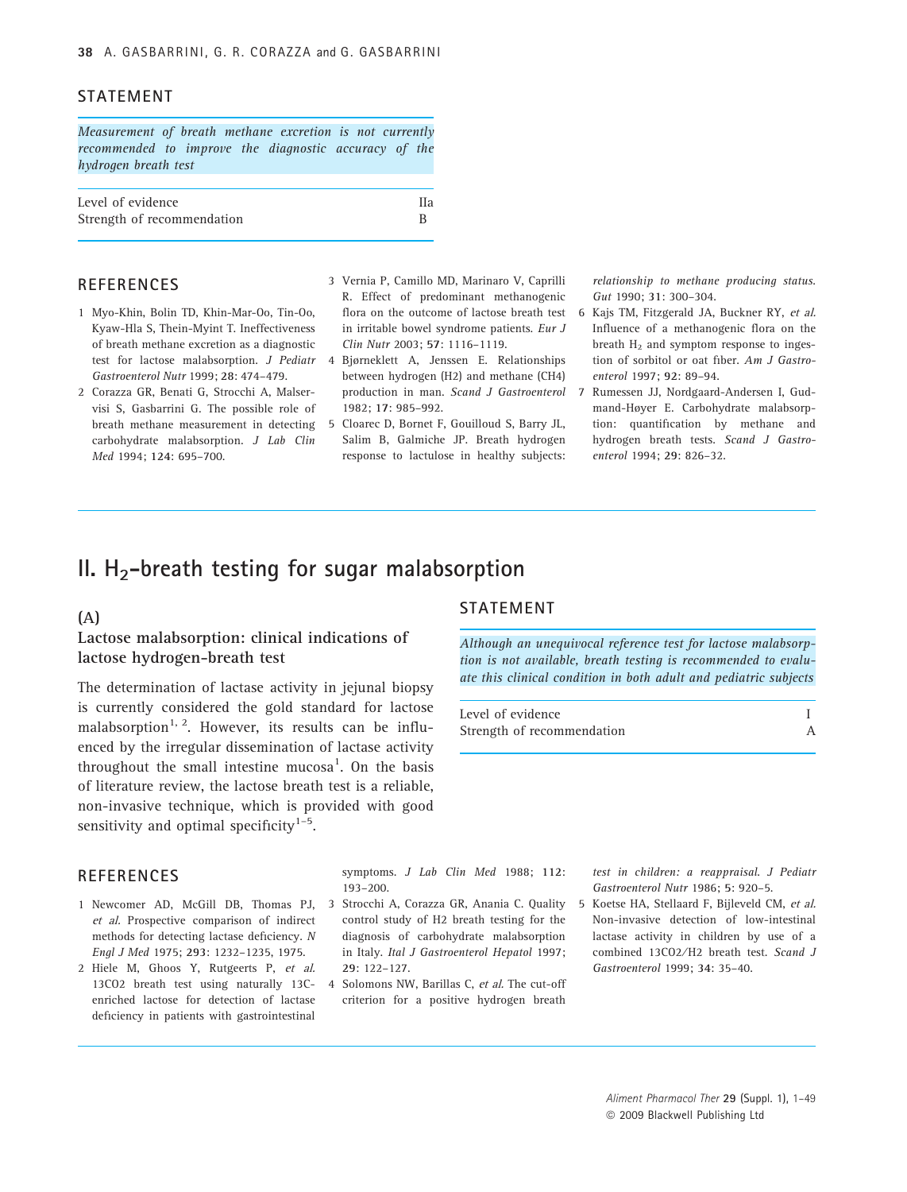## STATEMENT

*Measurement of breath methane excretion is not currently recommended to improve the diagnostic accuracy of the hydrogen breath test*

| | |
|---|---|
| Level of evidence | IIa |
| Strength of recommendation | B |

## REFERENCES

1 Myo-Khin, Bolin TD, Khin-Mar-Oo, Tin-Oo, Kyaw-Hla S, Thein-Myint T. Ineffectiveness of breath methane excretion as a diagnostic test for lactose malabsorption. *J Pediatr Gastroenterol Nutr* 1999; **28**: 474–479.

2 Corazza GR, Benati G, Strocchi A, Malservisi S, Gasbarrini G. The possible role of breath methane measurement in detecting carbohydrate malabsorption. *J Lab Clin Med* 1994; **124**: 695–700.

3 Vernia P, Camillo MD, Marinaro V, Caprilli R. Effect of predominant methanogenic flora on the outcome of lactose breath test in irritable bowel syndrome patients. *Eur J Clin Nutr* 2003; **57**: 1116–1119.

4 Bjørneklett A, Jenssen E. Relationships between hydrogen (H2) and methane (CH4) production in man. *Scand J Gastroenterol* 1982; **17**: 985–992.

5 Cloarec D, Bornet F, Gouilloud S, Barry JL, Salim B, Galmiche JP. Breath hydrogen response to lactulose in healthy subjects: *relationship to methane producing status. Gut* 1990; **31**: 300–304.

6 Kajs TM, Fitzgerald JA, Buckner RY, *et al.* Influence of a methanogenic flora on the breath $H_2$ and symptom response to ingestion of sorbitol or oat fiber. *Am J Gastroenterol* 1997; **92**: 89–94.

7 Rumessen JJ, Nordgaard-Andersen I, Gudmand-Høyer E. Carbohydrate malabsorption: quantification by methane and hydrogen breath tests. *Scand J Gastroenterol* 1994; **29**: 826–32.

# II. $H_2$-breath testing for sugar malabsorption

### (A)

### Lactose malabsorption: clinical indications of lactose hydrogen-breath test

The determination of lactase activity in jejunal biopsy is currently considered the gold standard for lactose malabsorption[1, 2]. However, its results can be influenced by the irregular dissemination of lactase activity throughout the small intestine mucosa[1]. On the basis of literature review, the lactose breath test is a reliable, non-invasive technique, which is provided with good sensitivity and optimal specificity[1–5].

## STATEMENT

*Although an unequivocal reference test for lactose malabsorption is not available, breath testing is recommended to evaluate this clinical condition in both adult and pediatric subjects*

| | |
|---|---|
| Level of evidence | I |
| Strength of recommendation | A |

## REFERENCES

1 Newcomer AD, McGill DB, Thomas PJ, *et al.* Prospective comparison of indirect methods for detecting lactase deficiency. *N Engl J Med* 1975; **293**: 1232–1235, 1975.

2 Hiele M, Ghoos Y, Rutgeerts P, *et al.* 13CO2 breath test using naturally 13C-enriched lactose for detection of lactase deficiency in patients with gastrointestinal symptoms. *J Lab Clin Med* 1988; **112**: 193–200.

3 Strocchi A, Corazza GR, Anania C. Quality control study of H2 breath testing for the diagnosis of carbohydrate malabsorption in Italy. *Ital J Gastroenterol Hepatol* 1997; **29**: 122–127.

4 Solomons NW, Barillas C, *et al.* The cut-off criterion for a positive hydrogen breath *test in children: a reappraisal. J Pediatr Gastroenterol Nutr* 1986; **5**: 920–5.

5 Koetse HA, Stellaard F, Bijleveld CM, *et al.* Non-invasive detection of low-intestinal lactase activity in children by use of a combined 13CO2/H2 breath test. *Scand J Gastroenterol* 1999; **34**: 35–40.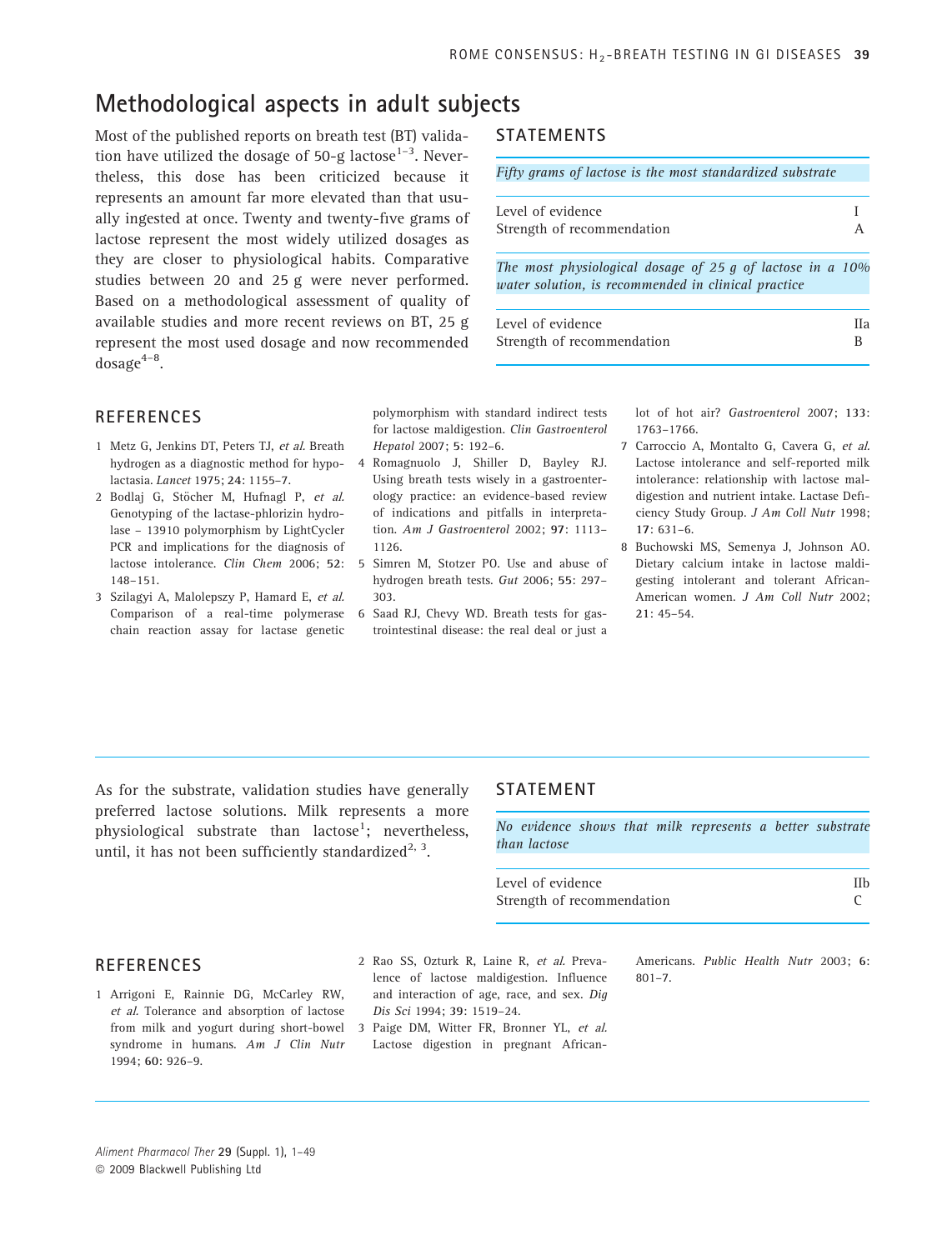## Methodological aspects in adult subjects

Most of the published reports on breath test (BT) validation have utilized the dosage of 50-g lactose[1–3]. Nevertheless, this dose has been criticized because it represents an amount far more elevated than that usually ingested at once. Twenty and twenty-five grams of lactose represent the most widely utilized dosages as they are closer to physiological habits. Comparative studies between 20 and 25 g were never performed. Based on a methodological assessment of quality of available studies and more recent reviews on BT, 25 g represent the most used dosage and now recommended dosage[4–8].

### STATEMENTS

*Fifty grams of lactose is the most standardized substrate*

| | |
|---|---|
| Level of evidence | I |
| Strength of recommendation | A |

*The most physiological dosage of 25 g of lactose in a 10% water solution, is recommended in clinical practice*

| | |
|---|---|
| Level of evidence | IIa |
| Strength of recommendation | B |

### REFERENCES

1 Metz G, Jenkins DT, Peters TJ, *et al*. Breath hydrogen as a diagnostic method for hypolactasia. *Lancet* 1975; **24**: 1155–7.
2 Bodlaj G, Stöcher M, Hufnagl P, *et al*. Genotyping of the lactase-phlorizin hydrolase – 13910 polymorphism by LightCycler PCR and implications for the diagnosis of lactose intolerance. *Clin Chem* 2006; **52**: 148–151.
3 Szilagyi A, Malolepszy P, Hamard E, *et al*. Comparison of a real-time polymerase chain reaction assay for lactase genetic polymorphism with standard indirect tests for lactose maldigestion. *Clin Gastroenterol Hepatol* 2007; **5**: 192–6.
4 Romagnuolo J, Shiller D, Bayley RJ. Using breath tests wisely in a gastroenterology practice: an evidence-based review of indications and pitfalls in interpretation. *Am J Gastroenterol* 2002; **97**: 1113–1126.
5 Simren M, Stotzer PO. Use and abuse of hydrogen breath tests. *Gut* 2006; **55**: 297–303.
6 Saad RJ, Chevy WD. Breath tests for gastrointestinal disease: the real deal or just a lot of hot air? *Gastroenterol* 2007; **133**: 1763–1766.
7 Carroccio A, Montalto G, Cavera G, *et al*. Lactose intolerance and self-reported milk intolerance: relationship with lactose maldigestion and nutrient intake. Lactase Deficiency Study Group. *J Am Coll Nutr* 1998; **17**: 631–6.
8 Buchowski MS, Semenya J, Johnson AO. Dietary calcium intake in lactose maldigesting intolerant and tolerant African-American women. *J Am Coll Nutr* 2002; **21**: 45–54.

---

As for the substrate, validation studies have generally preferred lactose solutions. Milk represents a more physiological substrate than lactose[1]; nevertheless, until, it has not been sufficiently standardized[2, 3].

### STATEMENT

*No evidence shows that milk represents a better substrate than lactose*

| | |
|---|---|
| Level of evidence | IIb |
| Strength of recommendation | C |

### REFERENCES

1 Arrigoni E, Rainnie DG, McCarley RW, *et al*. Tolerance and absorption of lactose from milk and yogurt during short-bowel syndrome in humans. *Am J Clin Nutr* 1994; **60**: 926–9.
2 Rao SS, Ozturk R, Laine R, *et al*. Prevalence of lactose maldigestion. Influence and interaction of age, race, and sex. *Dig Dis Sci* 1994; **39**: 1519–24.
3 Paige DM, Witter FR, Bronner YL, *et al*. Lactose digestion in pregnant African-Americans. *Public Health Nutr* 2003; **6**: 801–7.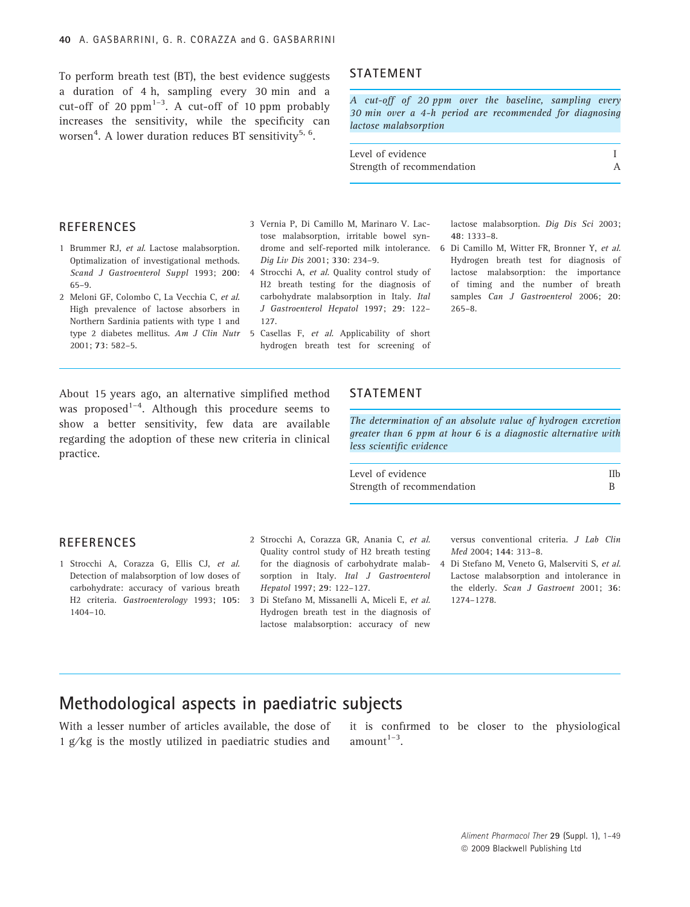To perform breath test (BT), the best evidence suggests a duration of 4 h, sampling every 30 min and a cut-off of 20 ppm[1–3]. A cut-off of 10 ppm probably increases the sensitivity, while the specificity can worsen[4]. A lower duration reduces BT sensitivity[5, 6].

### STATEMENT

*A cut-off of 20 ppm over the baseline, sampling every 30 min over a 4-h period are recommended for diagnosing lactose malabsorption*

| | |
|---|---|
| Level of evidence | I |
| Strength of recommendation | A |

### REFERENCES

1 Brummer RJ, *et al.* Lactose malabsorption. Optimalization of investigational methods. *Scand J Gastroenterol Suppl* 1993; **200**: 65–9.

2 Meloni GF, Colombo C, La Vecchia C, *et al.* High prevalence of lactose absorbers in Northern Sardinia patients with type 1 and type 2 diabetes mellitus. *Am J Clin Nutr* 2001; **73**: 582–5.

3 Vernia P, Di Camillo M, Marinaro V. Lactose malabsorption, irritable bowel syndrome and self-reported milk intolerance. *Dig Liv Dis* 2001; **330**: 234–9.

4 Strocchi A, *et al.* Quality control study of H2 breath testing for the diagnosis of carbohydrate malabsorption in Italy. *Ital J Gastroenterol Hepatol* 1997; **29**: 122–127.

5 Casellas F, *et al.* Applicability of short hydrogen breath test for screening of lactose malabsorption. *Dig Dis Sci* 2003; **48**: 1333–8.

6 Di Camillo M, Witter FR, Bronner Y, *et al.* Hydrogen breath test for diagnosis of lactose malabsorption: the importance of timing and the number of breath samples *Can J Gastroenterol* 2006; **20**: 265–8.

About 15 years ago, an alternative simplified method was proposed[1–4]. Although this procedure seems to show a better sensitivity, few data are available regarding the adoption of these new criteria in clinical practice.

### STATEMENT

*The determination of an absolute value of hydrogen excretion greater than 6 ppm at hour 6 is a diagnostic alternative with less scientific evidence*

| | |
|---|---|
| Level of evidence | IIb |
| Strength of recommendation | B |

### REFERENCES

1 Strocchi A, Corazza G, Ellis CJ, *et al.* Detection of malabsorption of low doses of carbohydrate: accuracy of various breath H2 criteria. *Gastroenterology* 1993; **105**: 1404–10.

2 Strocchi A, Corazza GR, Anania C, *et al.* Quality control study of H2 breath testing for the diagnosis of carbohydrate malabsorption in Italy. *Ital J Gastroenterol Hepatol* 1997; **29**: 122–127.

3 Di Stefano M, Missanelli A, Miceli E, *et al.* Hydrogen breath test in the diagnosis of lactose malabsorption: accuracy of new versus conventional criteria. *J Lab Clin Med* 2004; **144**: 313–8.

4 Di Stefano M, Veneto G, Malserviti S, *et al.* Lactose malabsorption and intolerance in the elderly. *Scan J Gastroent* 2001; **36**: 1274–1278.

## Methodological aspects in paediatric subjects

With a lesser number of articles available, the dose of 1 g/kg is the mostly utilized in paediatric studies and it is confirmed to be closer to the physiological amount[1–3].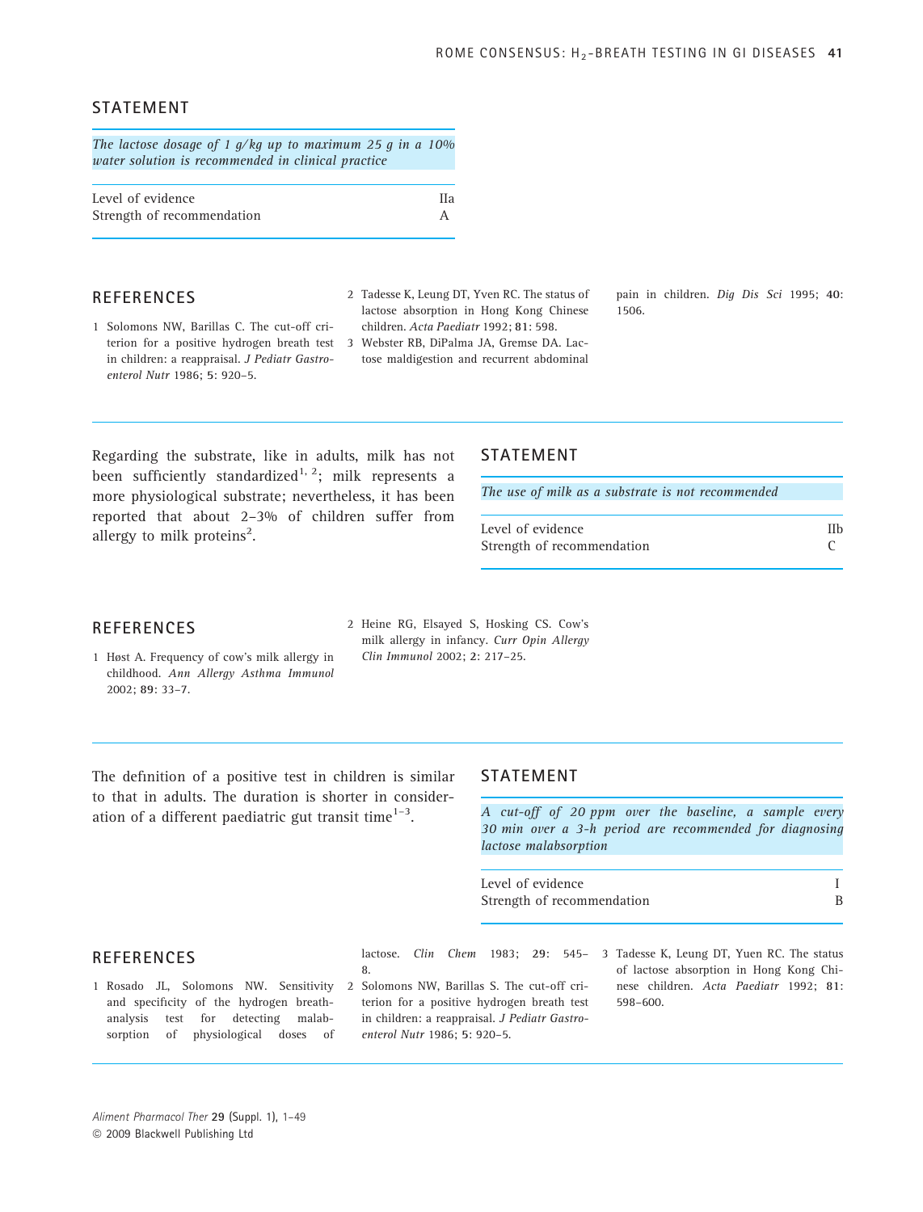## STATEMENT

*The lactose dosage of 1 g/kg up to maximum 25 g in a 10% water solution is recommended in clinical practice*

| | |
|---|---|
| Level of evidence | IIa |
| Strength of recommendation | A |

## REFERENCES

1. Solomons NW, Barillas C. The cut-off criterion for a positive hydrogen breath test in children: a reappraisal. *J Pediatr Gastroenterol Nutr* 1986; **5**: 920–5.
2. Tadesse K, Leung DT, Yven RC. The status of lactose absorption in Hong Kong Chinese children. *Acta Paediatr* 1992; **81**: 598.
3. Webster RB, DiPalma JA, Gremse DA. Lactose maldigestion and recurrent abdominal pain in children. *Dig Dis Sci* 1995; **40**: 1506.

Regarding the substrate, like in adults, milk has not been sufficiently standardized[1, 2]; milk represents a more physiological substrate; nevertheless, it has been reported that about 2–3% of children suffer from allergy to milk proteins[2].

## STATEMENT

*The use of milk as a substrate is not recommended*

| | |
|---|---|
| Level of evidence | IIb |
| Strength of recommendation | C |

## REFERENCES

1. Høst A. Frequency of cow's milk allergy in childhood. *Ann Allergy Asthma Immunol* 2002; **89**: 33–7.
2. Heine RG, Elsayed S, Hosking CS. Cow's milk allergy in infancy. *Curr Opin Allergy Clin Immunol* 2002; **2**: 217–25.

The definition of a positive test in children is similar to that in adults. The duration is shorter in consideration of a different paediatric gut transit time[1–3].

## STATEMENT

*A cut-off of 20 ppm over the baseline, a sample every 30 min over a 3-h period are recommended for diagnosing lactose malabsorption*

| | |
|---|---|
| Level of evidence | I |
| Strength of recommendation | B |

## REFERENCES

1. Rosado JL, Solomons NW. Sensitivity and specificity of the hydrogen breath-analysis test for detecting malabsorption of physiological doses of lactose. *Clin Chem* 1983; **29**: 545–8.
2. Solomons NW, Barillas S. The cut-off criterion for a positive hydrogen breath test in children: a reappraisal. *J Pediatr Gastroenterol Nutr* 1986; **5**: 920–5.
3. Tadesse K, Leung DT, Yuen RC. The status of lactose absorption in Hong Kong Chinese children. *Acta Paediatr* 1992; **81**: 598–600.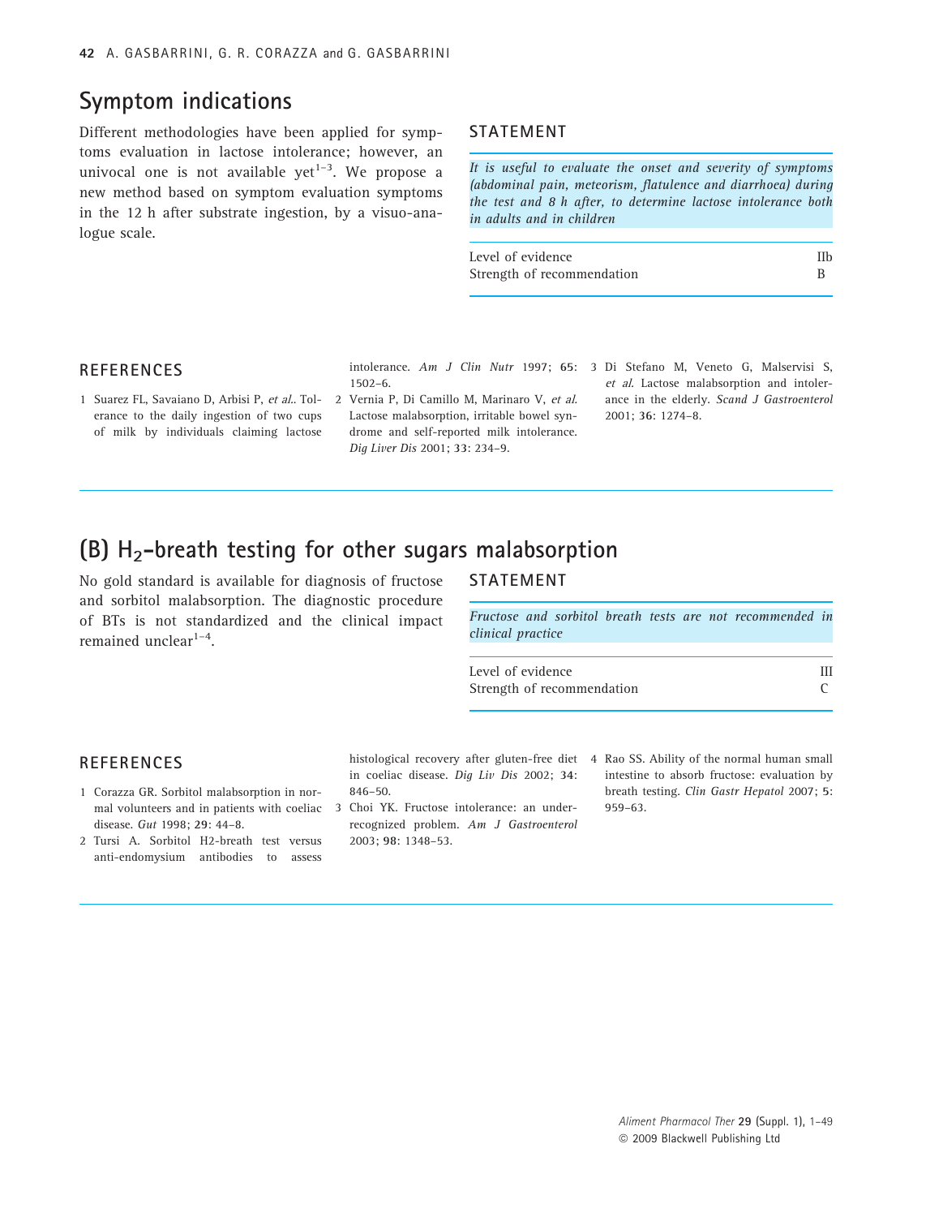## Symptom indications

Different methodologies have been applied for symptoms evaluation in lactose intolerance; however, an univocal one is not available yet[1–3]. We propose a new method based on symptom evaluation symptoms in the 12 h after substrate ingestion, by a visuo-analogue scale.

### STATEMENT

*It is useful to evaluate the onset and severity of symptoms (abdominal pain, meteorism, flatulence and diarrhoea) during the test and 8 h after, to determine lactose intolerance both in adults and in children*

| | |
|---|---|
| Level of evidence | IIb |
| Strength of recommendation | B |

### REFERENCES

1 Suarez FL, Savaiano D, Arbisi P, *et al*.. Tolerance to the daily ingestion of two cups of milk by individuals claiming lactose intolerance. *Am J Clin Nutr* 1997; **65**: 1502–6.

2 Vernia P, Di Camillo M, Marinaro V, *et al.* Lactose malabsorption, irritable bowel syndrome and self-reported milk intolerance. *Dig Liver Dis* 2001; **33**: 234–9.

3 Di Stefano M, Veneto G, Malservisi S, *et al*. Lactose malabsorption and intolerance in the elderly. *Scand J Gastroenterol* 2001; **36**: 1274–8.

## (B) $H_2$-breath testing for other sugars malabsorption

No gold standard is available for diagnosis of fructose and sorbitol malabsorption. The diagnostic procedure of BTs is not standardized and the clinical impact remained unclear[1–4].

### STATEMENT

*Fructose and sorbitol breath tests are not recommended in clinical practice*

| | |
|---|---|
| Level of evidence | III |
| Strength of recommendation | C |

### REFERENCES

1 Corazza GR. Sorbitol malabsorption in normal volunteers and in patients with coeliac disease. *Gut* 1998; **29**: 44–8.

2 Tursi A. Sorbitol H2-breath test versus anti-endomysium antibodies to assess histological recovery after gluten-free diet in coeliac disease. *Dig Liv Dis* 2002; **34**: 846–50.

3 Choi YK. Fructose intolerance: an under-recognized problem. *Am J Gastroenterol* 2003; **98**: 1348–53.

4 Rao SS. Ability of the normal human small intestine to absorb fructose: evaluation by breath testing. *Clin Gastr Hepatol* 2007; **5**: 959–63.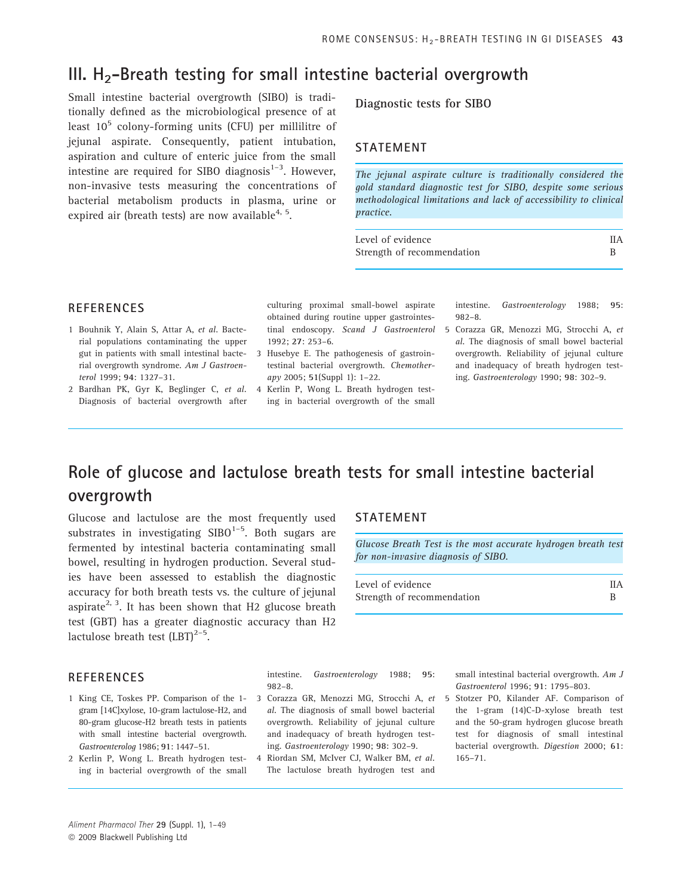# III. $H_2$-Breath testing for small intestine bacterial overgrowth

Small intestine bacterial overgrowth (SIBO) is traditionally defined as the microbiological presence of at least $10^5$ colony-forming units (CFU) per millilitre of jejunal aspirate. Consequently, patient intubation, aspiration and culture of enteric juice from the small intestine are required for SIBO diagnosis[1–3]. However, non-invasive tests measuring the concentrations of bacterial metabolism products in plasma, urine or expired air (breath tests) are now available[4, 5].

### Diagnostic tests for SIBO

#### STATEMENT

*The jejunal aspirate culture is traditionally considered the gold standard diagnostic test for SIBO, despite some serious methodological limitations and lack of accessibility to clinical practice.*

| | |
|---|---|
| Level of evidence | IIA |
| Strength of recommendation | B |

#### REFERENCES

1. Bouhnik Y, Alain S, Attar A, *et al*. Bacterial populations contaminating the upper gut in patients with small intestinal bacterial overgrowth syndrome. *Am J Gastroenterol* 1999; **94**: 1327–31.
2. Bardhan PK, Gyr K, Beglinger C, *et al*. Diagnosis of bacterial overgrowth after culturing proximal small-bowel aspirate obtained during routine upper gastrointestinal endoscopy. *Scand J Gastroenterol* 1992; **27**: 253–6.
3. Husebye E. The pathogenesis of gastrointestinal bacterial overgrowth. *Chemotherapy* 2005; **51**(Suppl 1): 1–22.
4. Kerlin P, Wong L. Breath hydrogen testing in bacterial overgrowth of the small intestine. *Gastroenterology* 1988; **95**: 982–8.
5. Corazza GR, Menozzi MG, Strocchi A, *et al*. The diagnosis of small bowel bacterial overgrowth. Reliability of jejunal culture and inadequacy of breath hydrogen testing. *Gastroenterology* 1990; **98**: 302–9.

## Role of glucose and lactulose breath tests for small intestine bacterial overgrowth

Glucose and lactulose are the most frequently used substrates in investigating SIBO[1–5]. Both sugars are fermented by intestinal bacteria contaminating small bowel, resulting in hydrogen production. Several studies have been assessed to establish the diagnostic accuracy for both breath tests vs. the culture of jejunal aspirate[2, 3]. It has been shown that H2 glucose breath test (GBT) has a greater diagnostic accuracy than H2 lactulose breath test (LBT)[2–5].

#### STATEMENT

*Glucose Breath Test is the most accurate hydrogen breath test for non-invasive diagnosis of SIBO.*

| | |
|---|---|
| Level of evidence | IIA |
| Strength of recommendation | B |

#### REFERENCES

1. King CE, Toskes PP. Comparison of the 1-gram [14C]xylose, 10-gram lactulose-H2, and 80-gram glucose-H2 breath tests in patients with small intestine bacterial overgrowth. *Gastroenterolog* 1986; **91**: 1447–51.
2. Kerlin P, Wong L. Breath hydrogen testing in bacterial overgrowth of the small intestine. *Gastroenterology* 1988; **95**: 982–8.
3. Corazza GR, Menozzi MG, Strocchi A, *et al*. The diagnosis of small bowel bacterial overgrowth. Reliability of jejunal culture and inadequacy of breath hydrogen testing. *Gastroenterology* 1990; **98**: 302–9.
4. Riordan SM, McIver CJ, Walker BM, *et al*. The lactulose breath hydrogen test and small intestinal bacterial overgrowth. *Am J Gastroenterol* 1996; **91**: 1795–803.
5. Stotzer PO, Kilander AF. Comparison of the 1-gram (14)C-D-xylose breath test and the 50-gram hydrogen glucose breath test for diagnosis of small intestinal bacterial overgrowth. *Digestion* 2000; **61**: 165–71.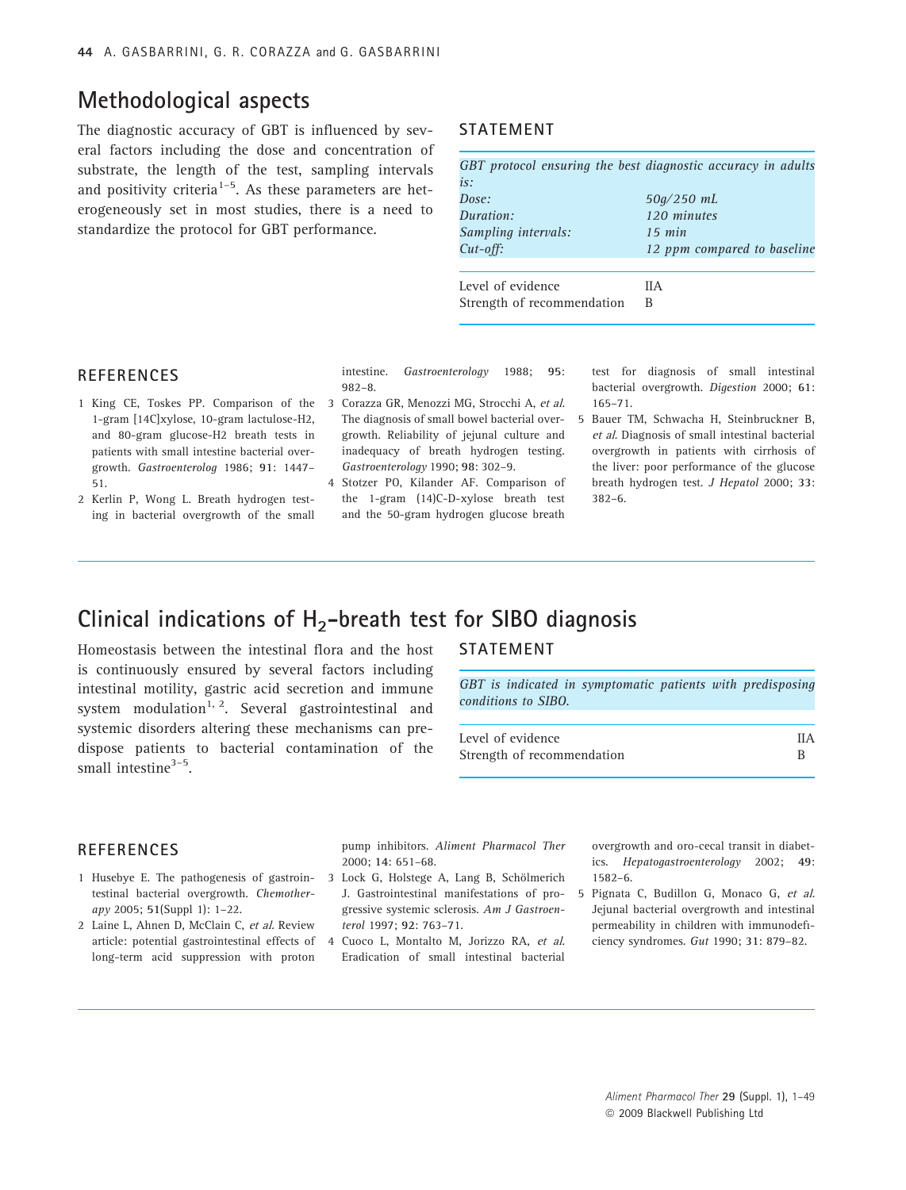## Methodological aspects

The diagnostic accuracy of GBT is influenced by several factors including the dose and concentration of substrate, the length of the test, sampling intervals and positivity criteria[1–5]. As these parameters are heterogeneously set in most studies, there is a need to standardize the protocol for GBT performance.

### STATEMENT

*GBT protocol ensuring the best diagnostic accuracy in adults is:*

| | |
|---|---|
| *Dose:* | *50g/250 mL* |
| *Duration:* | *120 minutes* |
| *Sampling intervals:* | *15 min* |
| *Cut-off:* | *12 ppm compared to baseline* |

| | |
|---|---|
| Level of evidence | IIA |
| Strength of recommendation | B |

### REFERENCES

1 King CE, Toskes PP. Comparison of the 1-gram [14C]xylose, 10-gram lactulose-H2, and 80-gram glucose-H2 breath tests in patients with small intestine bacterial overgrowth. *Gastroenterolog* 1986; **91**: 1447–51.

2 Kerlin P, Wong L. Breath hydrogen testing in bacterial overgrowth of the small intestine. *Gastroenterology* 1988; **95**: 982–8.

3 Corazza GR, Menozzi MG, Strocchi A, *et al.* The diagnosis of small bowel bacterial overgrowth. Reliability of jejunal culture and inadequacy of breath hydrogen testing. *Gastroenterology* 1990; **98**: 302–9.

4 Stotzer PO, Kilander AF. Comparison of the 1-gram (14)C-D-xylose breath test and the 50-gram hydrogen glucose breath test for diagnosis of small intestinal bacterial overgrowth. *Digestion* 2000; **61**: 165–71.

5 Bauer TM, Schwacha H, Steinbruckner B, *et al.* Diagnosis of small intestinal bacterial overgrowth in patients with cirrhosis of the liver: poor performance of the glucose breath hydrogen test. *J Hepatol* 2000; **33**: 382–6.

## Clinical indications of $H_2$-breath test for SIBO diagnosis

Homeostasis between the intestinal flora and the host is continuously ensured by several factors including intestinal motility, gastric acid secretion and immune system modulation[1, 2]. Several gastrointestinal and systemic disorders altering these mechanisms can predispose patients to bacterial contamination of the small intestine[3–5].

### STATEMENT

*GBT is indicated in symptomatic patients with predisposing conditions to SIBO.*

| | |
|---|---|
| Level of evidence | IIA |
| Strength of recommendation | B |

### REFERENCES

1 Husebye E. The pathogenesis of gastrointestinal bacterial overgrowth. *Chemotherapy* 2005; **51**(Suppl 1): 1–22.

2 Laine L, Ahnen D, McClain C, *et al.* Review article: potential gastrointestinal effects of long-term acid suppression with proton pump inhibitors. *Aliment Pharmacol Ther* 2000; **14**: 651–68.

3 Lock G, Holstege A, Lang B, Schölmerich J. Gastrointestinal manifestations of progressive systemic sclerosis. *Am J Gastroenterol* 1997; **92**: 763–71.

4 Cuoco L, Montalto M, Jorizzo RA, *et al.* Eradication of small intestinal bacterial overgrowth and oro-cecal transit in diabetics. *Hepatogastroenterology* 2002; **49**: 1582–6.

5 Pignata C, Budillon G, Monaco G, *et al.* Jejunal bacterial overgrowth and intestinal permeability in children with immunodeficiency syndromes. *Gut* 1990; **31**: 879–82.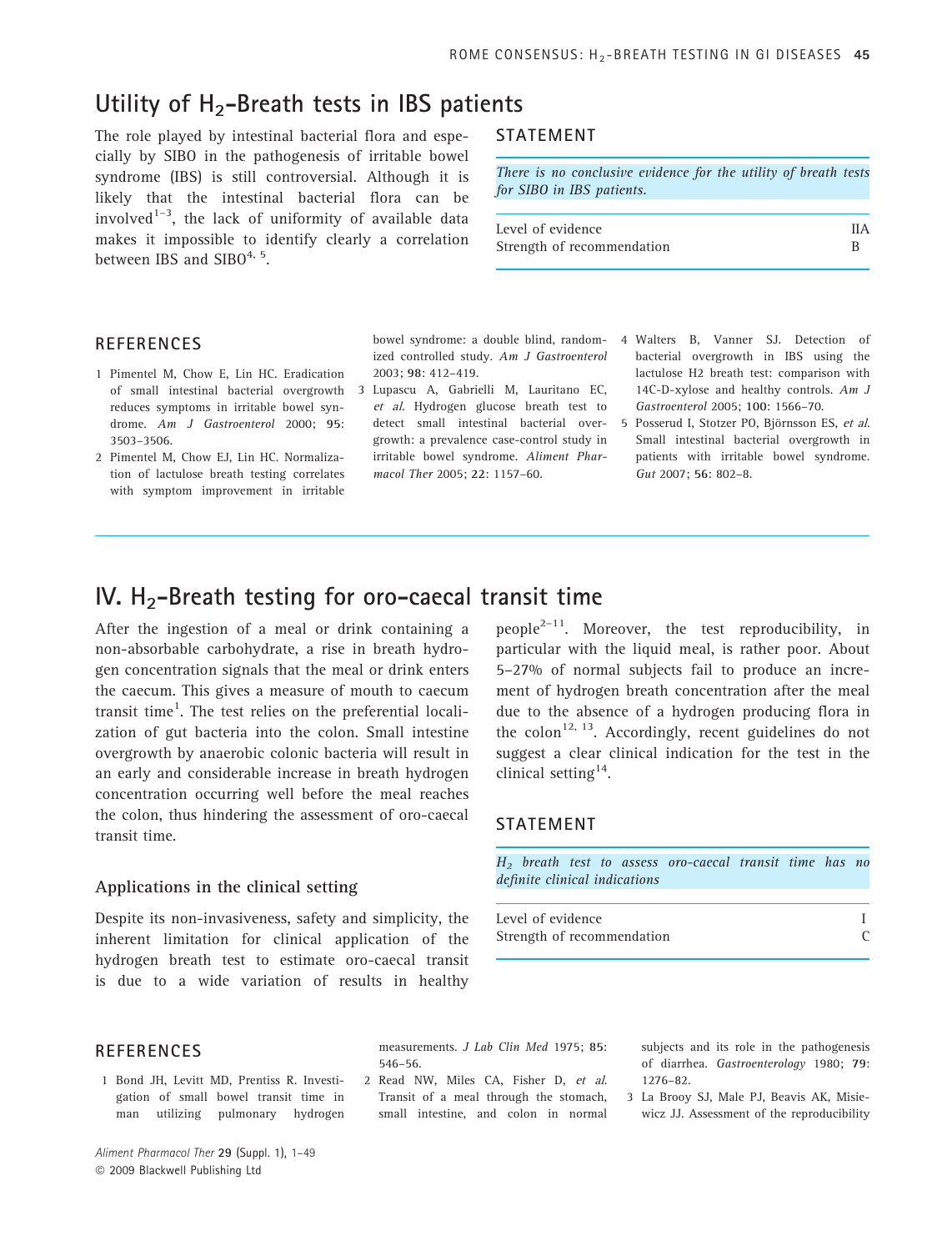## Utility of $H_2$-Breath tests in IBS patients

The role played by intestinal bacterial flora and especially by SIBO in the pathogenesis of irritable bowel syndrome (IBS) is still controversial. Although it is likely that the intestinal bacterial flora can be involved[1–3], the lack of uniformity of available data makes it impossible to identify clearly a correlation between IBS and SIBO[4, 5].

### STATEMENT

*There is no conclusive evidence for the utility of breath tests for SIBO in IBS patients.*

| | |
|---|---|
| Level of evidence | IIA |
| Strength of recommendation | B |

### REFERENCES

1 Pimentel M, Chow E, Lin HC. Eradication of small intestinal bacterial overgrowth reduces symptoms in irritable bowel syndrome. *Am J Gastroenterol* 2000; **95**: 3503–3506.

2 Pimentel M, Chow EJ, Lin HC. Normalization of lactulose breath testing correlates with symptom improvement in irritable bowel syndrome: a double blind, randomized controlled study. *Am J Gastroenterol* 2003; **98**: 412–419.

3 Lupascu A, Gabrielli M, Lauritano EC, *et al.* Hydrogen glucose breath test to detect small intestinal bacterial overgrowth: a prevalence case-control study in irritable bowel syndrome. *Aliment Pharmacol Ther* 2005; **22**: 1157–60.

4 Walters B, Vanner SJ. Detection of bacterial overgrowth in IBS using the lactulose H2 breath test: comparison with 14C-D-xylose and healthy controls. *Am J Gastroenterol* 2005; **100**: 1566–70.

5 Posserud I, Stotzer PO, Björnsson ES, *et al.* Small intestinal bacterial overgrowth in patients with irritable bowel syndrome. *Gut* 2007; **56**: 802–8.

# IV. $H_2$-Breath testing for oro-caecal transit time

After the ingestion of a meal or drink containing a non-absorbable carbohydrate, a rise in breath hydrogen concentration signals that the meal or drink enters the caecum. This gives a measure of mouth to caecum transit time[1]. The test relies on the preferential localization of gut bacteria into the colon. Small intestine overgrowth by anaerobic colonic bacteria will result in an early and considerable increase in breath hydrogen concentration occurring well before the meal reaches the colon, thus hindering the assessment of oro-caecal transit time.

### Applications in the clinical setting

Despite its non-invasiveness, safety and simplicity, the inherent limitation for clinical application of the hydrogen breath test to estimate oro-caecal transit is due to a wide variation of results in healthy people[2–11]. Moreover, the test reproducibility, in particular with the liquid meal, is rather poor. About 5–27% of normal subjects fail to produce an increment of hydrogen breath concentration after the meal due to the absence of a hydrogen producing flora in the colon[12, 13]. Accordingly, recent guidelines do not suggest a clear clinical indication for the test in the clinical setting[14].

### STATEMENT

*$H_2$ breath test to assess oro-caecal transit time has no definite clinical indications*

| | |
|---|---|
| Level of evidence | I |
| Strength of recommendation | C |

### REFERENCES

1 Bond JH, Levitt MD, Prentiss R. Investigation of small bowel transit time in man utilizing pulmonary hydrogen measurements. *J Lab Clin Med* 1975; **85**: 546–56.

2 Read NW, Miles CA, Fisher D, *et al.* Transit of a meal through the stomach, small intestine, and colon in normal subjects and its role in the pathogenesis of diarrhea. *Gastroenterology* 1980; **79**: 1276–82.

3 La Brooy SJ, Male PJ, Beavis AK, Misiewicz JJ. Assessment of the reproducibility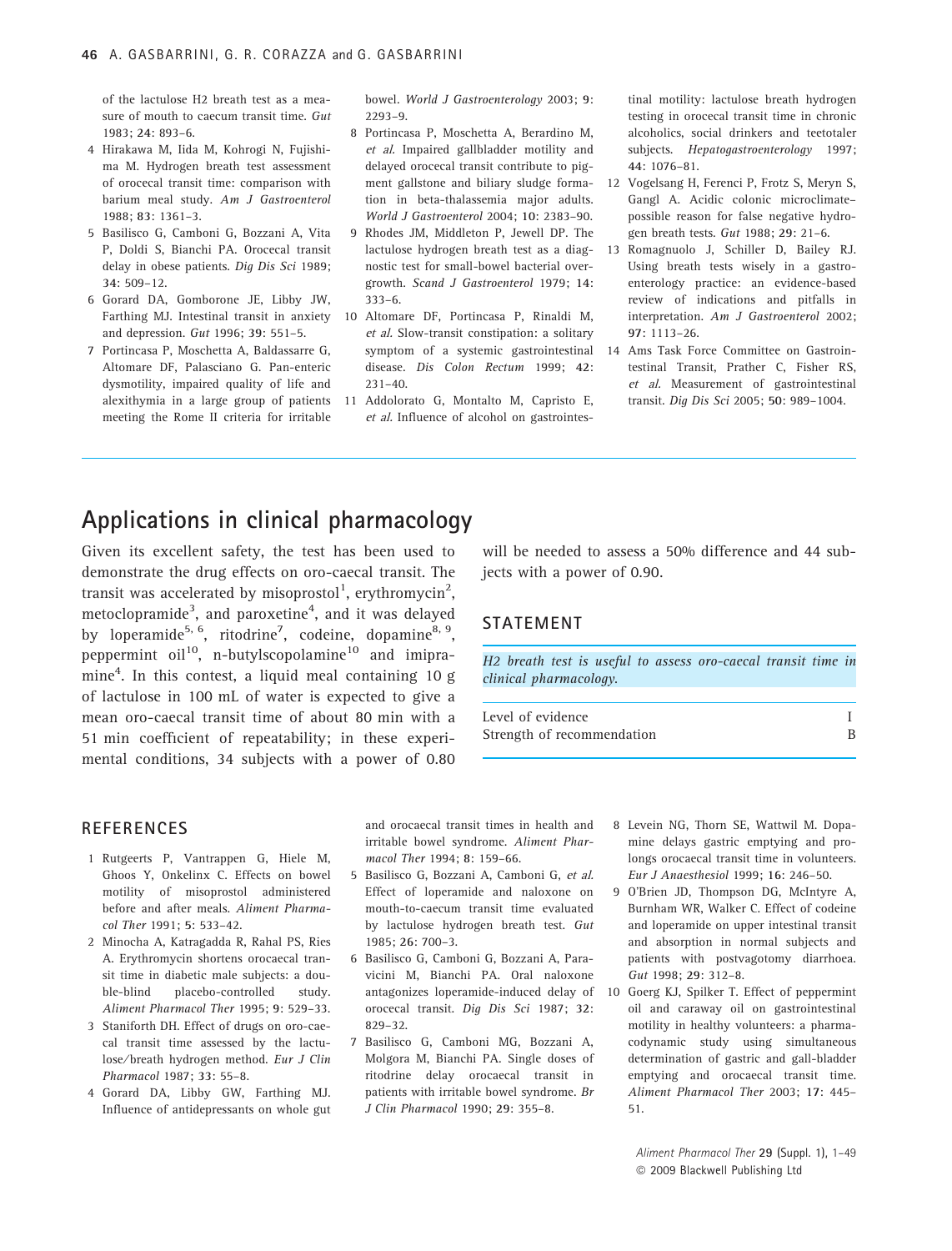of the lactulose H2 breath test as a measure of mouth to caecum transit time. *Gut* 1983; **24**: 893–6.

4 Hirakawa M, Iida M, Kohrogi N, Fujishima M. Hydrogen breath test assessment of orocecal transit time: comparison with barium meal study. *Am J Gastroenterol* 1988; **83**: 1361–3.

5 Basilisco G, Camboni G, Bozzani A, Vita P, Doldi S, Bianchi PA. Orocecal transit delay in obese patients. *Dig Dis Sci* 1989; **34**: 509–12.

6 Gorard DA, Gomborone JE, Libby JW, Farthing MJ. Intestinal transit in anxiety and depression. *Gut* 1996; **39**: 551–5.

7 Portincasa P, Moschetta A, Baldassarre G, Altomare DF, Palasciano G. Pan-enteric dysmotility, impaired quality of life and alexithymia in a large group of patients meeting the Rome II criteria for irritable bowel. *World J Gastroenterology* 2003; **9**: 2293–9.

8 Portincasa P, Moschetta A, Berardino M, *et al.* Impaired gallbladder motility and delayed orocecal transit contribute to pigment gallstone and biliary sludge formation in beta-thalassemia major adults. *World J Gastroenterol* 2004; **10**: 2383–90.

9 Rhodes JM, Middleton P, Jewell DP. The lactulose hydrogen breath test as a diagnostic test for small-bowel bacterial overgrowth. *Scand J Gastroenterol* 1979; **14**: 333–6.

10 Altomare DF, Portincasa P, Rinaldi M, *et al.* Slow-transit constipation: a solitary symptom of a systemic gastrointestinal disease. *Dis Colon Rectum* 1999; **42**: 231–40.

11 Addolorato G, Montalto M, Capristo E, *et al.* Influence of alcohol on gastrointestinal motility: lactulose breath hydrogen testing in orocecal transit time in chronic alcoholics, social drinkers and teetotaler subjects. *Hepatogastroenterology* 1997; **44**: 1076–81.

12 Vogelsang H, Ferenci P, Frotz S, Meryn S, Gangl A. Acidic colonic microclimate–possible reason for false negative hydrogen breath tests. *Gut* 1988; **29**: 21–6.

13 Romagnuolo J, Schiller D, Bailey RJ. Using breath tests wisely in a gastroenterology practice: an evidence-based review of indications and pitfalls in interpretation. *Am J Gastroenterol* 2002; **97**: 1113–26.

14 Ams Task Force Committee on Gastrointestinal Transit, Prather C, Fisher RS, *et al.* Measurement of gastrointestinal transit. *Dig Dis Sci* 2005; **50**: 989–1004.

## Applications in clinical pharmacology

Given its excellent safety, the test has been used to demonstrate the drug effects on oro-caecal transit. The transit was accelerated by misoprostol[1], erythromycin[2], metoclopramide[3], and paroxetine[4], and it was delayed by loperamide[5, 6], ritodrine[7], codeine, dopamine[8, 9], peppermint oil[10], n-butylscopolamine[10] and imipramine[4]. In this contest, a liquid meal containing 10 g of lactulose in 100 mL of water is expected to give a mean oro-caecal transit time of about 80 min with a 51 min coefficient of repeatability; in these experimental conditions, 34 subjects with a power of 0.80 will be needed to assess a 50% difference and 44 subjects with a power of 0.90.

### STATEMENT

*H2 breath test is useful to assess oro-caecal transit time in clinical pharmacology.*

| | |
|---|---|
| Level of evidence | I |
| Strength of recommendation | B |

### REFERENCES

1 Rutgeerts P, Vantrappen G, Hiele M, Ghoos Y, Onkelinx C. Effects on bowel motility of misoprostol administered before and after meals. *Aliment Pharmacol Ther* 1991; **5**: 533–42.

2 Minocha A, Katragadda R, Rahal PS, Ries A. Erythromycin shortens orocaecal transit time in diabetic male subjects: a double-blind placebo-controlled study. *Aliment Pharmacol Ther* 1995; **9**: 529–33.

3 Staniforth DH. Effect of drugs on oro-caecal transit time assessed by the lactulose/breath hydrogen method. *Eur J Clin Pharmacol* 1987; **33**: 55–8.

4 Gorard DA, Libby GW, Farthing MJ. Influence of antidepressants on whole gut and orocaecal transit times in health and irritable bowel syndrome. *Aliment Pharmacol Ther* 1994; **8**: 159–66.

5 Basilisco G, Bozzani A, Camboni G, *et al.* Effect of loperamide and naloxone on mouth-to-caecum transit time evaluated by lactulose hydrogen breath test. *Gut* 1985; **26**: 700–3.

6 Basilisco G, Camboni G, Bozzani A, Paravicini M, Bianchi PA. Oral naloxone antagonizes loperamide-induced delay of orocecal transit. *Dig Dis Sci* 1987; **32**: 829–32.

7 Basilisco G, Camboni MG, Bozzani A, Molgora M, Bianchi PA. Single doses of ritodrine delay orocaecal transit in patients with irritable bowel syndrome. *Br J Clin Pharmacol* 1990; **29**: 355–8.

8 Levein NG, Thorn SE, Wattwil M. Dopamine delays gastric emptying and prolongs orocaecal transit time in volunteers. *Eur J Anaesthesiol* 1999; **16**: 246–50.

9 O'Brien JD, Thompson DG, McIntyre A, Burnham WR, Walker C. Effect of codeine and loperamide on upper intestinal transit and absorption in normal subjects and patients with postvagotomy diarrhoea. *Gut* 1998; **29**: 312–8.

10 Goerg KJ, Spilker T. Effect of peppermint oil and caraway oil on gastrointestinal motility in healthy volunteers: a pharmacodynamic study using simultaneous determination of gastric and gall-bladder emptying and orocaecal transit time. *Aliment Pharmacol Ther* 2003; **17**: 445–51.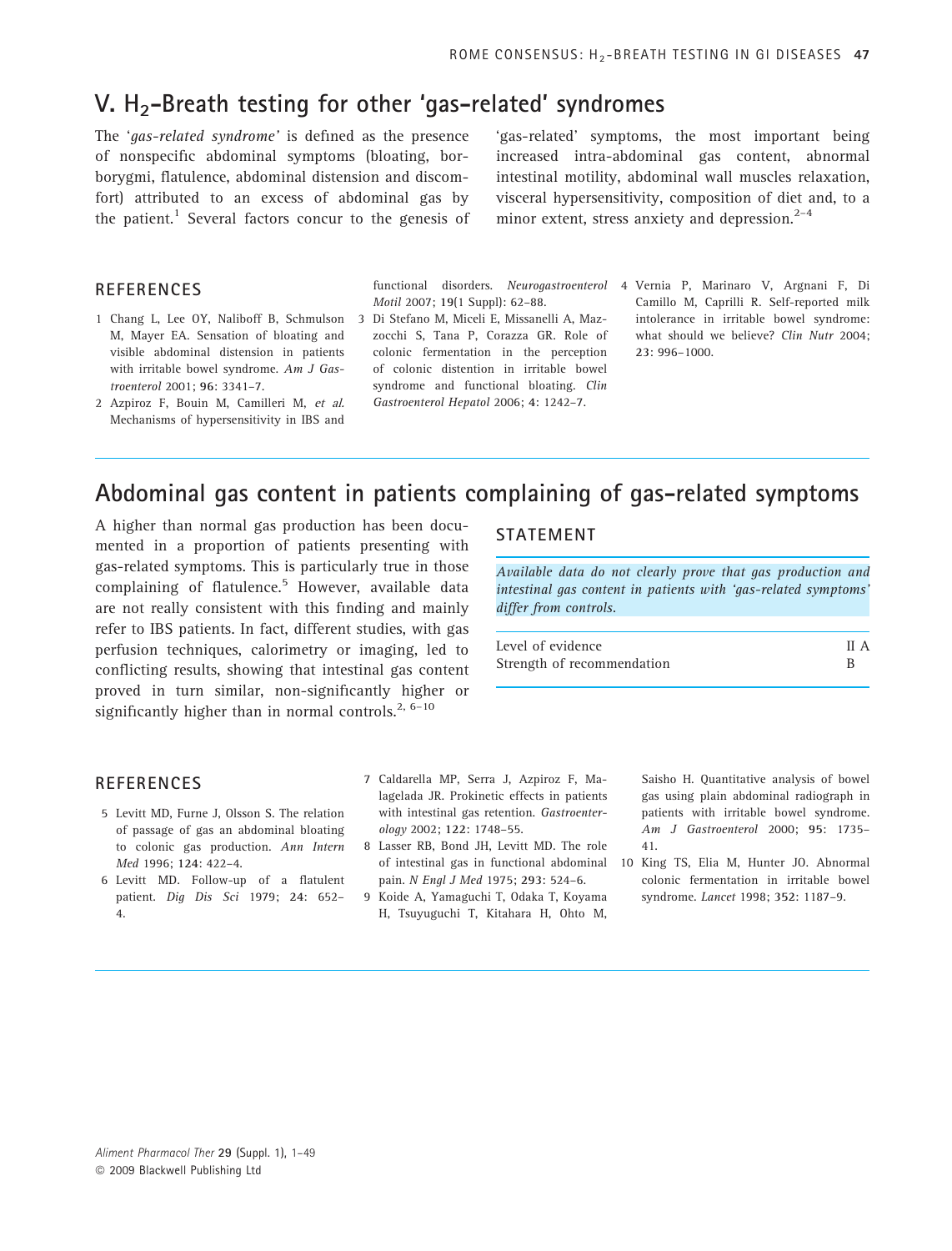## V. $H_2$-Breath testing for other 'gas-related' syndromes

The '*gas-related syndrome*' is defined as the presence of nonspecific abdominal symptoms (bloating, borborygmi, flatulence, abdominal distension and discomfort) attributed to an excess of abdominal gas by the patient.[1] Several factors concur to the genesis of 'gas-related' symptoms, the most important being increased intra-abdominal gas content, abnormal intestinal motility, abdominal wall muscles relaxation, visceral hypersensitivity, composition of diet and, to a minor extent, stress anxiety and depression.[2–4]

### REFERENCES

1 Chang L, Lee OY, Naliboff B, Schmulson M, Mayer EA. Sensation of bloating and visible abdominal distension in patients with irritable bowel syndrome. *Am J Gastroenterol* 2001; **96**: 3341–7.

2 Azpiroz F, Bouin M, Camilleri M, *et al.* Mechanisms of hypersensitivity in IBS and functional disorders. *Neurogastroenterol Motil* 2007; **19**(1 Suppl): 62–88.

3 Di Stefano M, Miceli E, Missanelli A, Mazzocchi S, Tana P, Corazza GR. Role of colonic fermentation in the perception of colonic distention in irritable bowel syndrome and functional bloating. *Clin Gastroenterol Hepatol* 2006; **4**: 1242–7.

4 Vernia P, Marinaro V, Argnani F, Di Camillo M, Caprilli R. Self-reported milk intolerance in irritable bowel syndrome: what should we believe? *Clin Nutr* 2004; **23**: 996–1000.

## Abdominal gas content in patients complaining of gas-related symptoms

A higher than normal gas production has been documented in a proportion of patients presenting with gas-related symptoms. This is particularly true in those complaining of flatulence.[5] However, available data are not really consistent with this finding and mainly refer to IBS patients. In fact, different studies, with gas perfusion techniques, calorimetry or imaging, led to conflicting results, showing that intestinal gas content proved in turn similar, non-significantly higher or significantly higher than in normal controls.[2, 6–10]

### STATEMENT

*Available data do not clearly prove that gas production and intestinal gas content in patients with 'gas-related symptoms' differ from controls.*

| | |
|---|---|
| Level of evidence | II A |
| Strength of recommendation | B |

### REFERENCES

5 Levitt MD, Furne J, Olsson S. The relation of passage of gas an abdominal bloating to colonic gas production. *Ann Intern Med* 1996; **124**: 422–4.

6 Levitt MD. Follow-up of a flatulent patient. *Dig Dis Sci* 1979; **24**: 652–4.

7 Caldarella MP, Serra J, Azpiroz F, Malagelada JR. Prokinetic effects in patients with intestinal gas retention. *Gastroenterology* 2002; **122**: 1748–55.

8 Lasser RB, Bond JH, Levitt MD. The role of intestinal gas in functional abdominal pain. *N Engl J Med* 1975; **293**: 524–6.

9 Koide A, Yamaguchi T, Odaka T, Koyama H, Tsuyuguchi T, Kitahara H, Ohto M, Saisho H. Quantitative analysis of bowel gas using plain abdominal radiograph in patients with irritable bowel syndrome. *Am J Gastroenterol* 2000; **95**: 1735–41.

10 King TS, Elia M, Hunter JO. Abnormal colonic fermentation in irritable bowel syndrome. *Lancet* 1998; **352**: 1187–9.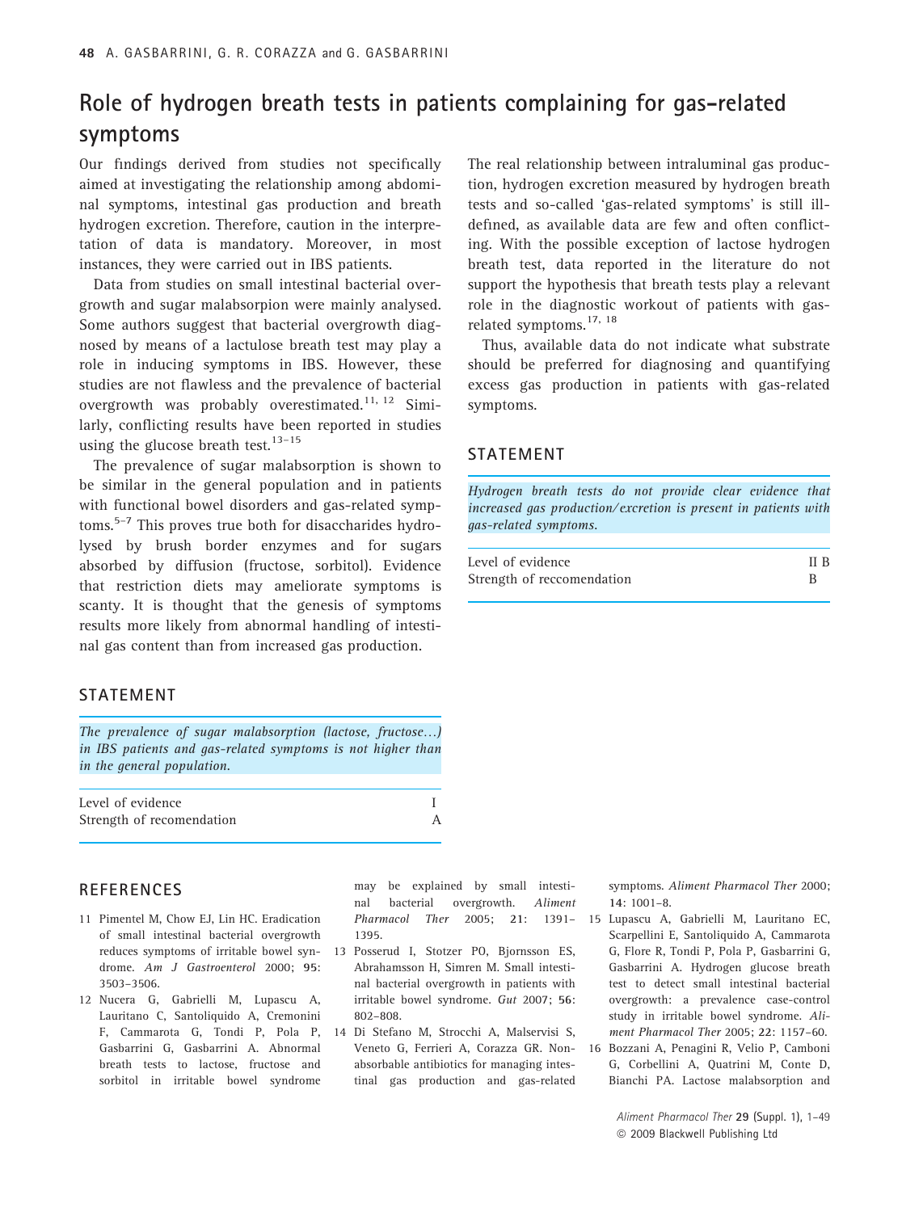## Role of hydrogen breath tests in patients complaining for gas-related symptoms

Our findings derived from studies not specifically aimed at investigating the relationship among abdominal symptoms, intestinal gas production and breath hydrogen excretion. Therefore, caution in the interpretation of data is mandatory. Moreover, in most instances, they were carried out in IBS patients.

Data from studies on small intestinal bacterial overgrowth and sugar malabsorpion were mainly analysed. Some authors suggest that bacterial overgrowth diagnosed by means of a lactulose breath test may play a role in inducing symptoms in IBS. However, these studies are not flawless and the prevalence of bacterial overgrowth was probably overestimated.[11, 12] Similarly, conflicting results have been reported in studies using the glucose breath test.[13–15]

The prevalence of sugar malabsorption is shown to be similar in the general population and in patients with functional bowel disorders and gas-related symptoms.[5–7] This proves true both for disaccharides hydrolysed by brush border enzymes and for sugars absorbed by diffusion (fructose, sorbitol). Evidence that restriction diets may ameliorate symptoms is scanty. It is thought that the genesis of symptoms results more likely from abnormal handling of intestinal gas content than from increased gas production.

### STATEMENT

*The prevalence of sugar malabsorption (lactose, fructose…) in IBS patients and gas-related symptoms is not higher than in the general population.*

| | |
|---|---|
| Level of evidence | I |
| Strength of recomendation | A |

The real relationship between intraluminal gas production, hydrogen excretion measured by hydrogen breath tests and so-called 'gas-related symptoms' is still ill-defined, as available data are few and often conflicting. With the possible exception of lactose hydrogen breath test, data reported in the literature do not support the hypothesis that breath tests play a relevant role in the diagnostic workout of patients with gas-related symptoms.[17, 18]

Thus, available data do not indicate what substrate should be preferred for diagnosing and quantifying excess gas production in patients with gas-related symptoms.

### STATEMENT

*Hydrogen breath tests do not provide clear evidence that increased gas production/excretion is present in patients with gas-related symptoms.*

| | |
|---|---|
| Level of evidence | II B |
| Strength of reccomendation | B |

## REFERENCES

11 Pimentel M, Chow EJ, Lin HC. Eradication of small intestinal bacterial overgrowth reduces symptoms of irritable bowel syndrome. *Am J Gastroenterol* 2000; **95**: 3503–3506.

12 Nucera G, Gabrielli M, Lupascu A, Lauritano C, Santoliquido A, Cremonini F, Cammarota G, Tondi P, Pola P, Gasbarrini G, Gasbarrini A. Abnormal breath tests to lactose, fructose and sorbitol in irritable bowel syndrome may be explained by small intestinal bacterial overgrowth. *Aliment Pharmacol Ther* 2005; **21**: 1391–1395.

13 Posserud I, Stotzer PO, Bjornsson ES, Abrahamsson H, Simren M. Small intestinal bacterial overgrowth in patients with irritable bowel syndrome. *Gut* 2007; **56**: 802–808.

14 Di Stefano M, Strocchi A, Malservisi S, Veneto G, Ferrieri A, Corazza GR. Non-absorbable antibiotics for managing intestinal gas production and gas-related symptoms. *Aliment Pharmacol Ther* 2000; **14**: 1001–8.

15 Lupascu A, Gabrielli M, Lauritano EC, Scarpellini E, Santoliquido A, Cammarota G, Flore R, Tondi P, Pola P, Gasbarrini G, Gasbarrini A. Hydrogen glucose breath test to detect small intestinal bacterial overgrowth: a prevalence case-control study in irritable bowel syndrome. *Aliment Pharmacol Ther* 2005; **22**: 1157–60.

16 Bozzani A, Penagini R, Velio P, Camboni G, Corbellini A, Quatrini M, Conte D, Bianchi PA. Lactose malabsorption and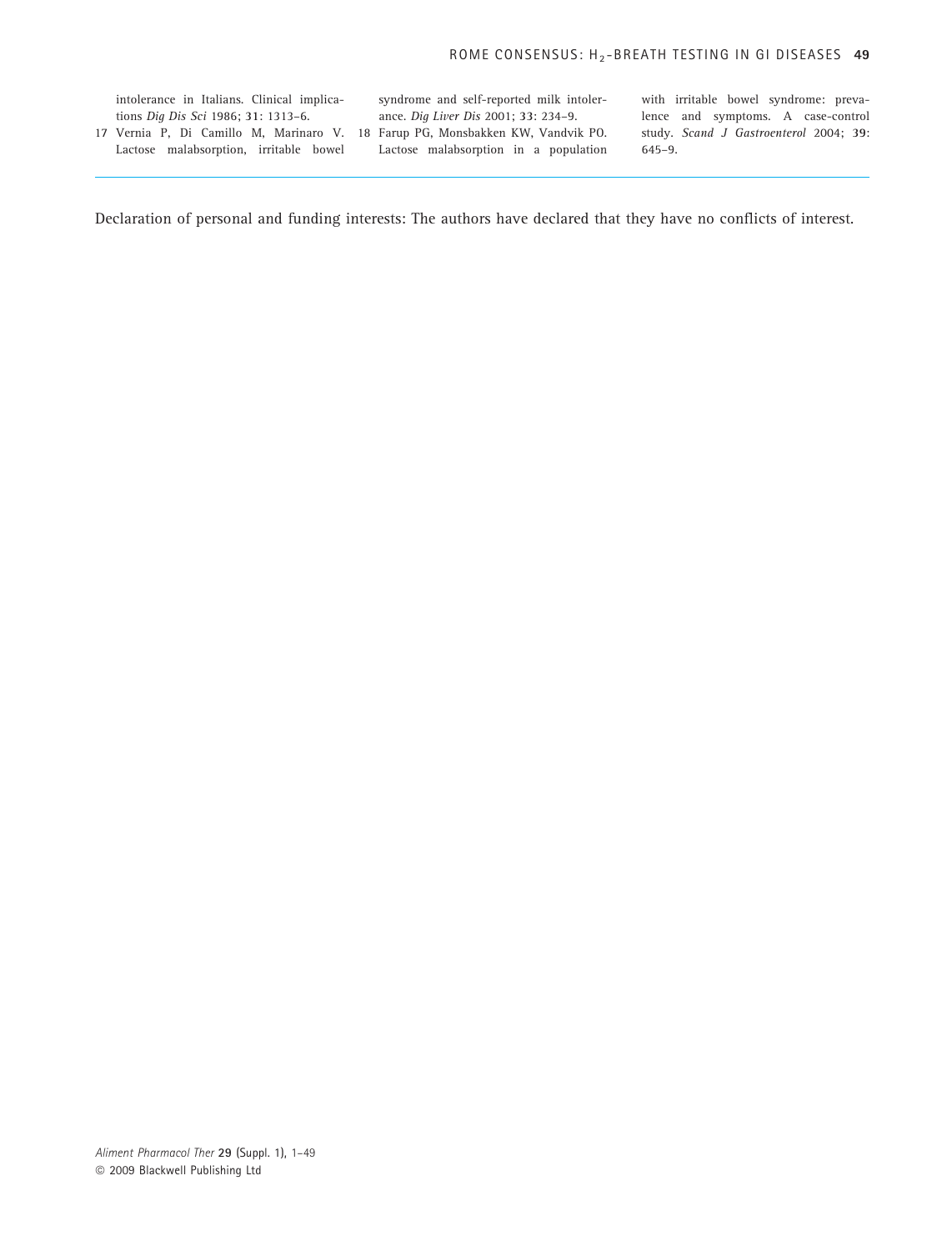intolerance in Italians. Clinical implications *Dig Dis Sci* 1986; **31**: 1313–6.

17 Vernia P, Di Camillo M, Marinaro V. Lactose malabsorption, irritable bowel syndrome and self-reported milk intolerance. *Dig Liver Dis* 2001; **33**: 234–9.

18 Farup PG, Monsbakken KW, Vandvik PO. Lactose malabsorption in a population with irritable bowel syndrome: prevalence and symptoms. A case-control study. *Scand J Gastroenterol* 2004; **39**: 645–9.

Declaration of personal and funding interests: The authors have declared that they have no conflicts of interest.